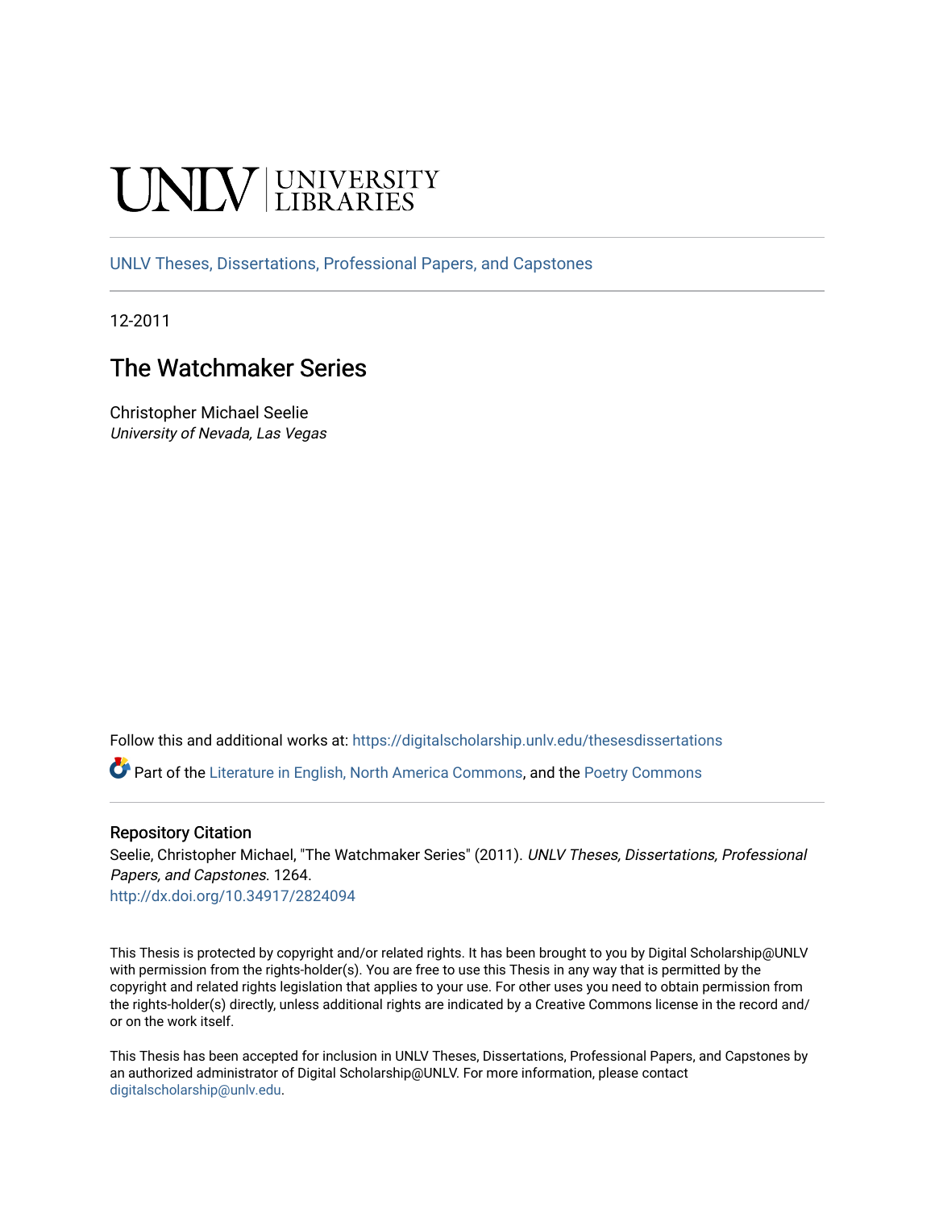UNLV | UNIVERSITY LIBRARIES

UNLV Theses, Dissertations, Professional Papers, and Capstones

12-2011

# The Watchmaker Series

Christopher Michael Seelie
*University of Nevada, Las Vegas*

Follow this and additional works at: https://digitalscholarship.unlv.edu/thesesdissertations

Part of the Literature in English, North America Commons, and the Poetry Commons

## Repository Citation

Seelie, Christopher Michael, "The Watchmaker Series" (2011). *UNLV Theses, Dissertations, Professional Papers, and Capstones*. 1264.
http://dx.doi.org/10.34917/2824094

This Thesis is protected by copyright and/or related rights. It has been brought to you by Digital Scholarship@UNLV with permission from the rights-holder(s). You are free to use this Thesis in any way that is permitted by the copyright and related rights legislation that applies to your use. For other uses you need to obtain permission from the rights-holder(s) directly, unless additional rights are indicated by a Creative Commons license in the record and/or on the work itself.

This Thesis has been accepted for inclusion in UNLV Theses, Dissertations, Professional Papers, and Capstones by an authorized administrator of Digital Scholarship@UNLV. For more information, please contact digitalscholarship@unlv.edu.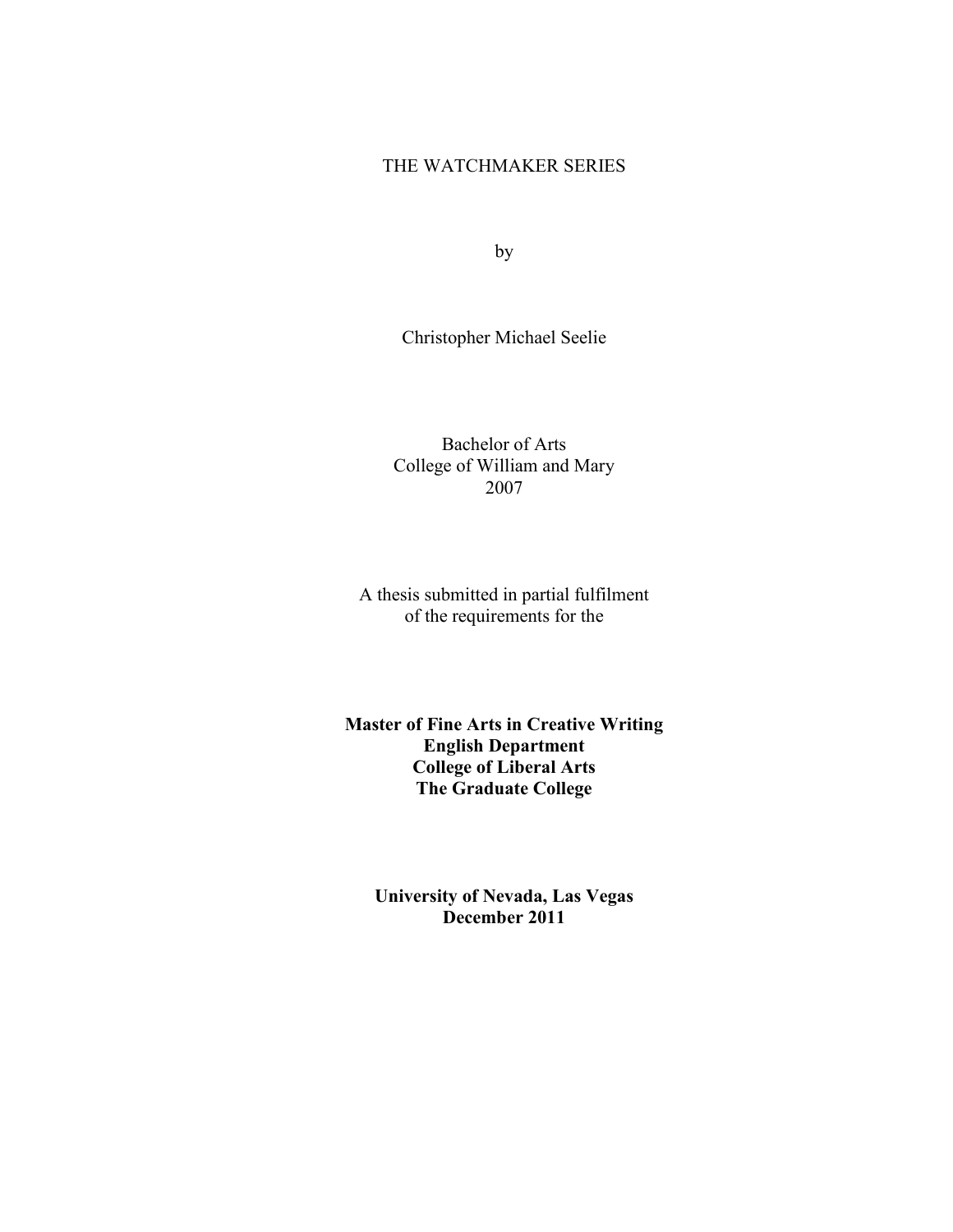THE WATCHMAKER SERIES

by

Christopher Michael Seelie

Bachelor of Arts
College of William and Mary
2007

A thesis submitted in partial fulfilment
of the requirements for the

**Master of Fine Arts in Creative Writing**
**English Department**
**College of Liberal Arts**
**The Graduate College**

**University of Nevada, Las Vegas**
**December 2011**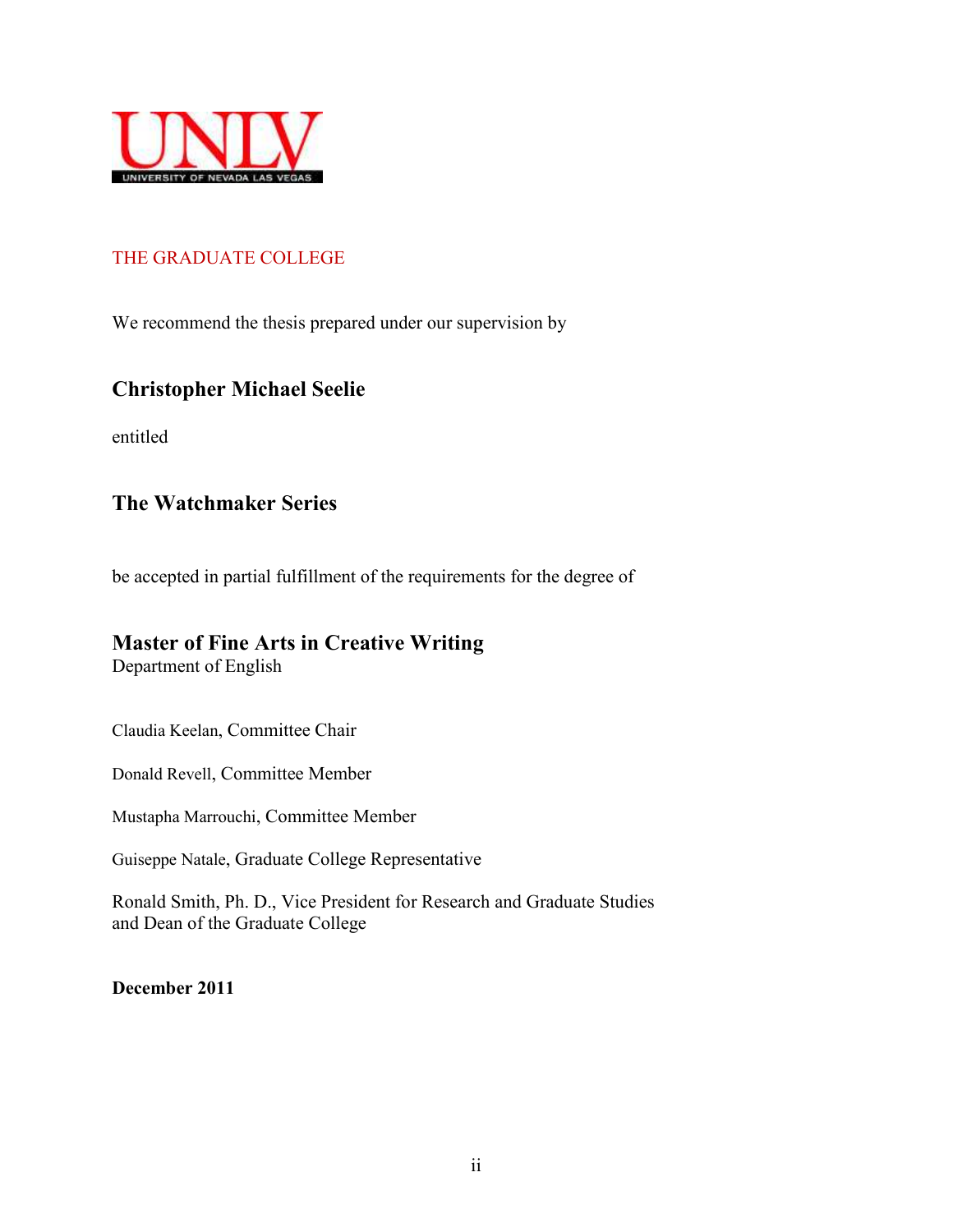UNLV
UNIVERSITY OF NEVADA LAS VEGAS

THE GRADUATE COLLEGE

We recommend the thesis prepared under our supervision by

**Christopher Michael Seelie**

entitled

**The Watchmaker Series**

be accepted in partial fulfillment of the requirements for the degree of

**Master of Fine Arts in Creative Writing**
Department of English

Claudia Keelan, Committee Chair

Donald Revell, Committee Member

Mustapha Marrouchi, Committee Member

Guiseppe Natale, Graduate College Representative

Ronald Smith, Ph. D., Vice President for Research and Graduate Studies
and Dean of the Graduate College

**December 2011**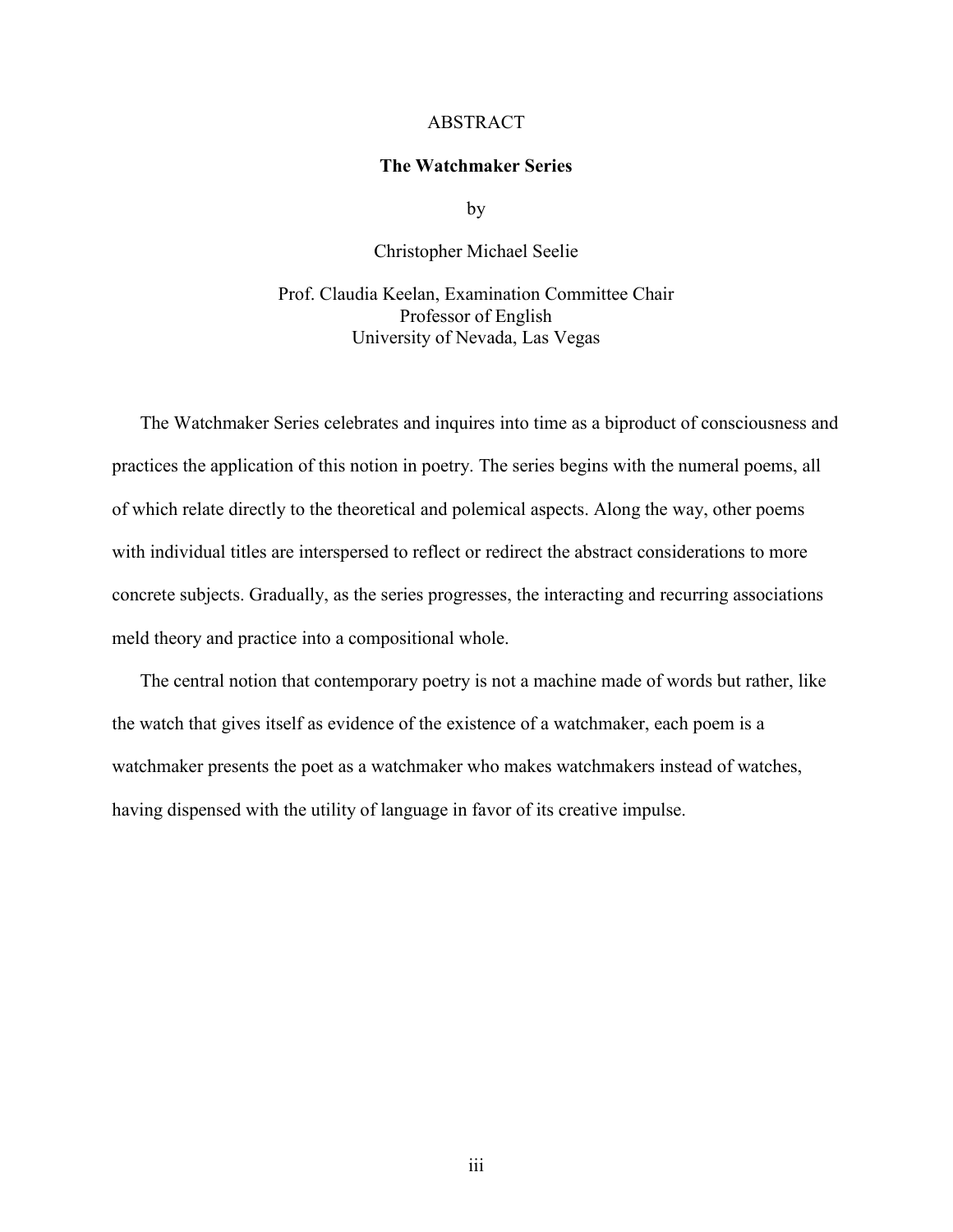# ABSTRACT

## The Watchmaker Series

by

Christopher Michael Seelie

Prof. Claudia Keelan, Examination Committee Chair
Professor of English
University of Nevada, Las Vegas

The Watchmaker Series celebrates and inquires into time as a biproduct of consciousness and practices the application of this notion in poetry. The series begins with the numeral poems, all of which relate directly to the theoretical and polemical aspects. Along the way, other poems with individual titles are interspersed to reflect or redirect the abstract considerations to more concrete subjects. Gradually, as the series progresses, the interacting and recurring associations meld theory and practice into a compositional whole.

The central notion that contemporary poetry is not a machine made of words but rather, like the watch that gives itself as evidence of the existence of a watchmaker, each poem is a watchmaker presents the poet as a watchmaker who makes watchmakers instead of watches, having dispensed with the utility of language in favor of its creative impulse.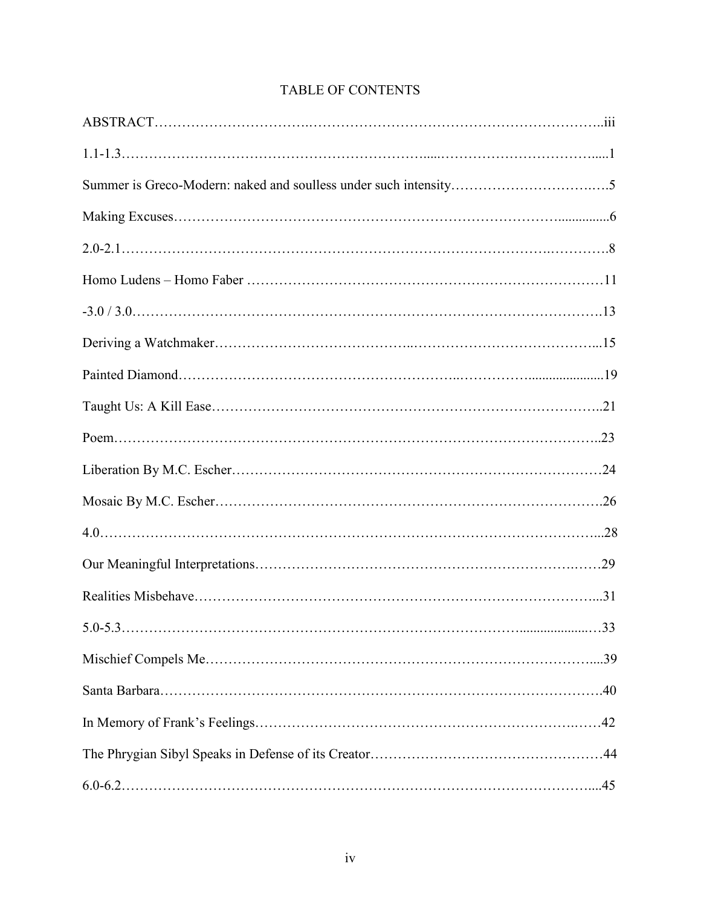# TABLE OF CONTENTS

ABSTRACT……………………………………………………………………………………..iii

1.1-1.3……………………………………………………………………………………………1

Summer is Greco-Modern: naked and soulless under such intensity…………………………….5

Making Excuses……………………………………………………………………………………6

2.0-2.1……………………………………………………………………………………………8

Homo Ludens – Homo Faber ……………………………………………………………………11

-3.0 / 3.0…………………………………………………………………………………………13

Deriving a Watchmaker……………………………………………………………………………15

Painted Diamond…………………………………………………………………………………19

Taught Us: A Kill Ease……………………………………………………………………………21

Poem………………………………………………………………………………………………23

Liberation By M.C. Escher………………………………………………………………………24

Mosaic By M.C. Escher……………………………………………………………………………26

4.0…………………………………………………………………………………………………28

Our Meaningful Interpretations……………………………………………………………………29

Realities Misbehave………………………………………………………………………………31

5.0-5.3……………………………………………………………………………………………33

Mischief Compels Me……………………………………………………………………………39

Santa Barbara………………………………………………………………………………………40

In Memory of Frank's Feelings……………………………………………………………………42

The Phrygian Sibyl Speaks in Defense of its Creator……………………………………………44

6.0-6.2……………………………………………………………………………………………45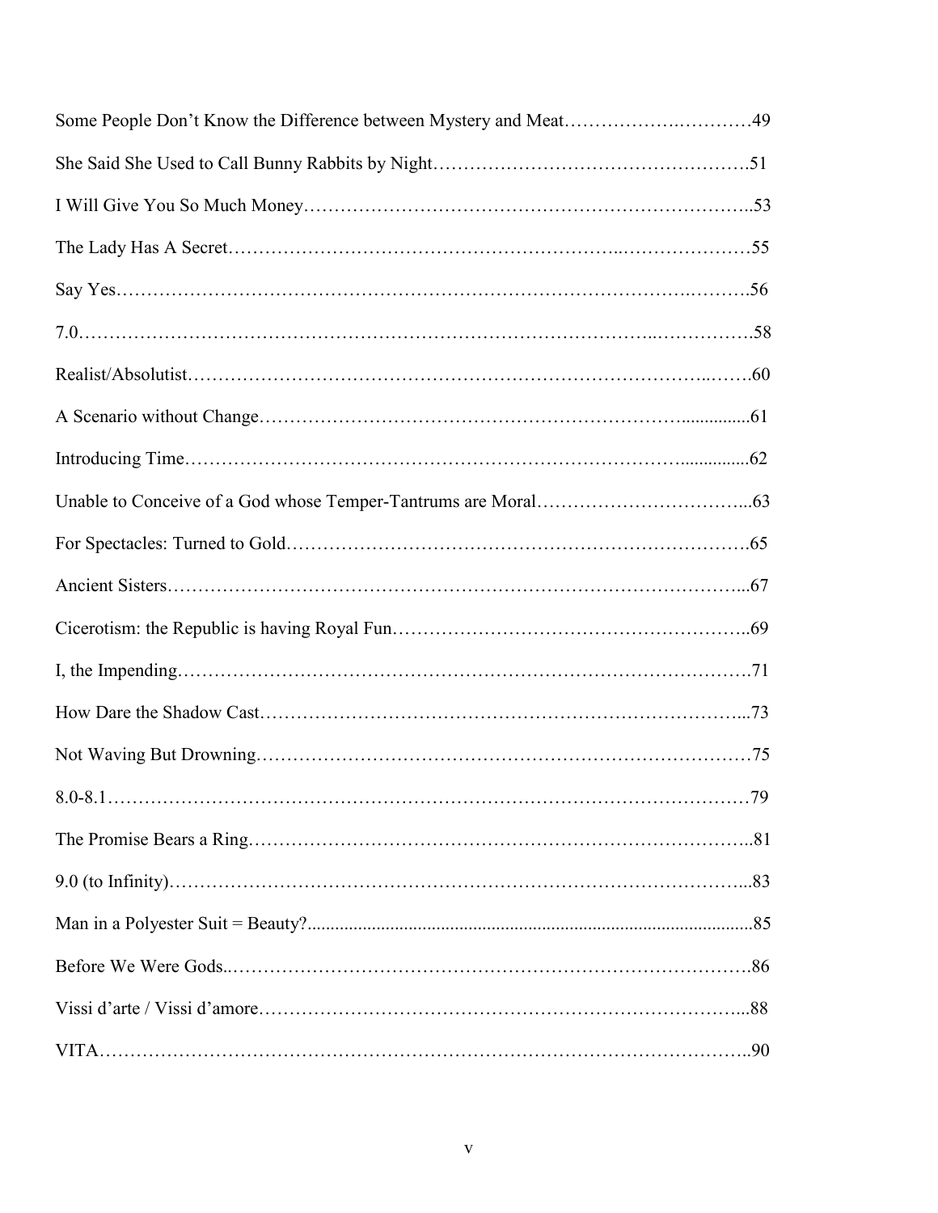Some People Don't Know the Difference between Mystery and Meat……………………………49

She Said She Used to Call Bunny Rabbits by Night………………………………………….51

I Will Give You So Much Money……………………………………………………………..53

The Lady Has A Secret……………………………………………………………………55

Say Yes……………………………………………………………………………………….56

7.0…………………………………………………………………………………………….58

Realist/Absolutist…………………………………………………………………………….60

A Scenario without Change……………………………………………………………...............61

Introducing Time……………………………………………………………………................62

Unable to Conceive of a God whose Temper-Tantrums are Moral…………………………...63

For Spectacles: Turned to Gold……………………………………………………………….65

Ancient Sisters………………………………………………………………………………...67

Cicerotism: the Republic is having Royal Fun………………………………………………..69

I, the Impending……………………………………………………………………………….71

How Dare the Shadow Cast…………………………………………………………………...73

Not Waving But Drowning……………………………………………………………………75

8.0-8.1…………………………………………………………………………………………79

The Promise Bears a Ring……………………………………………………………………..81

9.0 (to Infinity)………………………………………………………………………………...83

Man in a Polyester Suit = Beauty?.........................................................................................85

Before We Were Gods..……………………………………………………………………….86

Vissi d'arte / Vissi d'amore…………………………………………………………………...88

VITA…………………………………………………………………………………………..90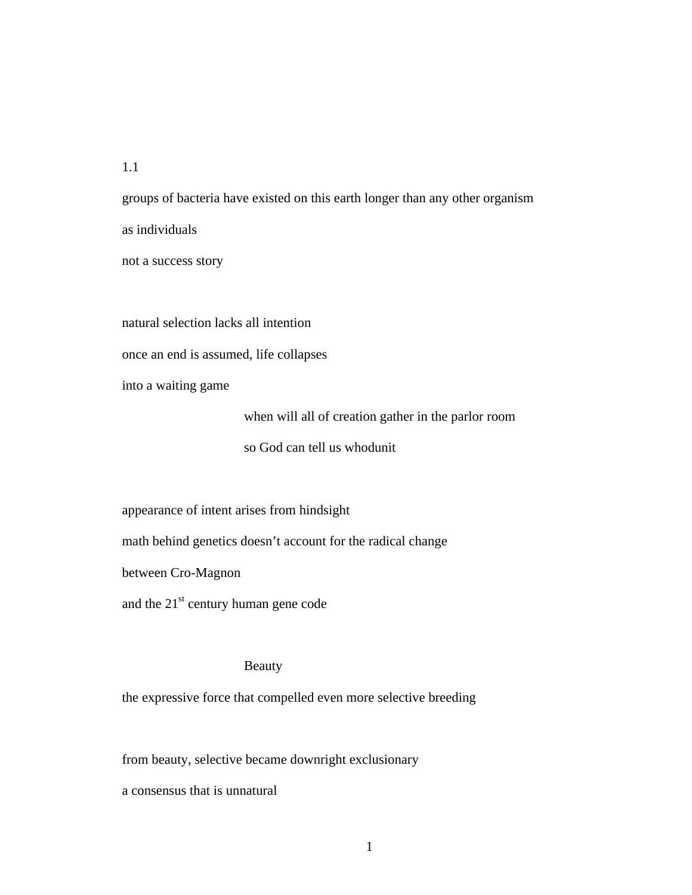1.1

groups of bacteria have existed on this earth longer than any other organism

as individuals

not a success story

natural selection lacks all intention

once an end is assumed, life collapses

into a waiting game

when will all of creation gather in the parlor room

so God can tell us whodunit

appearance of intent arises from hindsight

math behind genetics doesn't account for the radical change

between Cro-Magnon

and the 21st century human gene code

Beauty

the expressive force that compelled even more selective breeding

from beauty, selective became downright exclusionary

a consensus that is unnatural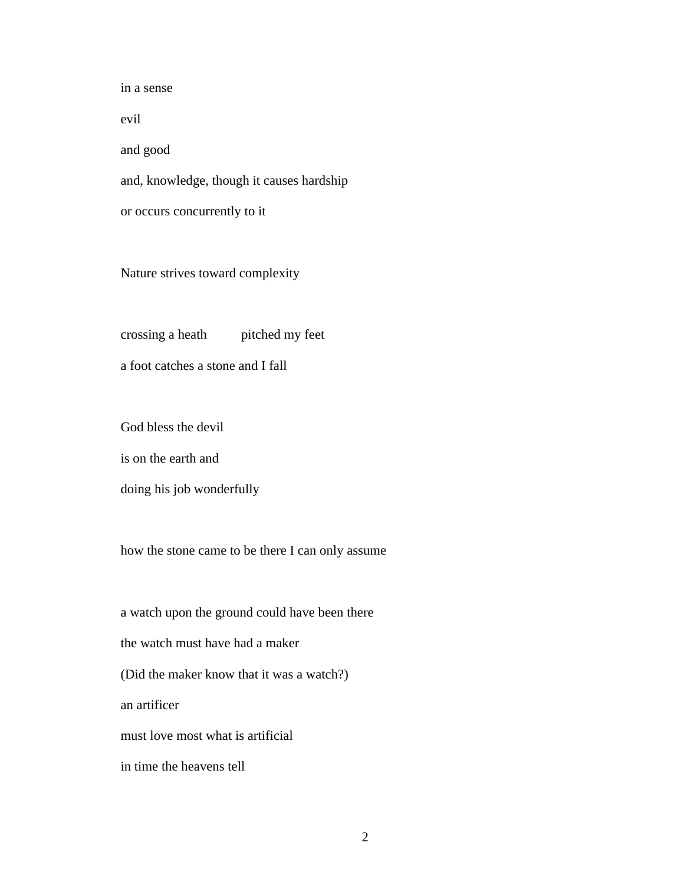in a sense

evil

and good

and, knowledge, though it causes hardship

or occurs concurrently to it

Nature strives toward complexity

crossing a heath          pitched my feet

a foot catches a stone and I fall

God bless the devil

is on the earth and

doing his job wonderfully

how the stone came to be there I can only assume

a watch upon the ground could have been there

the watch must have had a maker

(Did the maker know that it was a watch?)

an artificer

must love most what is artificial

in time the heavens tell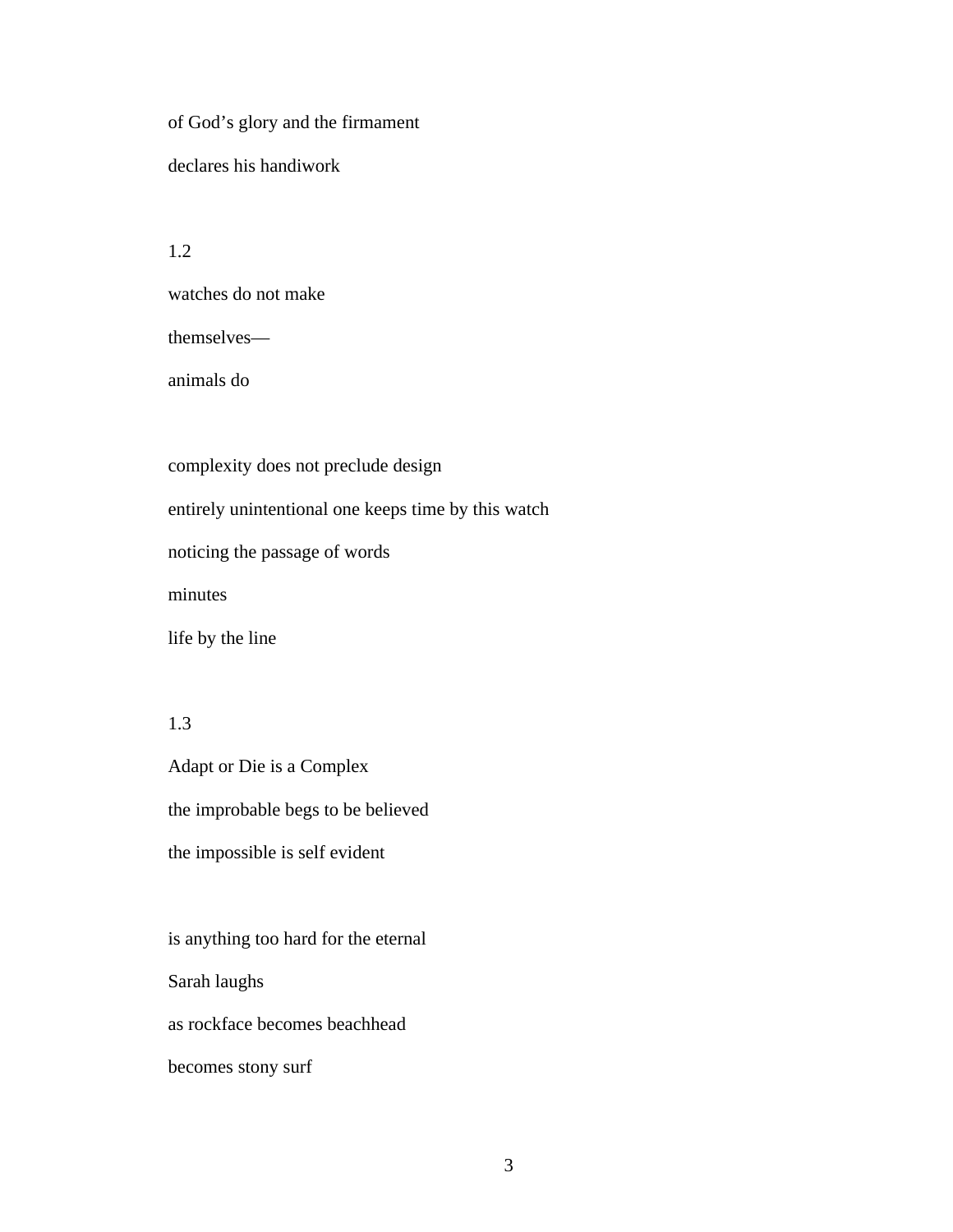of God’s glory and the firmament

declares his handiwork

1.2

watches do not make

themselves—

animals do

complexity does not preclude design

entirely unintentional one keeps time by this watch

noticing the passage of words

minutes

life by the line

1.3

Adapt or Die is a Complex

the improbable begs to be believed

the impossible is self evident

is anything too hard for the eternal

Sarah laughs

as rockface becomes beachhead

becomes stony surf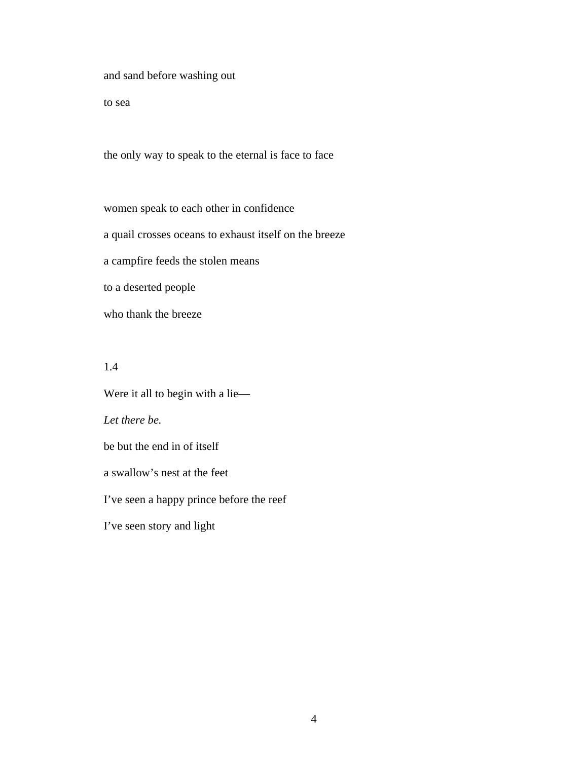and sand before washing out

to sea

the only way to speak to the eternal is face to face

women speak to each other in confidence

a quail crosses oceans to exhaust itself on the breeze

a campfire feeds the stolen means

to a deserted people

who thank the breeze

1.4

Were it all to begin with a lie—

*Let there be.*

be but the end in of itself

a swallow's nest at the feet

I've seen a happy prince before the reef

I've seen story and light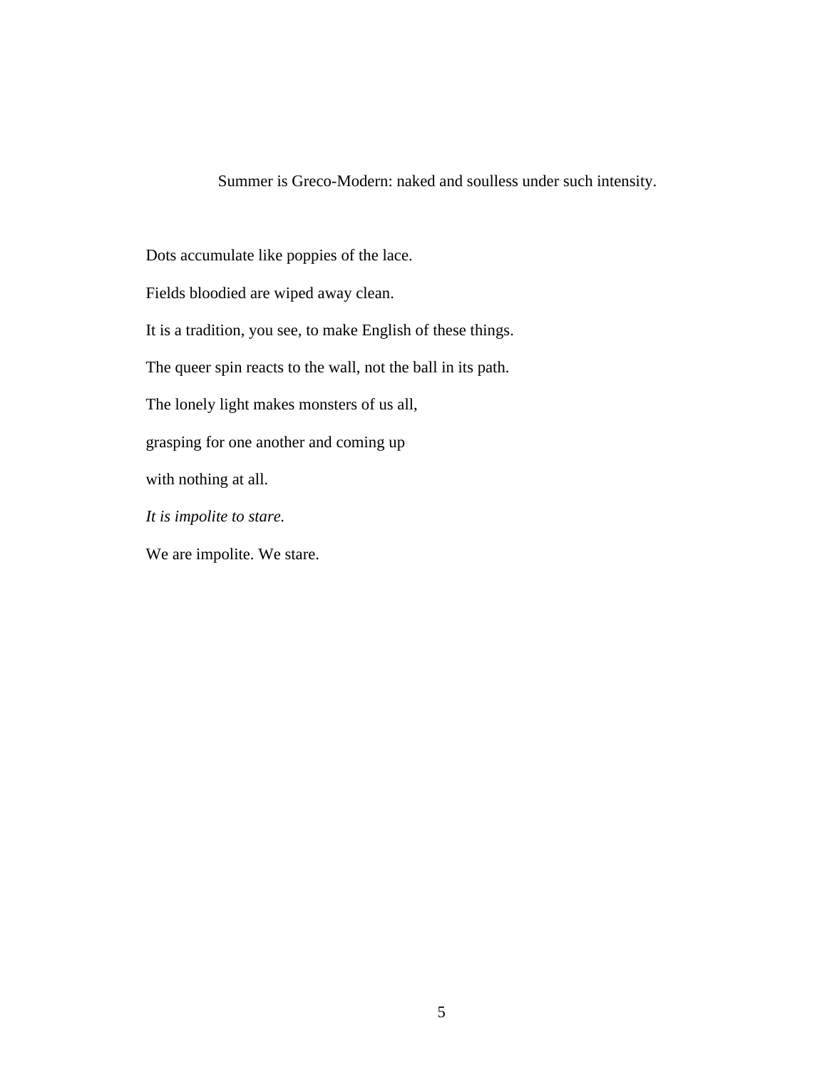Summer is Greco-Modern: naked and soulless under such intensity.

Dots accumulate like poppies of the lace.

Fields bloodied are wiped away clean.

It is a tradition, you see, to make English of these things.

The queer spin reacts to the wall, not the ball in its path.

The lonely light makes monsters of us all,

grasping for one another and coming up

with nothing at all.

*It is impolite to stare.*

We are impolite. We stare.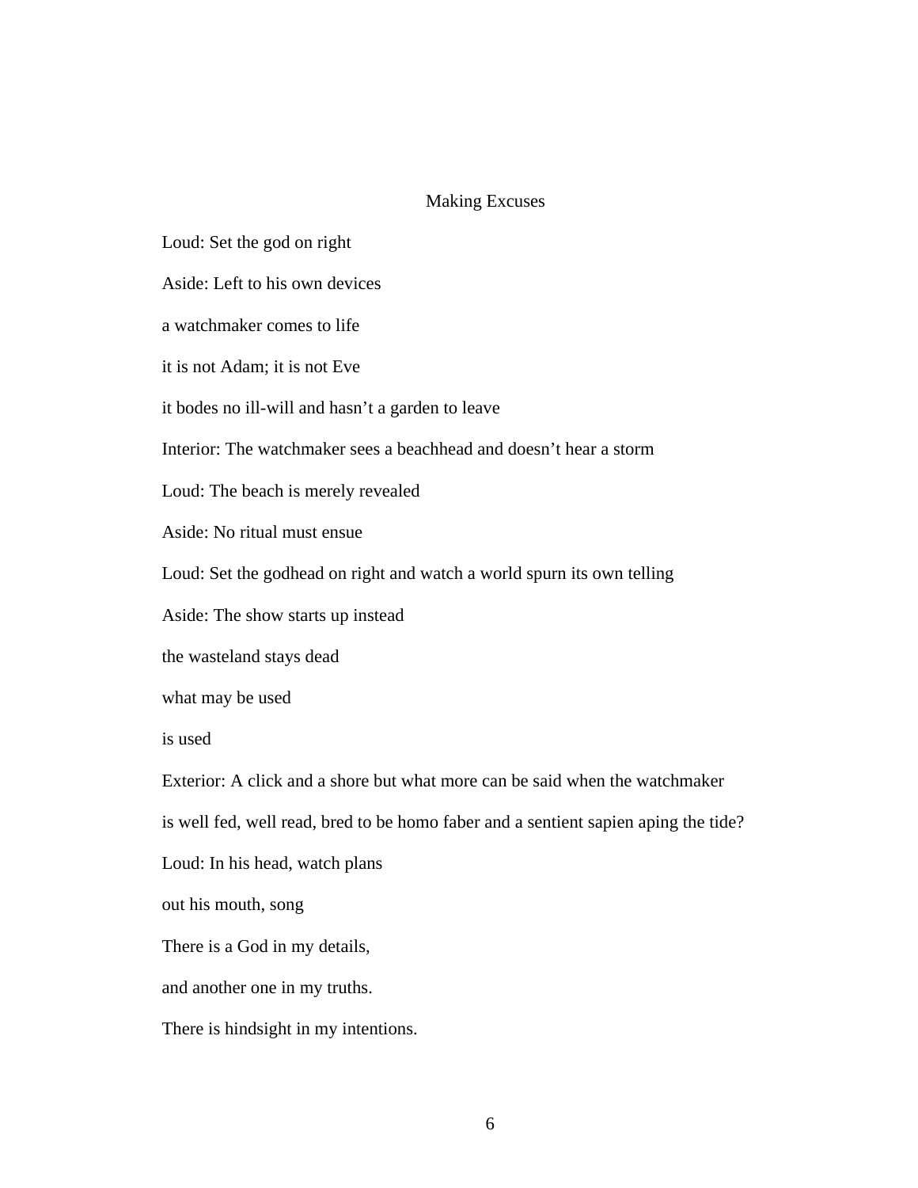## Making Excuses

Loud: Set the god on right

Aside: Left to his own devices

a watchmaker comes to life

it is not Adam; it is not Eve

it bodes no ill-will and hasn't a garden to leave

Interior: The watchmaker sees a beachhead and doesn't hear a storm

Loud: The beach is merely revealed

Aside: No ritual must ensue

Loud: Set the godhead on right and watch a world spurn its own telling

Aside: The show starts up instead

the wasteland stays dead

what may be used

is used

Exterior: A click and a shore but what more can be said when the watchmaker

is well fed, well read, bred to be homo faber and a sentient sapien aping the tide?

Loud: In his head, watch plans

out his mouth, song

There is a God in my details,

and another one in my truths.

There is hindsight in my intentions.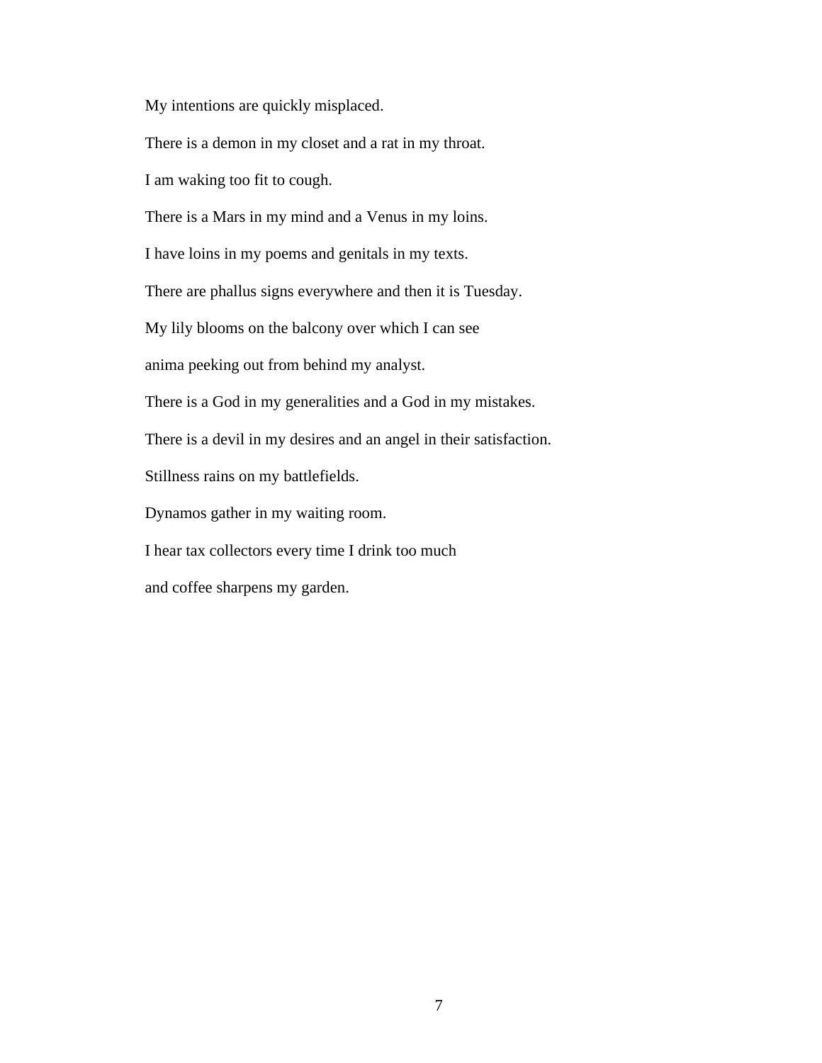My intentions are quickly misplaced.

There is a demon in my closet and a rat in my throat.

I am waking too fit to cough.

There is a Mars in my mind and a Venus in my loins.

I have loins in my poems and genitals in my texts.

There are phallus signs everywhere and then it is Tuesday.

My lily blooms on the balcony over which I can see

anima peeking out from behind my analyst.

There is a God in my generalities and a God in my mistakes.

There is a devil in my desires and an angel in their satisfaction.

Stillness rains on my battlefields.

Dynamos gather in my waiting room.

I hear tax collectors every time I drink too much

and coffee sharpens my garden.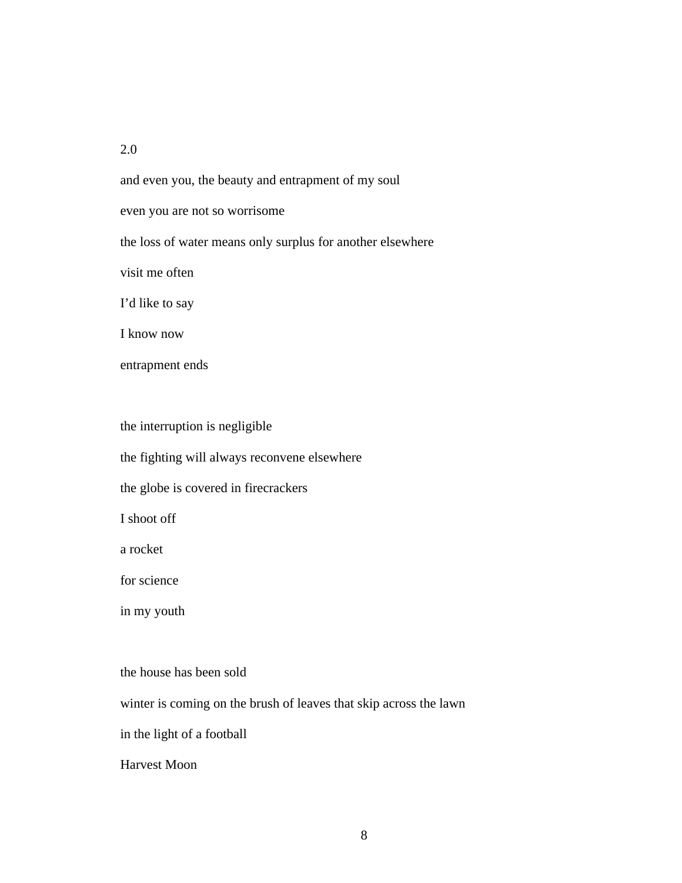2.0

and even you, the beauty and entrapment of my soul

even you are not so worrisome

the loss of water means only surplus for another elsewhere

visit me often

I'd like to say

I know now

entrapment ends

the interruption is negligible

the fighting will always reconvene elsewhere

the globe is covered in firecrackers

I shoot off

a rocket

for science

in my youth

the house has been sold

winter is coming on the brush of leaves that skip across the lawn

in the light of a football

Harvest Moon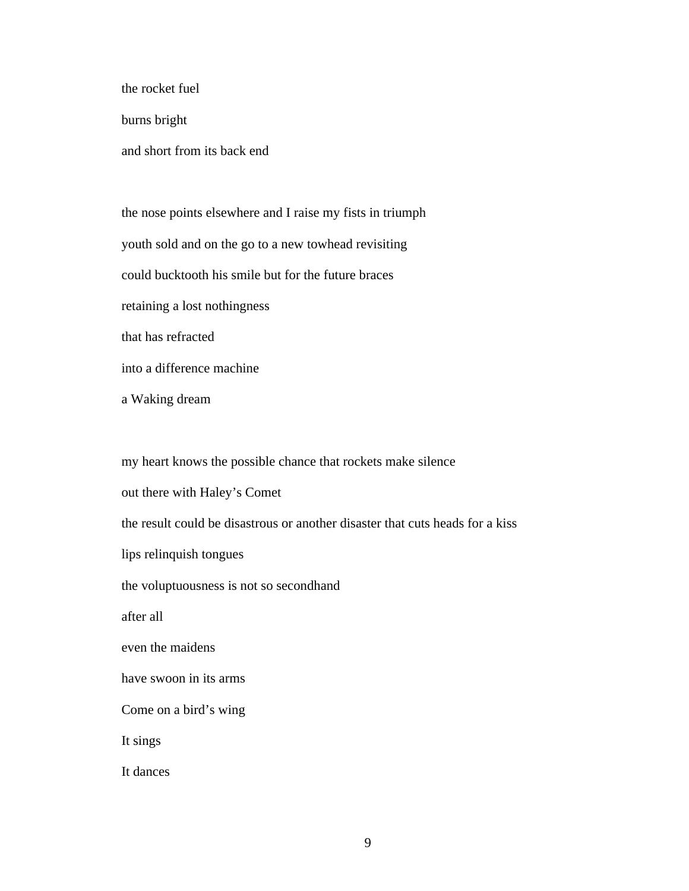the rocket fuel

burns bright

and short from its back end

the nose points elsewhere and I raise my fists in triumph

youth sold and on the go to a new towhead revisiting

could bucktooth his smile but for the future braces

retaining a lost nothingness

that has refracted

into a difference machine

a Waking dream

my heart knows the possible chance that rockets make silence

out there with Haley's Comet

the result could be disastrous or another disaster that cuts heads for a kiss

lips relinquish tongues

the voluptuousness is not so secondhand

after all

even the maidens

have swoon in its arms

Come on a bird's wing

It sings

It dances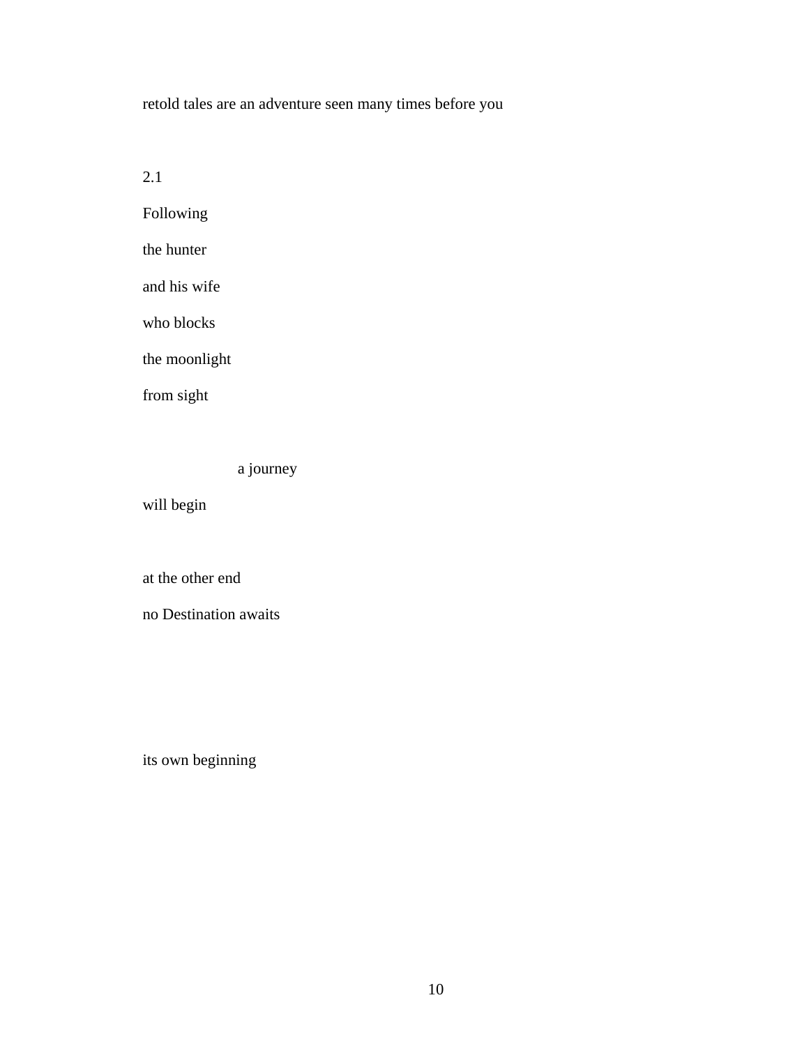retold tales are an adventure seen many times before you

2.1

Following

the hunter

and his wife

who blocks

the moonlight

from sight

a journey

will begin

at the other end

no Destination awaits

its own beginning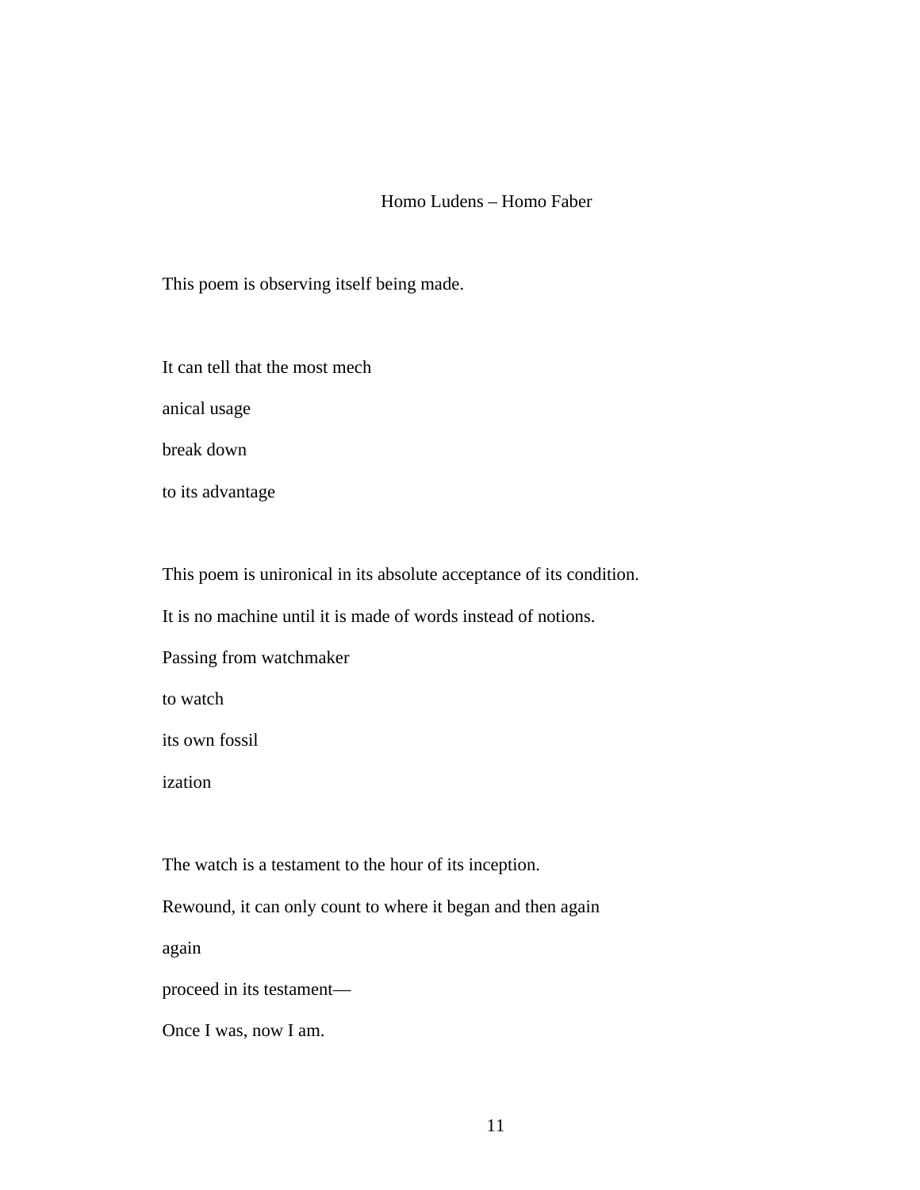## Homo Ludens – Homo Faber

This poem is observing itself being made.

It can tell that the most mech
anical usage
break down
to its advantage

This poem is unironical in its absolute acceptance of its condition.
It is no machine until it is made of words instead of notions.
Passing from watchmaker
to watch
its own fossil
ization

The watch is a testament to the hour of its inception.
Rewound, it can only count to where it began and then again
again
proceed in its testament—
Once I was, now I am.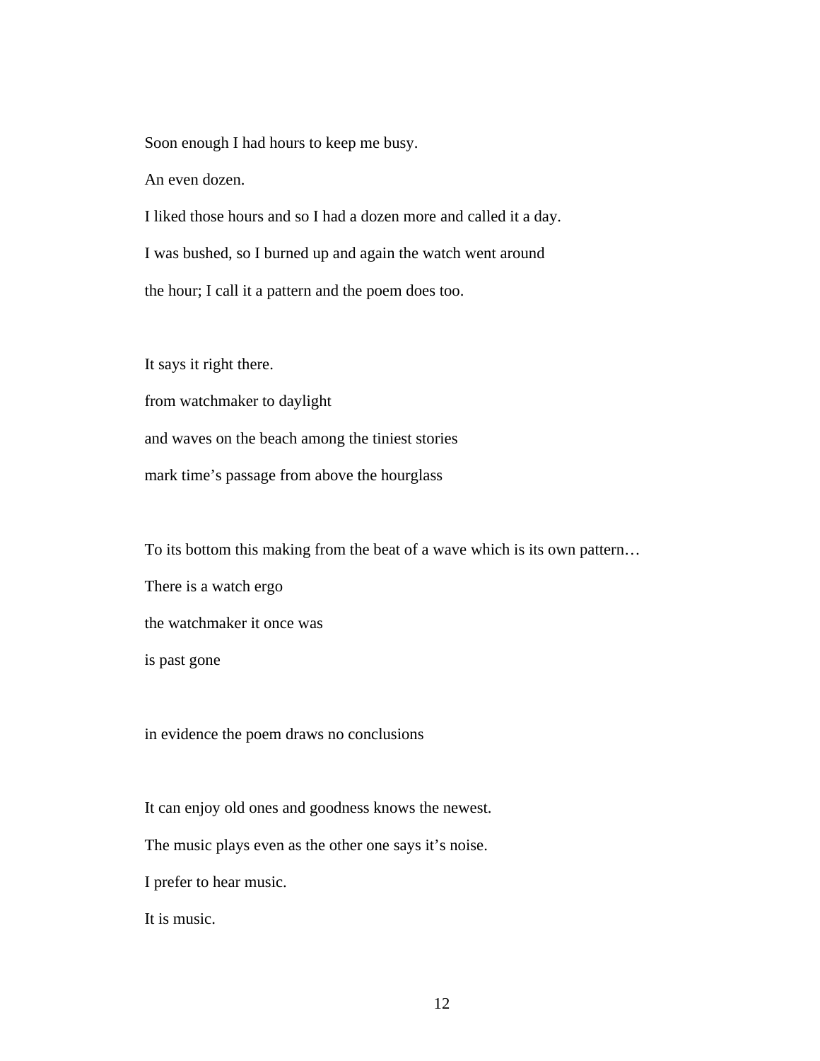Soon enough I had hours to keep me busy.

An even dozen.

I liked those hours and so I had a dozen more and called it a day.

I was bushed, so I burned up and again the watch went around

the hour; I call it a pattern and the poem does too.

It says it right there.

from watchmaker to daylight

and waves on the beach among the tiniest stories

mark time's passage from above the hourglass

To its bottom this making from the beat of a wave which is its own pattern…

There is a watch ergo

the watchmaker it once was

is past gone

in evidence the poem draws no conclusions

It can enjoy old ones and goodness knows the newest.

The music plays even as the other one says it's noise.

I prefer to hear music.

It is music.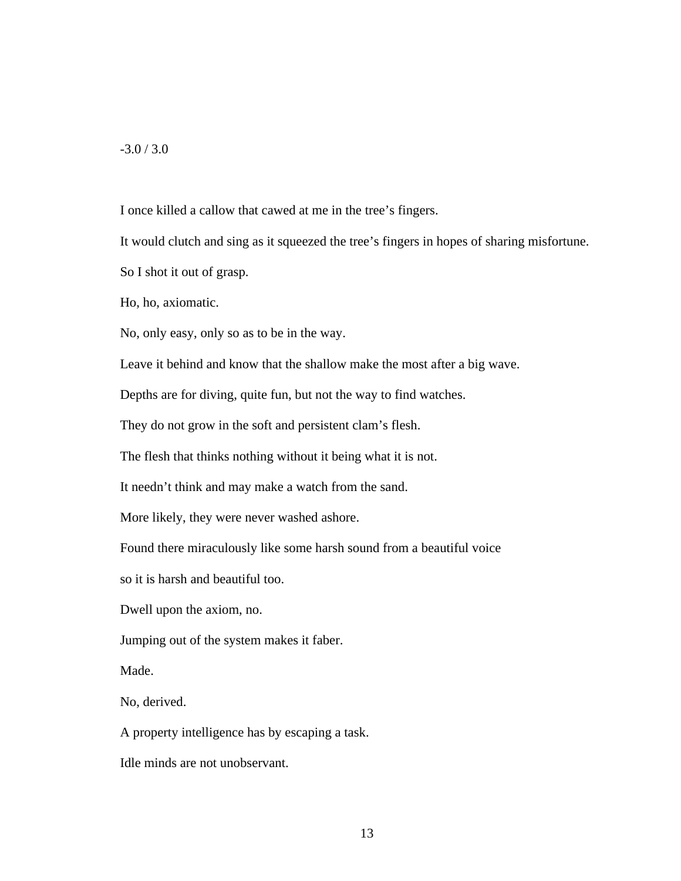-3.0 / 3.0

I once killed a callow that cawed at me in the tree's fingers.

It would clutch and sing as it squeezed the tree's fingers in hopes of sharing misfortune.

So I shot it out of grasp.

Ho, ho, axiomatic.

No, only easy, only so as to be in the way.

Leave it behind and know that the shallow make the most after a big wave.

Depths are for diving, quite fun, but not the way to find watches.

They do not grow in the soft and persistent clam's flesh.

The flesh that thinks nothing without it being what it is not.

It needn't think and may make a watch from the sand.

More likely, they were never washed ashore.

Found there miraculously like some harsh sound from a beautiful voice

so it is harsh and beautiful too.

Dwell upon the axiom, no.

Jumping out of the system makes it faber.

Made.

No, derived.

A property intelligence has by escaping a task.

Idle minds are not unobservant.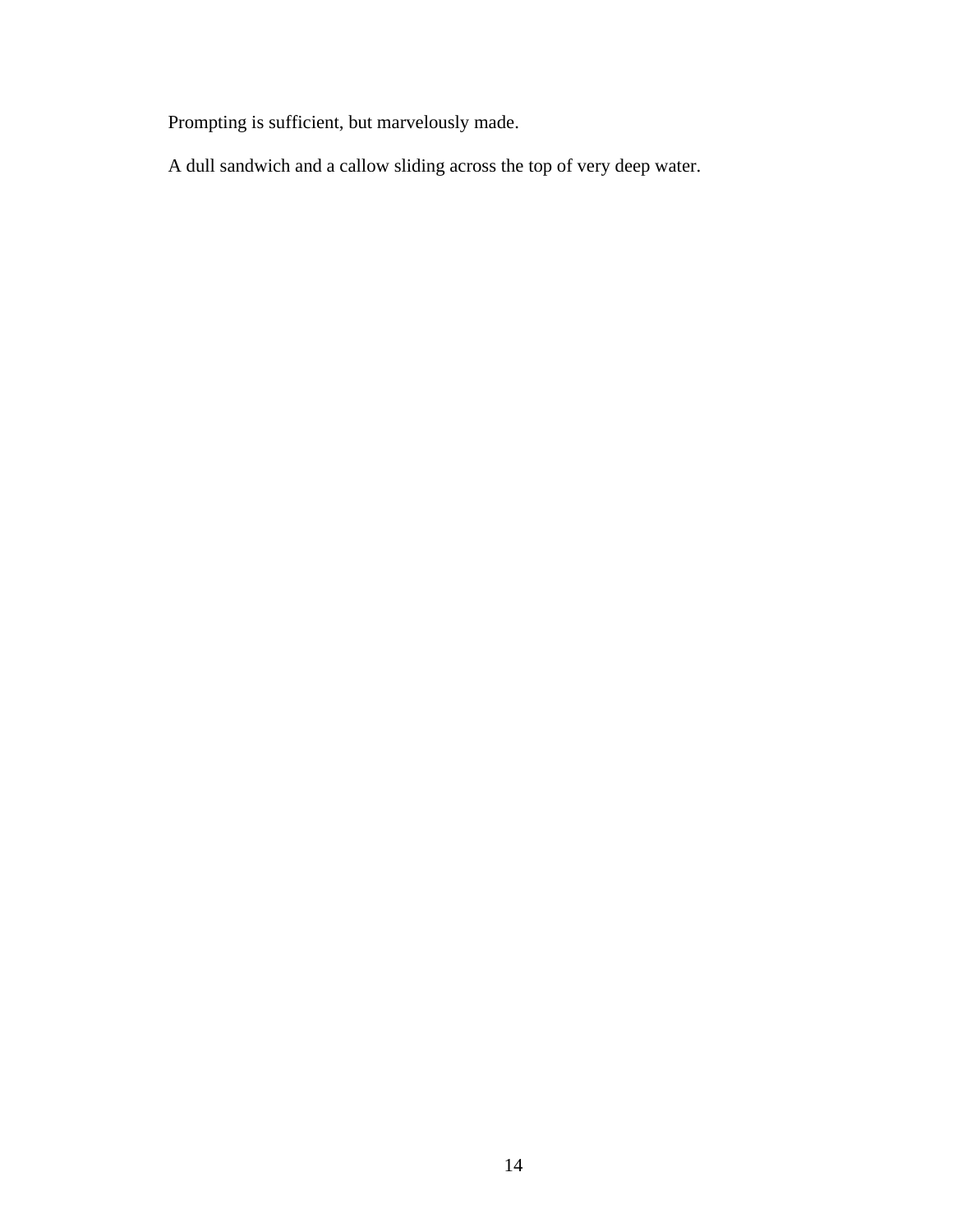Prompting is sufficient, but marvelously made.

A dull sandwich and a callow sliding across the top of very deep water.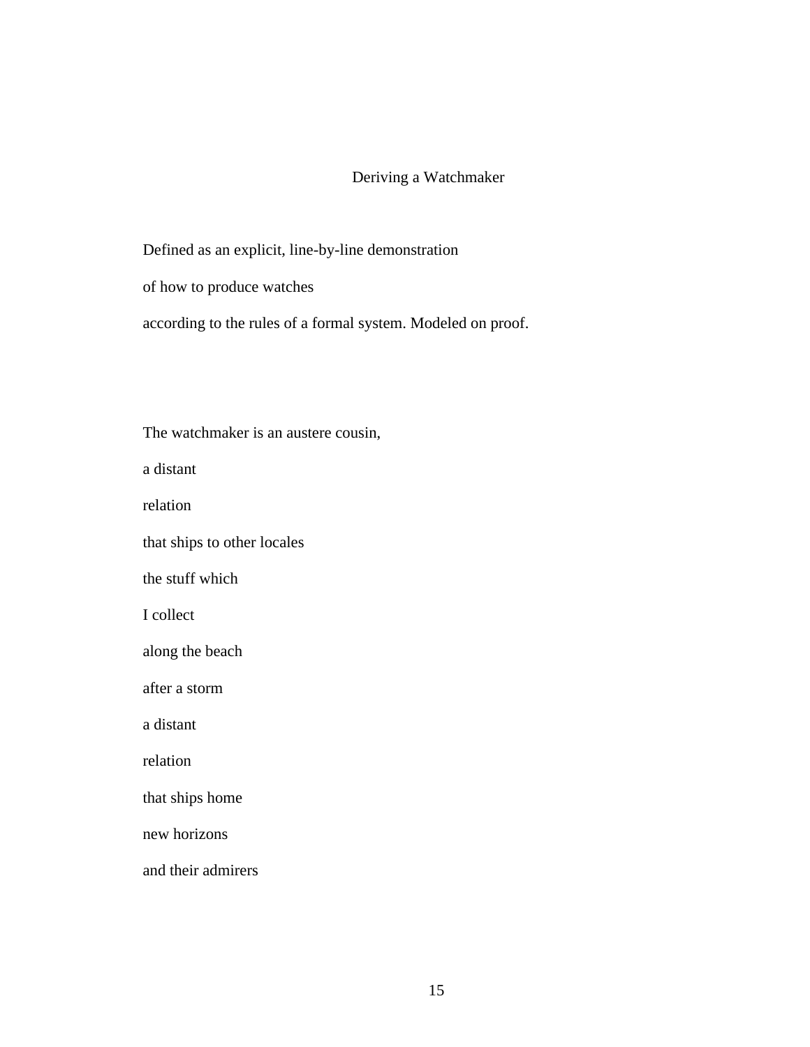# Deriving a Watchmaker

Defined as an explicit, line-by-line demonstration

of how to produce watches

according to the rules of a formal system. Modeled on proof.

The watchmaker is an austere cousin,

a distant

relation

that ships to other locales

the stuff which

I collect

along the beach

after a storm

a distant

relation

that ships home

new horizons

and their admirers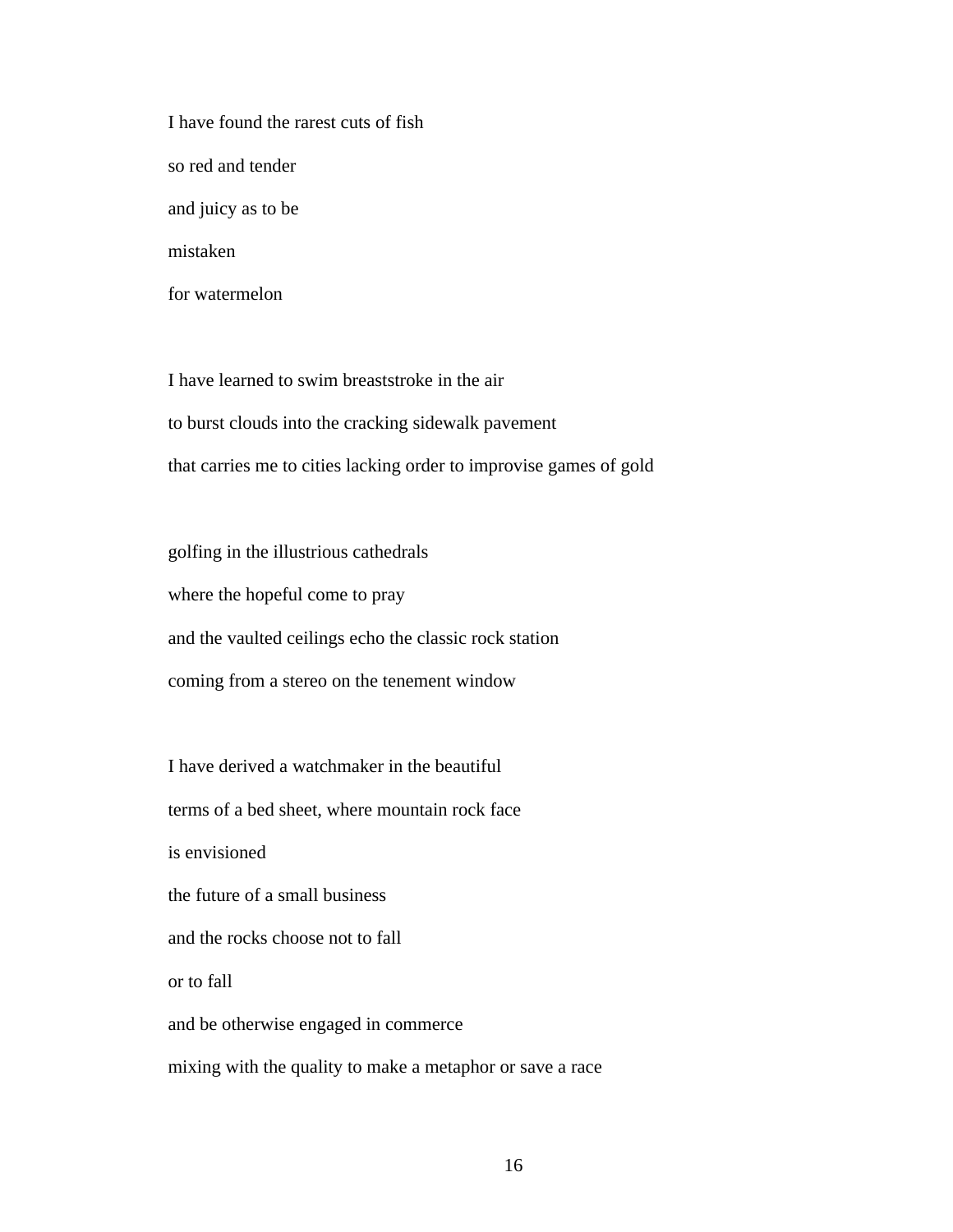I have found the rarest cuts of fish  
so red and tender  
and juicy as to be  
mistaken  
for watermelon

I have learned to swim breaststroke in the air  
to burst clouds into the cracking sidewalk pavement  
that carries me to cities lacking order to improvise games of gold

golfing in the illustrious cathedrals  
where the hopeful come to pray  
and the vaulted ceilings echo the classic rock station  
coming from a stereo on the tenement window

I have derived a watchmaker in the beautiful  
terms of a bed sheet, where mountain rock face  
is envisioned  
the future of a small business  
and the rocks choose not to fall  
or to fall  
and be otherwise engaged in commerce  
mixing with the quality to make a metaphor or save a race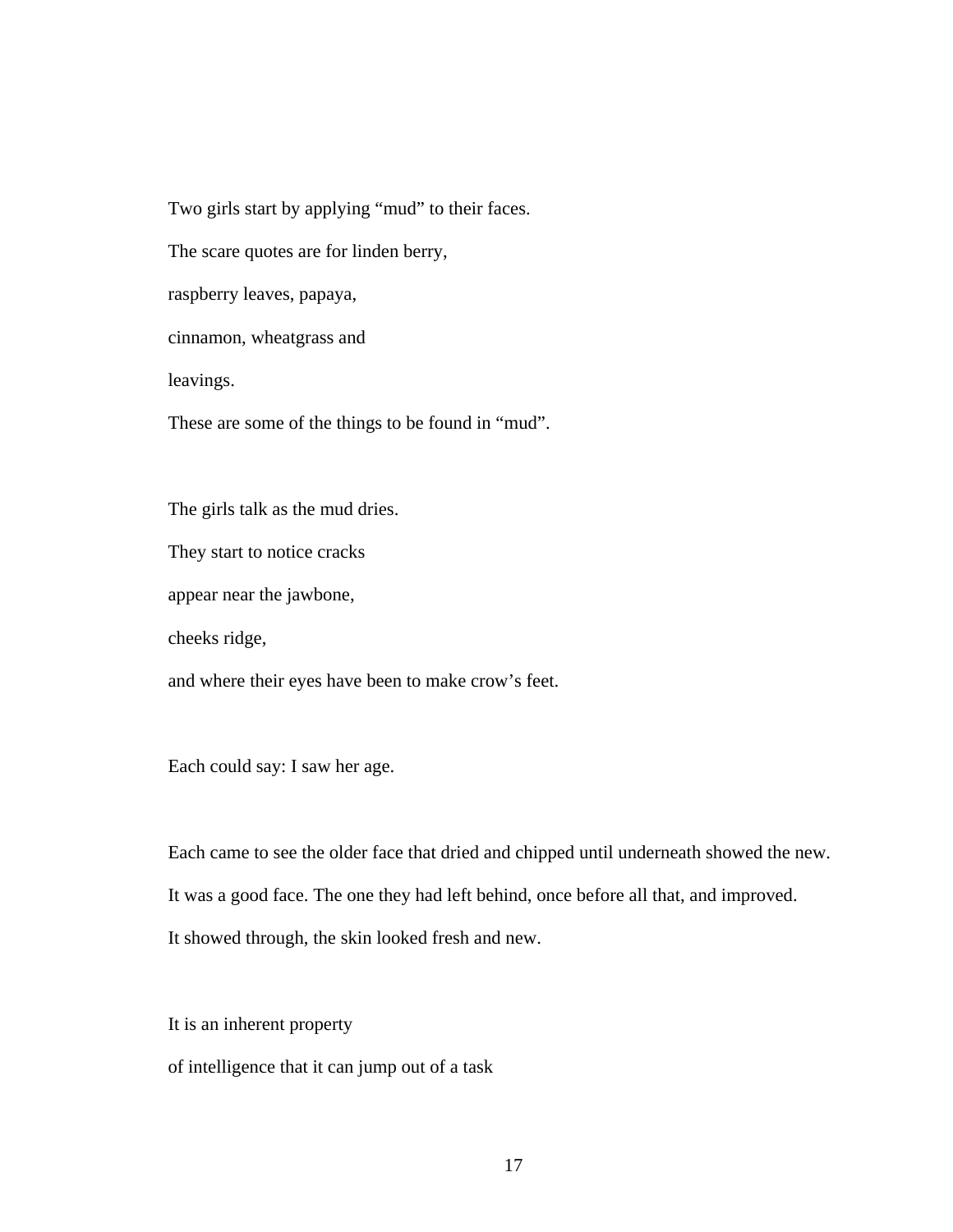Two girls start by applying “mud” to their faces.

The scare quotes are for linden berry,

raspberry leaves, papaya,

cinnamon, wheatgrass and

leavings.

These are some of the things to be found in “mud”.

The girls talk as the mud dries.

They start to notice cracks

appear near the jawbone,

cheeks ridge,

and where their eyes have been to make crow’s feet.

Each could say: I saw her age.

Each came to see the older face that dried and chipped until underneath showed the new.

It was a good face. The one they had left behind, once before all that, and improved.

It showed through, the skin looked fresh and new.

It is an inherent property

of intelligence that it can jump out of a task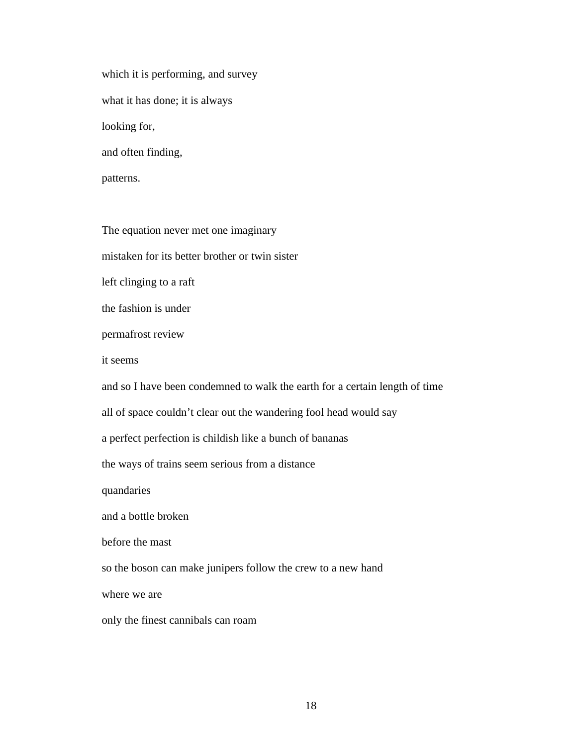which it is performing, and survey

what it has done; it is always

looking for,

and often finding,

patterns.

The equation never met one imaginary

mistaken for its better brother or twin sister

left clinging to a raft

the fashion is under

permafrost review

it seems

and so I have been condemned to walk the earth for a certain length of time

all of space couldn't clear out the wandering fool head would say

a perfect perfection is childish like a bunch of bananas

the ways of trains seem serious from a distance

quandaries

and a bottle broken

before the mast

so the boson can make junipers follow the crew to a new hand

where we are

only the finest cannibals can roam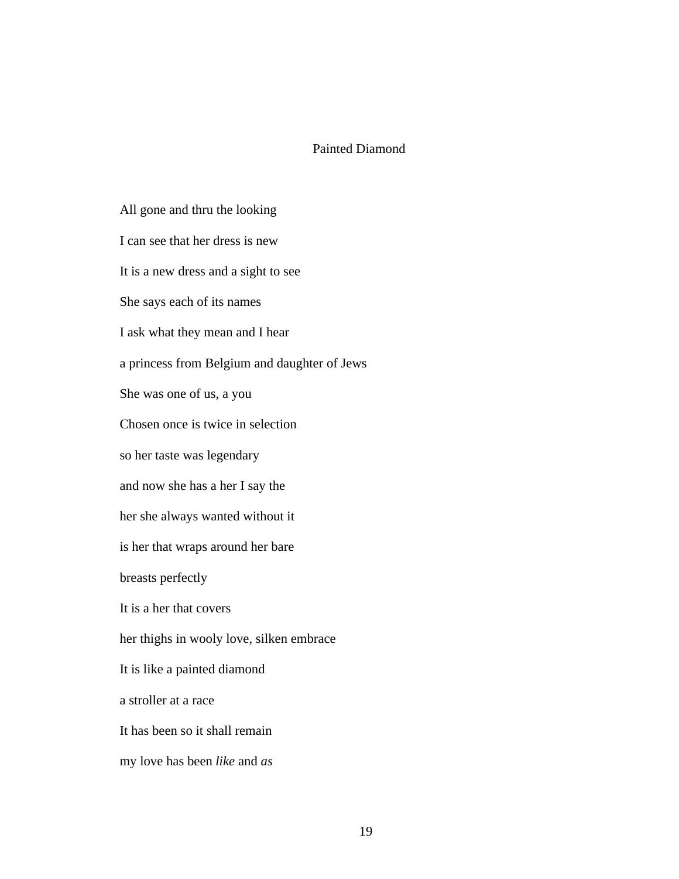# Painted Diamond

All gone and thru the looking

I can see that her dress is new

It is a new dress and a sight to see

She says each of its names

I ask what they mean and I hear

a princess from Belgium and daughter of Jews

She was one of us, a you

Chosen once is twice in selection

so her taste was legendary

and now she has a her I say the

her she always wanted without it

is her that wraps around her bare

breasts perfectly

It is a her that covers

her thighs in wooly love, silken embrace

It is like a painted diamond

a stroller at a race

It has been so it shall remain

my love has been *like* and *as*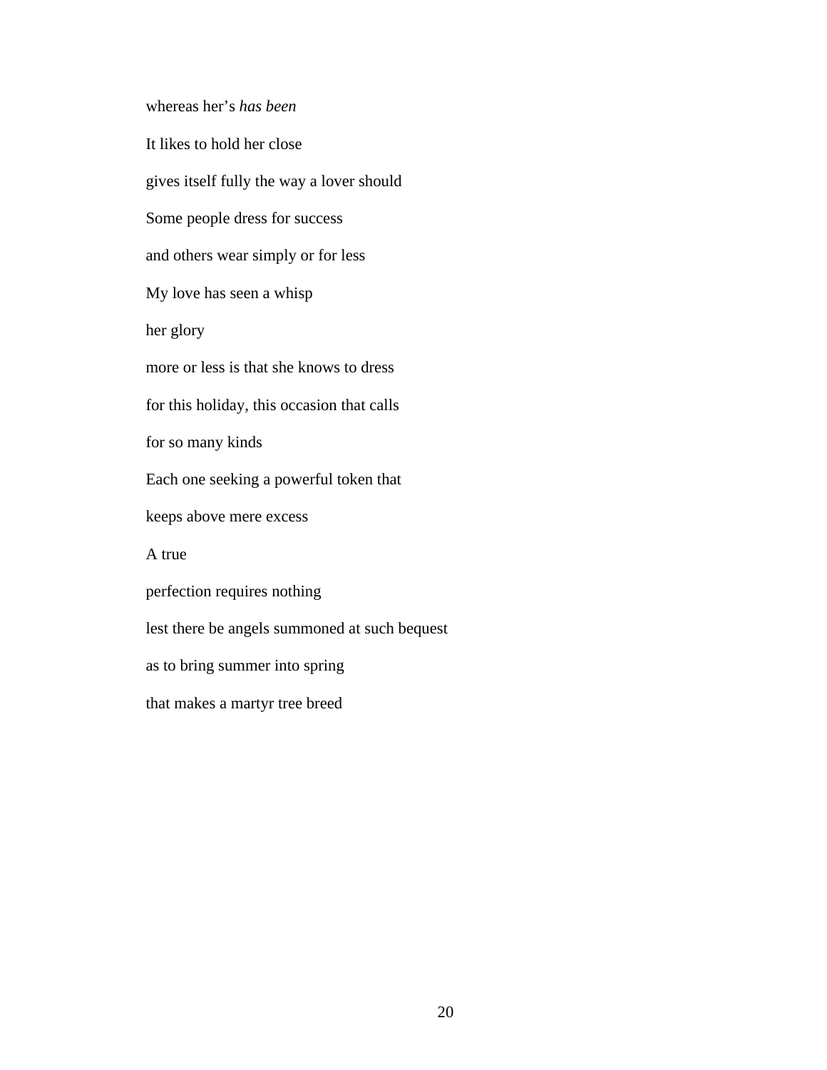whereas her's *has been*

It likes to hold her close

gives itself fully the way a lover should

Some people dress for success

and others wear simply or for less

My love has seen a whisp

her glory

more or less is that she knows to dress

for this holiday, this occasion that calls

for so many kinds

Each one seeking a powerful token that

keeps above mere excess

A true

perfection requires nothing

lest there be angels summoned at such bequest

as to bring summer into spring

that makes a martyr tree breed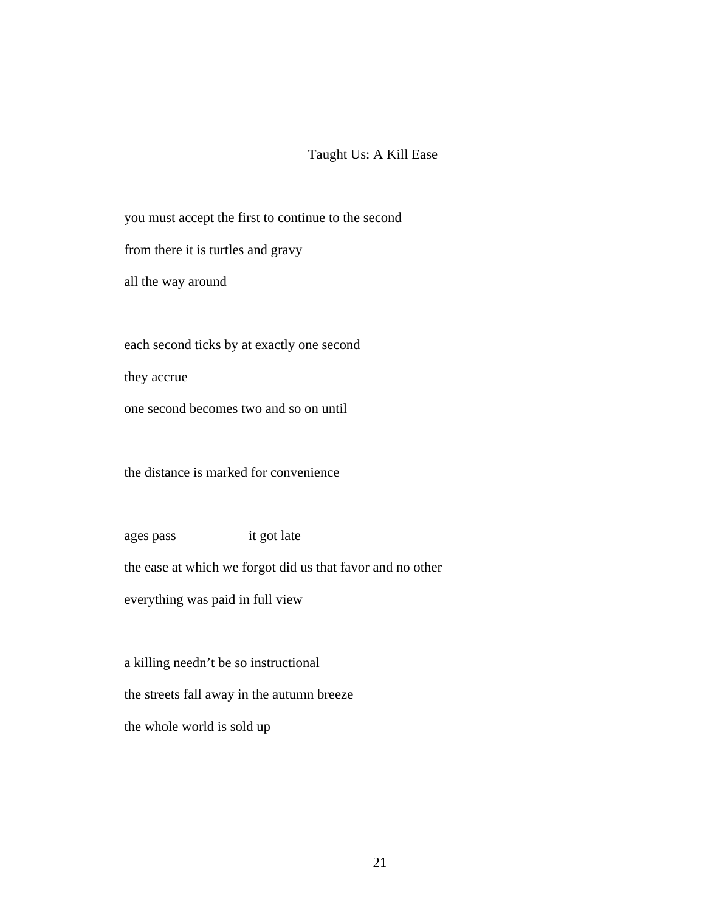## Taught Us: A Kill Ease

you must accept the first to continue to the second  
from there it is turtles and gravy  
all the way around

each second ticks by at exactly one second  
they accrue  
one second becomes two and so on until

the distance is marked for convenience

ages pass                    it got late  
the ease at which we forgot did us that favor and no other  
everything was paid in full view

a killing needn't be so instructional  
the streets fall away in the autumn breeze  
the whole world is sold up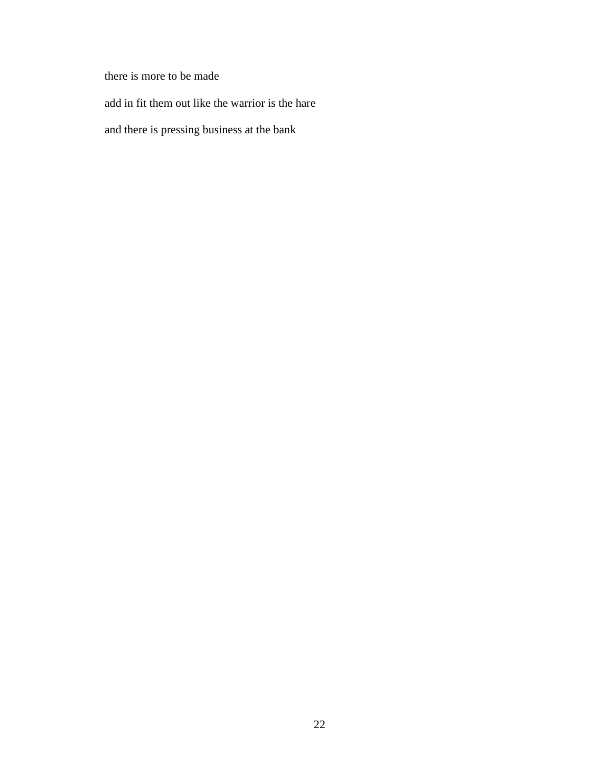there is more to be made

add in fit them out like the warrior is the hare

and there is pressing business at the bank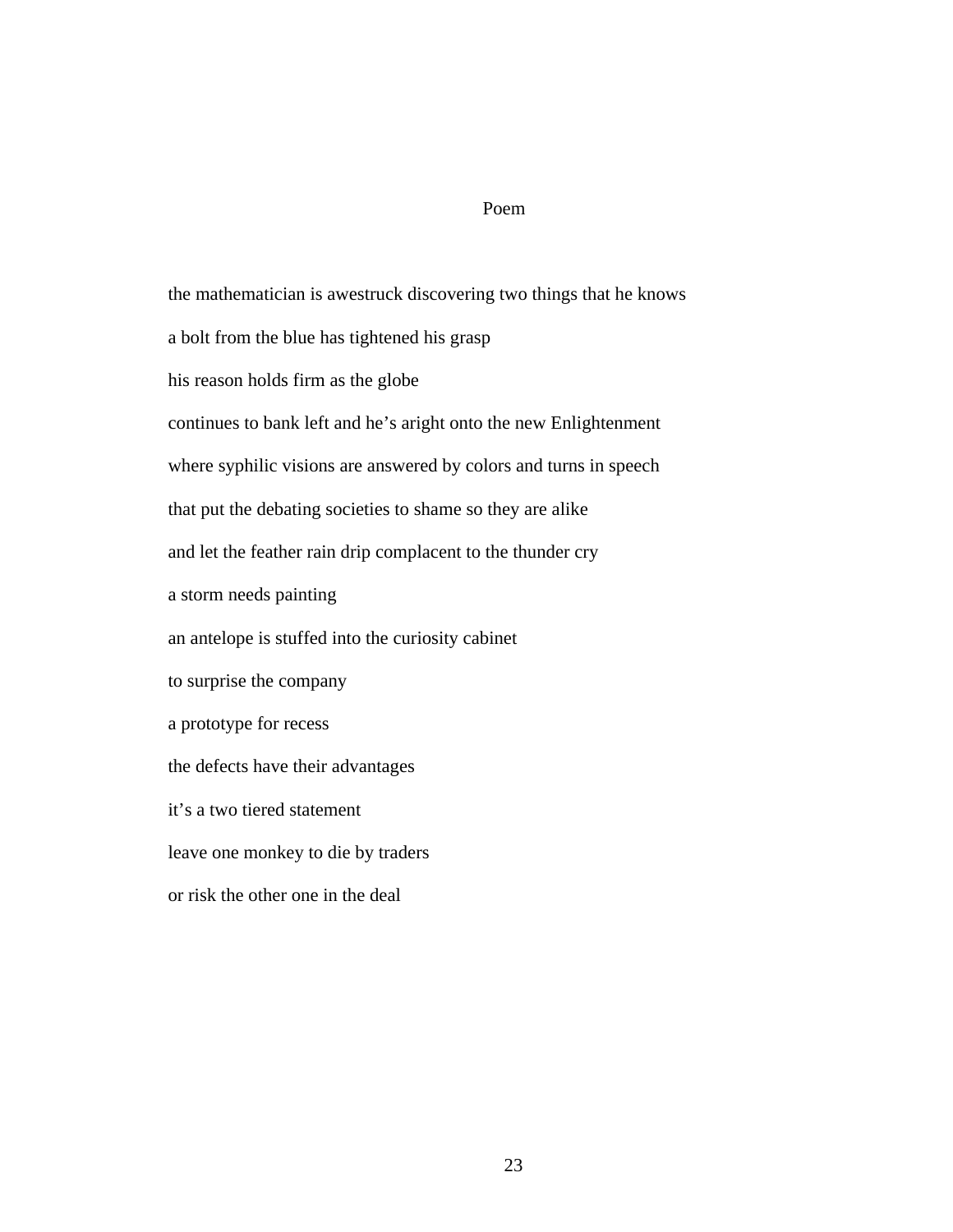# Poem

the mathematician is awestruck discovering two things that he knows

a bolt from the blue has tightened his grasp

his reason holds firm as the globe

continues to bank left and he's aright onto the new Enlightenment

where syphilic visions are answered by colors and turns in speech

that put the debating societies to shame so they are alike

and let the feather rain drip complacent to the thunder cry

a storm needs painting

an antelope is stuffed into the curiosity cabinet

to surprise the company

a prototype for recess

the defects have their advantages

it's a two tiered statement

leave one monkey to die by traders

or risk the other one in the deal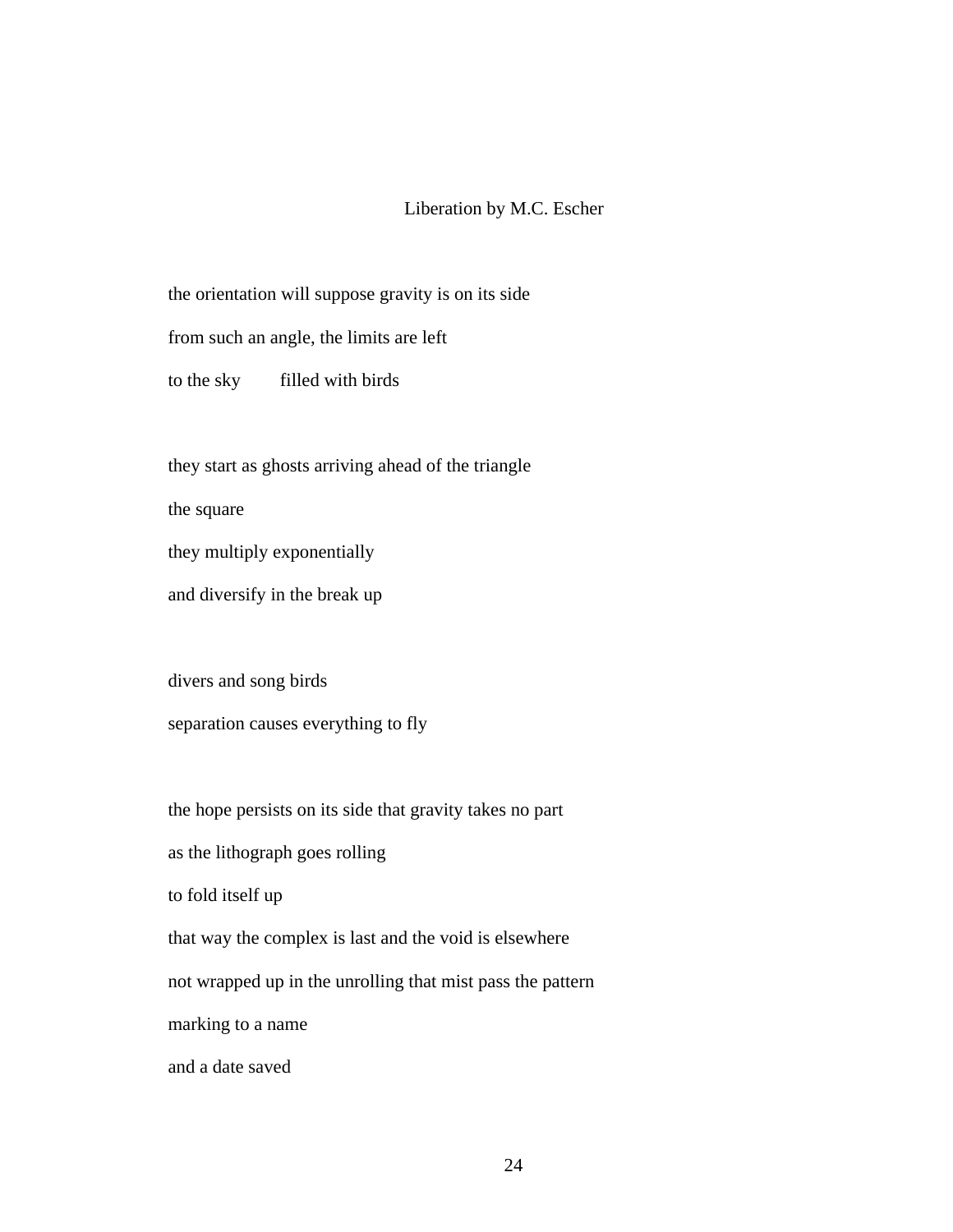# Liberation by M.C. Escher

the orientation will suppose gravity is on its side
from such an angle, the limits are left
to the sky      filled with birds

they start as ghosts arriving ahead of the triangle
the square
they multiply exponentially
and diversify in the break up

divers and song birds
separation causes everything to fly

the hope persists on its side that gravity takes no part
as the lithograph goes rolling
to fold itself up
that way the complex is last and the void is elsewhere
not wrapped up in the unrolling that mist pass the pattern
marking to a name
and a date saved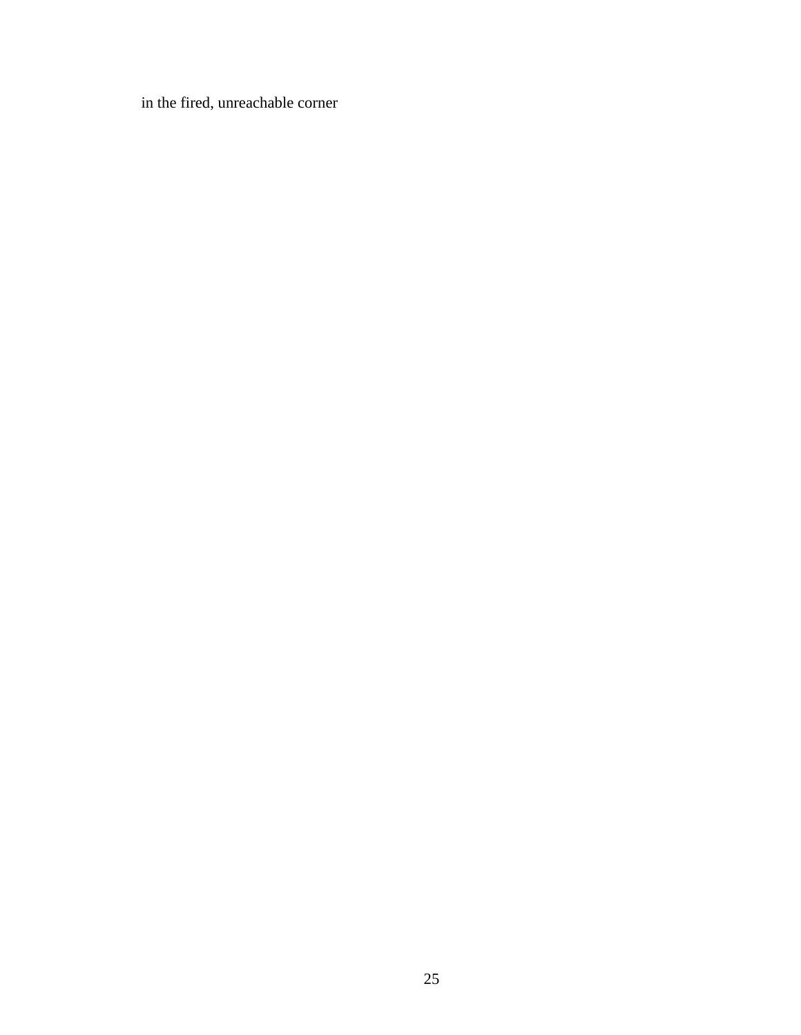in the fired, unreachable corner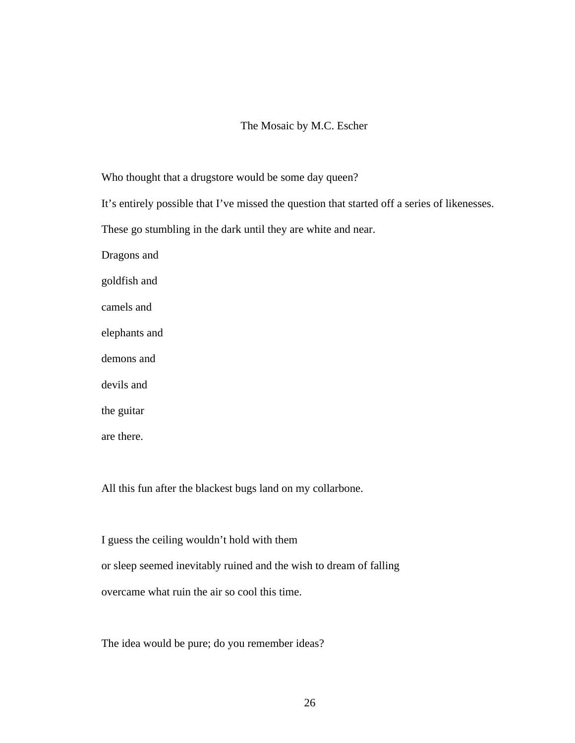## The Mosaic by M.C. Escher

Who thought that a drugstore would be some day queen?

It's entirely possible that I've missed the question that started off a series of likenesses.

These go stumbling in the dark until they are white and near.

Dragons and

goldfish and

camels and

elephants and

demons and

devils and

the guitar

are there.

All this fun after the blackest bugs land on my collarbone.

I guess the ceiling wouldn't hold with them

or sleep seemed inevitably ruined and the wish to dream of falling

overcame what ruin the air so cool this time.

The idea would be pure; do you remember ideas?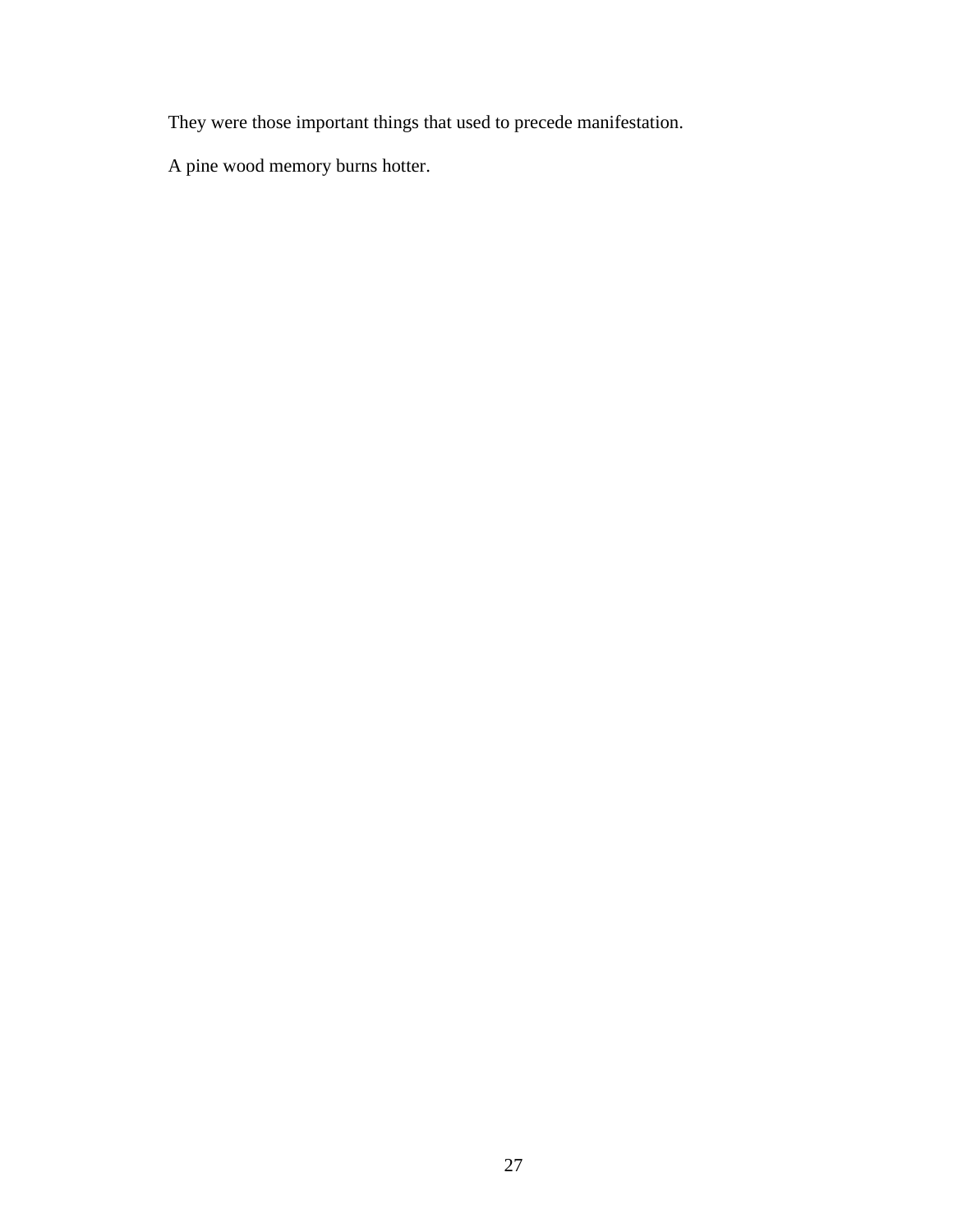They were those important things that used to precede manifestation.

A pine wood memory burns hotter.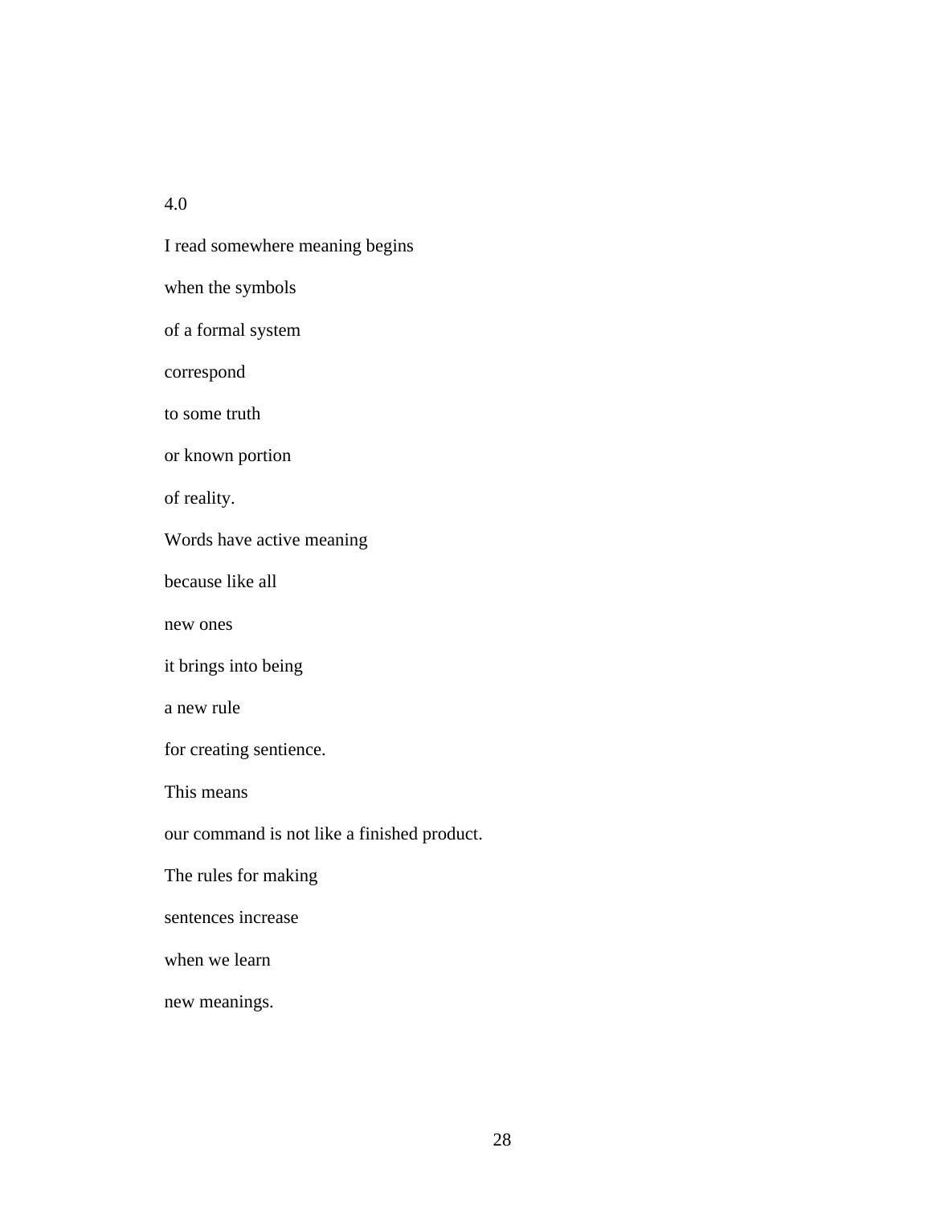4.0

I read somewhere meaning begins

when the symbols

of a formal system

correspond

to some truth

or known portion

of reality.

Words have active meaning

because like all

new ones

it brings into being

a new rule

for creating sentience.

This means

our command is not like a finished product.

The rules for making

sentences increase

when we learn

new meanings.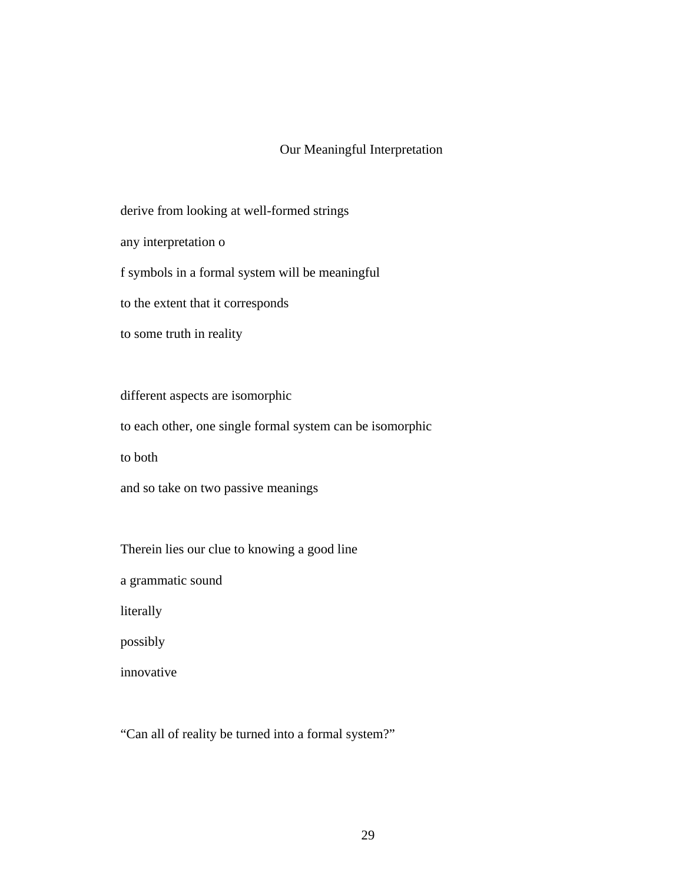## Our Meaningful Interpretation

derive from looking at well-formed strings

any interpretation o

f symbols in a formal system will be meaningful

to the extent that it corresponds

to some truth in reality

different aspects are isomorphic

to each other, one single formal system can be isomorphic

to both

and so take on two passive meanings

Therein lies our clue to knowing a good line

a grammatic sound

literally

possibly

innovative

"Can all of reality be turned into a formal system?"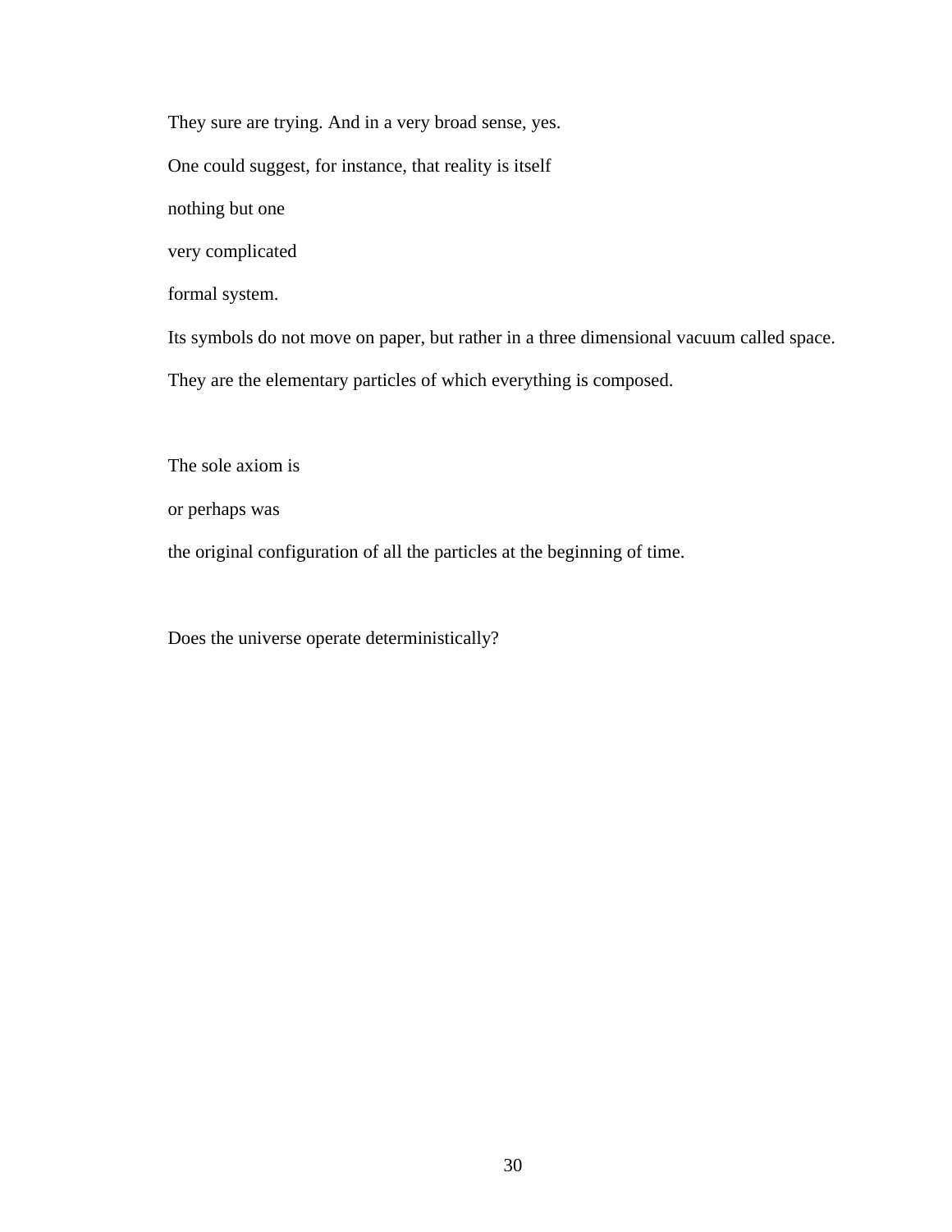They sure are trying. And in a very broad sense, yes.

One could suggest, for instance, that reality is itself

nothing but one

very complicated

formal system.

Its symbols do not move on paper, but rather in a three dimensional vacuum called space.

They are the elementary particles of which everything is composed.

The sole axiom is

or perhaps was

the original configuration of all the particles at the beginning of time.

Does the universe operate deterministically?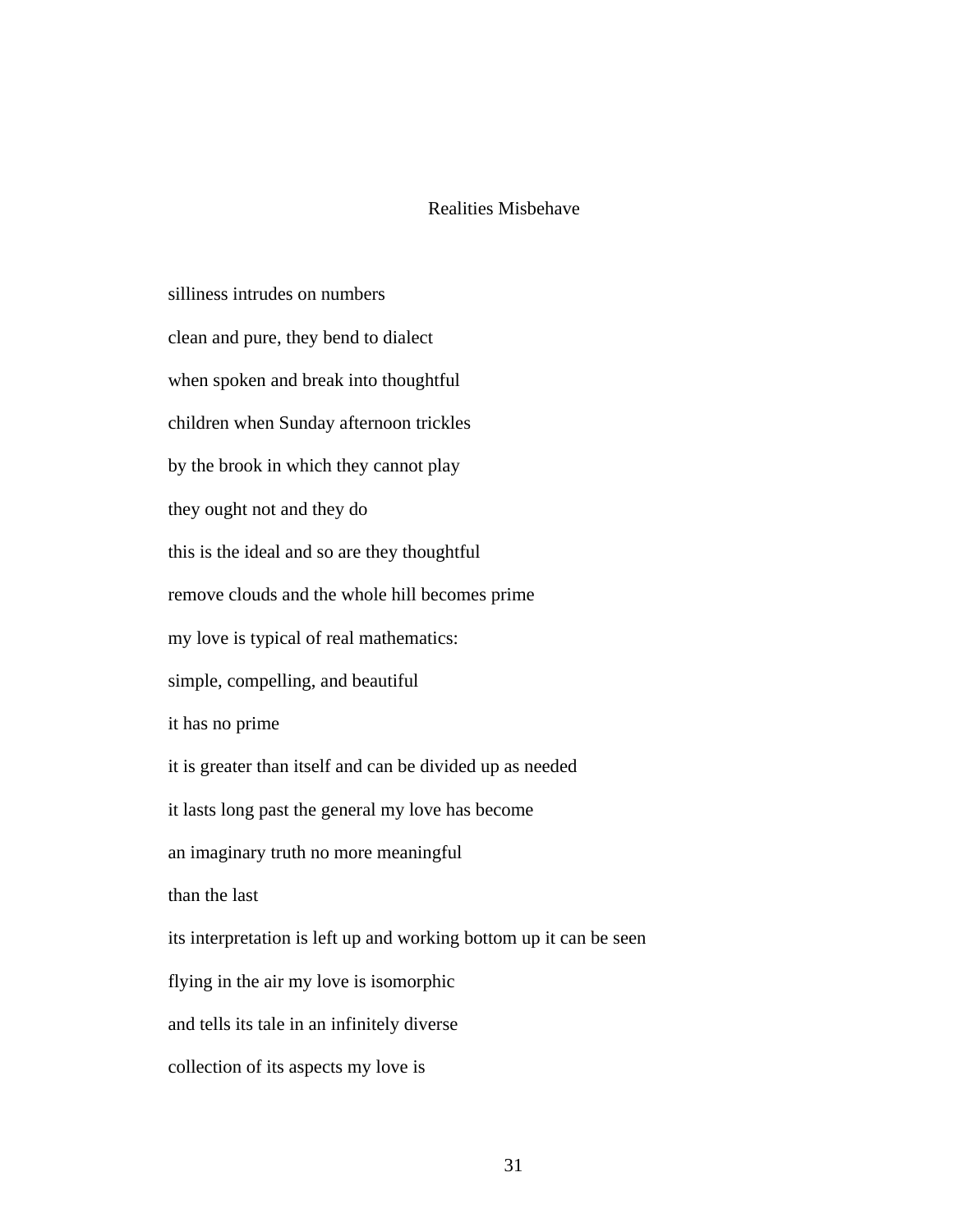## Realities Misbehave

silliness intrudes on numbers

clean and pure, they bend to dialect

when spoken and break into thoughtful

children when Sunday afternoon trickles

by the brook in which they cannot play

they ought not and they do

this is the ideal and so are they thoughtful

remove clouds and the whole hill becomes prime

my love is typical of real mathematics:

simple, compelling, and beautiful

it has no prime

it is greater than itself and can be divided up as needed

it lasts long past the general my love has become

an imaginary truth no more meaningful

than the last

its interpretation is left up and working bottom up it can be seen

flying in the air my love is isomorphic

and tells its tale in an infinitely diverse

collection of its aspects my love is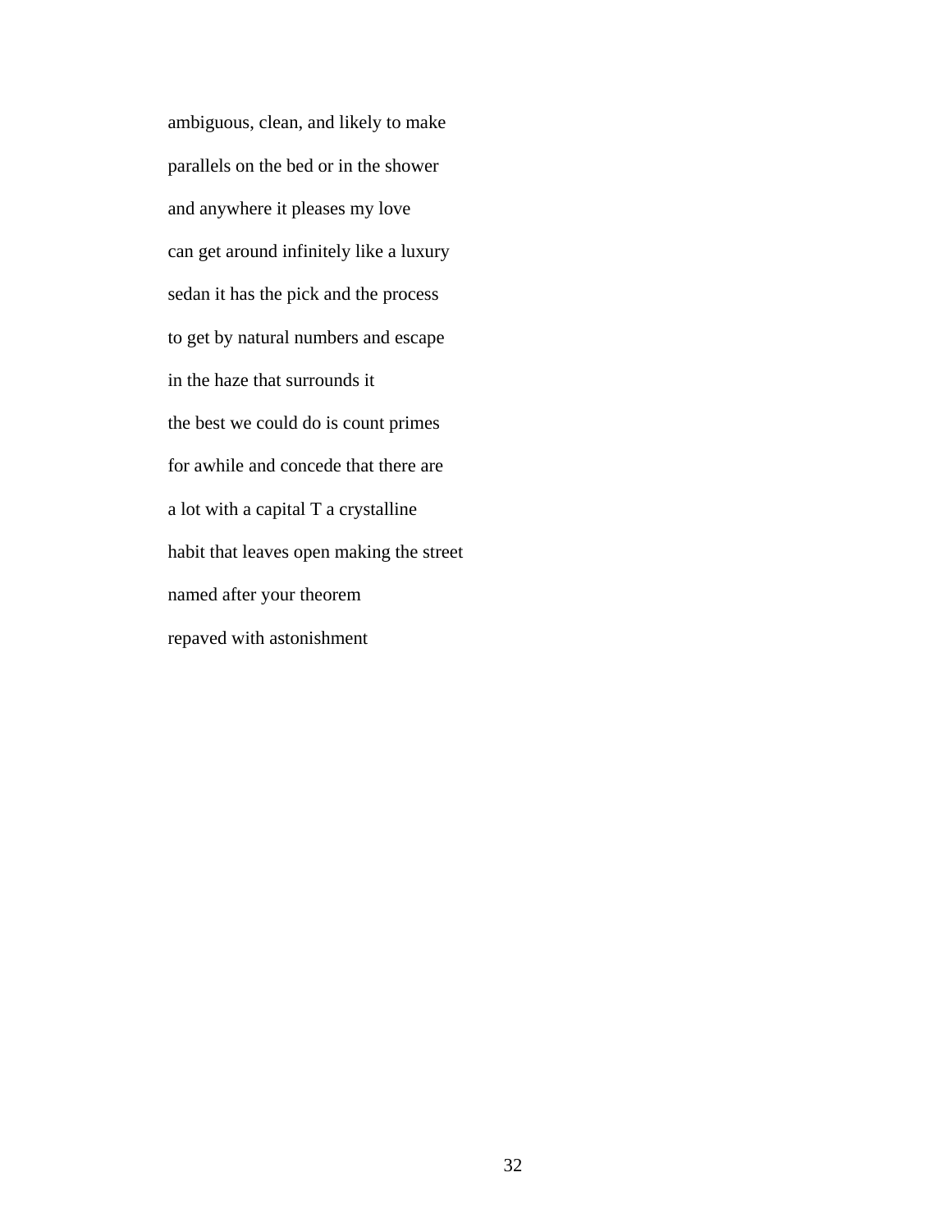ambiguous, clean, and likely to make

parallels on the bed or in the shower

and anywhere it pleases my love

can get around infinitely like a luxury

sedan it has the pick and the process

to get by natural numbers and escape

in the haze that surrounds it

the best we could do is count primes

for awhile and concede that there are

a lot with a capital T a crystalline

habit that leaves open making the street

named after your theorem

repaved with astonishment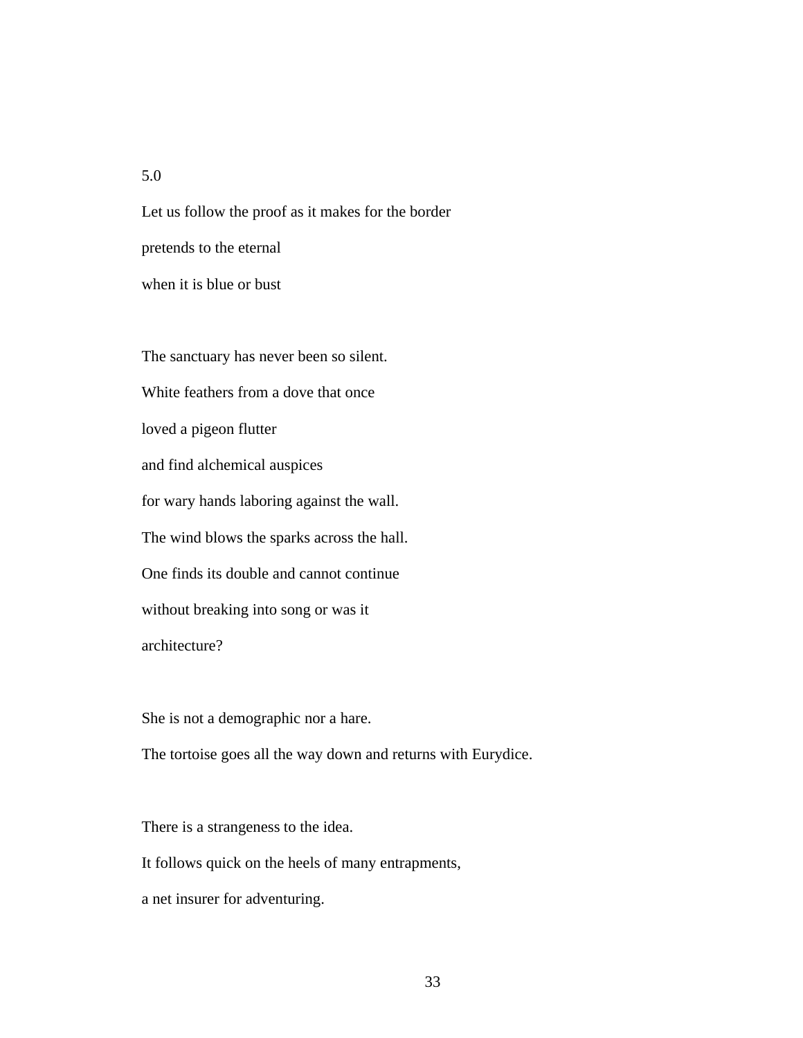5.0

Let us follow the proof as it makes for the border

pretends to the eternal

when it is blue or bust

The sanctuary has never been so silent.

White feathers from a dove that once

loved a pigeon flutter

and find alchemical auspices

for wary hands laboring against the wall.

The wind blows the sparks across the hall.

One finds its double and cannot continue

without breaking into song or was it

architecture?

She is not a demographic nor a hare.

The tortoise goes all the way down and returns with Eurydice.

There is a strangeness to the idea.

It follows quick on the heels of many entrapments,

a net insurer for adventuring.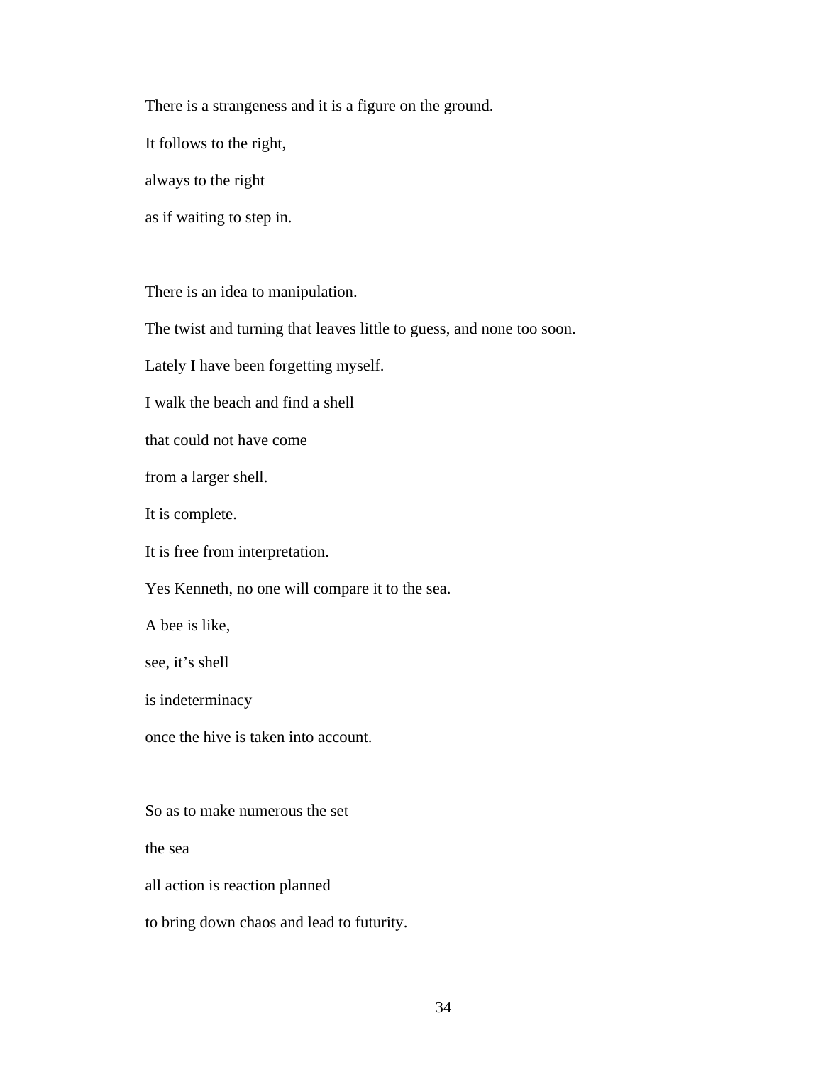There is a strangeness and it is a figure on the ground.

It follows to the right,

always to the right

as if waiting to step in.

There is an idea to manipulation.

The twist and turning that leaves little to guess, and none too soon.

Lately I have been forgetting myself.

I walk the beach and find a shell

that could not have come

from a larger shell.

It is complete.

It is free from interpretation.

Yes Kenneth, no one will compare it to the sea.

A bee is like,

see, it's shell

is indeterminacy

once the hive is taken into account.

So as to make numerous the set

the sea

all action is reaction planned

to bring down chaos and lead to futurity.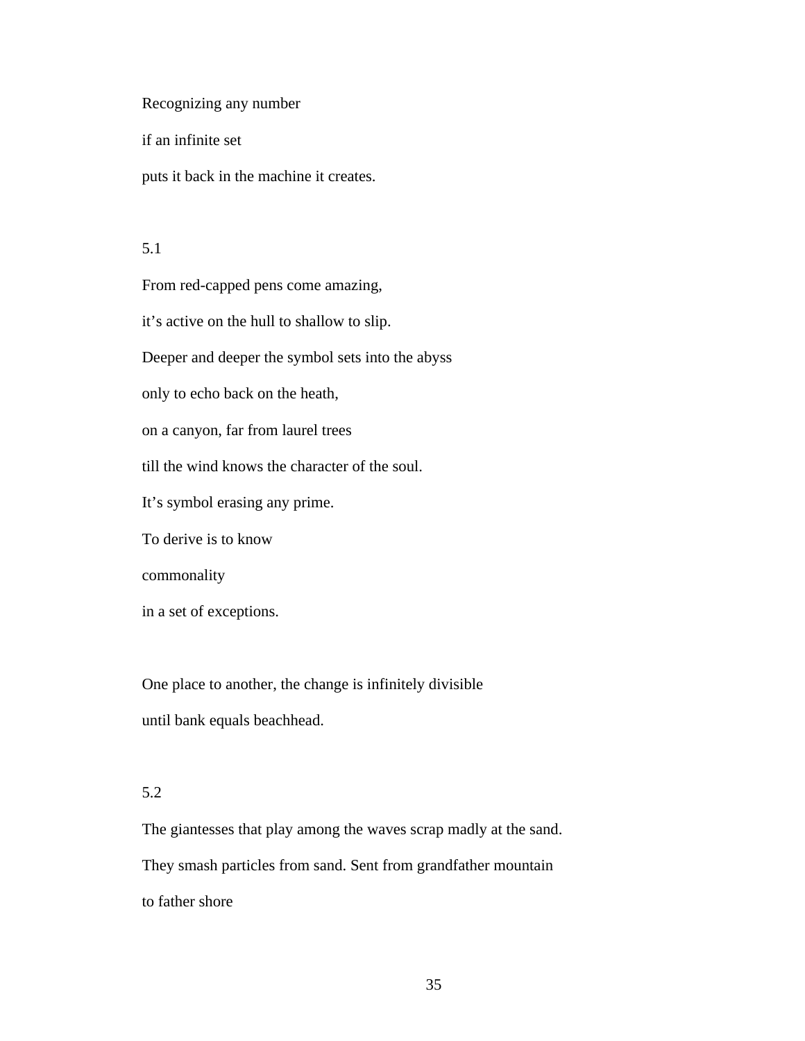Recognizing any number

if an infinite set

puts it back in the machine it creates.

5.1

From red-capped pens come amazing,

it’s active on the hull to shallow to slip.

Deeper and deeper the symbol sets into the abyss

only to echo back on the heath,

on a canyon, far from laurel trees

till the wind knows the character of the soul.

It’s symbol erasing any prime.

To derive is to know

commonality

in a set of exceptions.

One place to another, the change is infinitely divisible

until bank equals beachhead.

5.2

The giantesses that play among the waves scrap madly at the sand.

They smash particles from sand. Sent from grandfather mountain

to father shore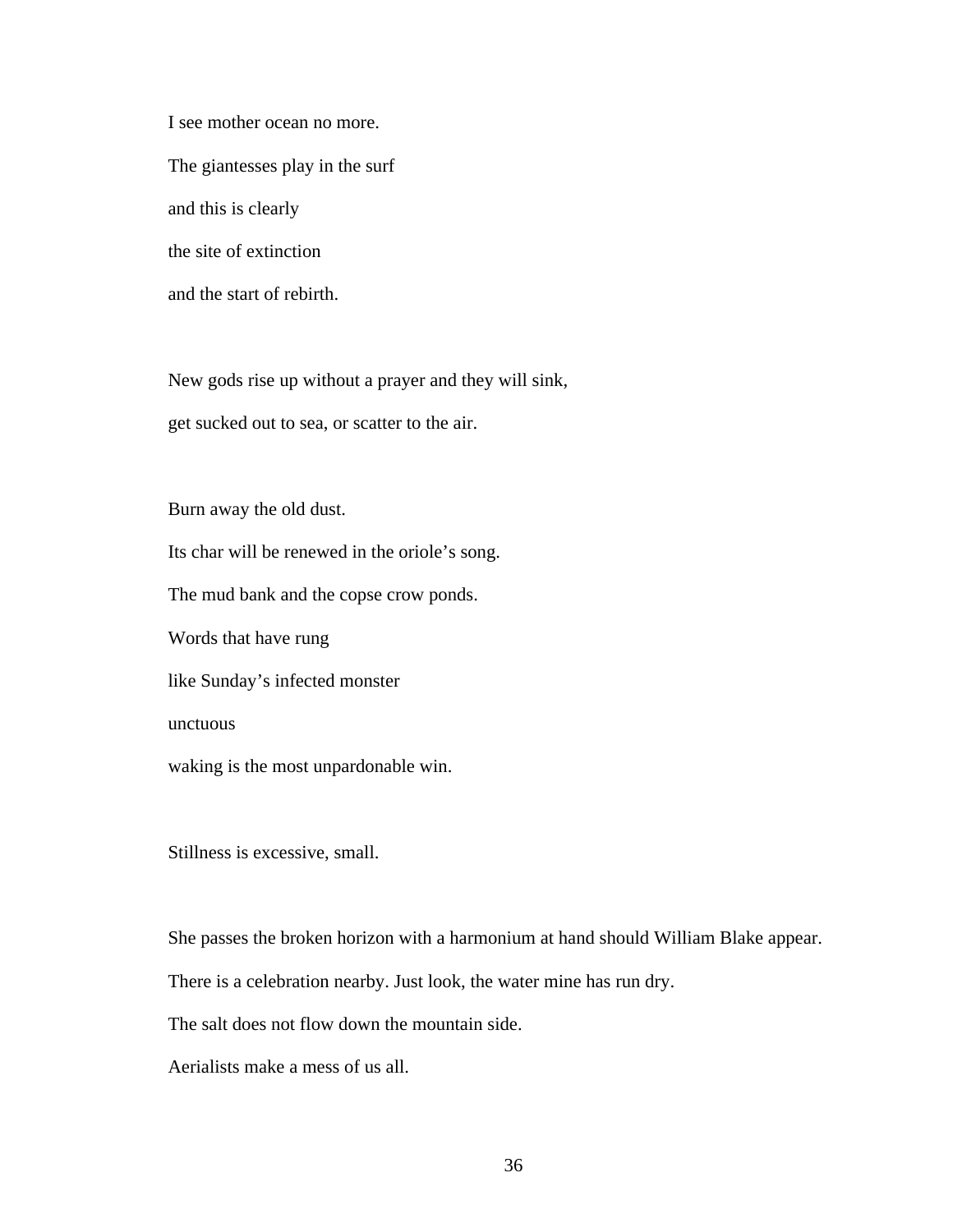I see mother ocean no more.

The giantesses play in the surf

and this is clearly

the site of extinction

and the start of rebirth.

New gods rise up without a prayer and they will sink,

get sucked out to sea, or scatter to the air.

Burn away the old dust.

Its char will be renewed in the oriole's song.

The mud bank and the copse crow ponds.

Words that have rung

like Sunday's infected monster

unctuous

waking is the most unpardonable win.

Stillness is excessive, small.

She passes the broken horizon with a harmonium at hand should William Blake appear.

There is a celebration nearby. Just look, the water mine has run dry.

The salt does not flow down the mountain side.

Aerialists make a mess of us all.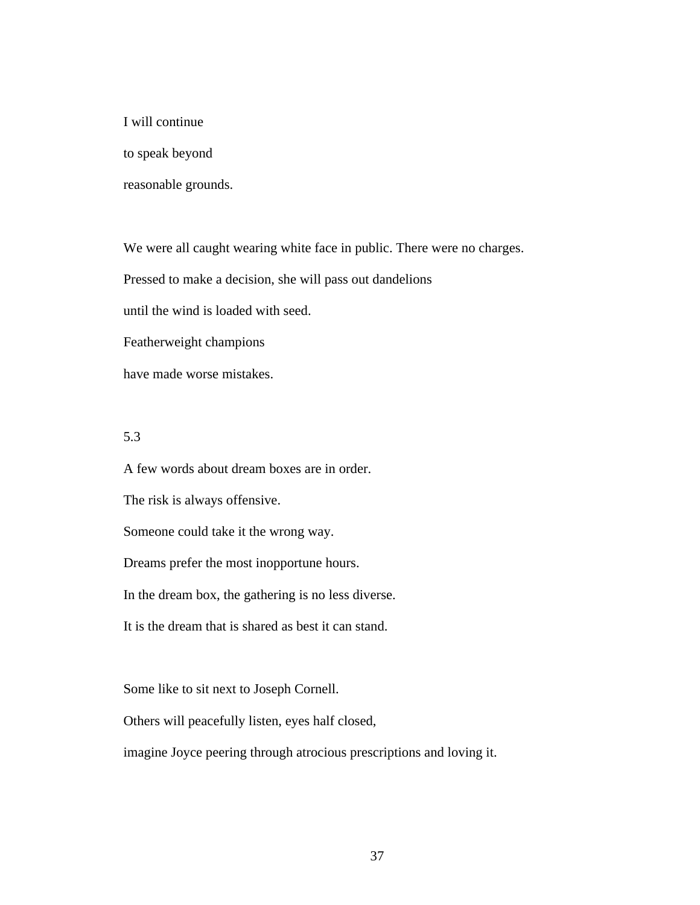I will continue

to speak beyond

reasonable grounds.

We were all caught wearing white face in public. There were no charges.

Pressed to make a decision, she will pass out dandelions

until the wind is loaded with seed.

Featherweight champions

have made worse mistakes.

5.3

A few words about dream boxes are in order.

The risk is always offensive.

Someone could take it the wrong way.

Dreams prefer the most inopportune hours.

In the dream box, the gathering is no less diverse.

It is the dream that is shared as best it can stand.

Some like to sit next to Joseph Cornell.

Others will peacefully listen, eyes half closed,

imagine Joyce peering through atrocious prescriptions and loving it.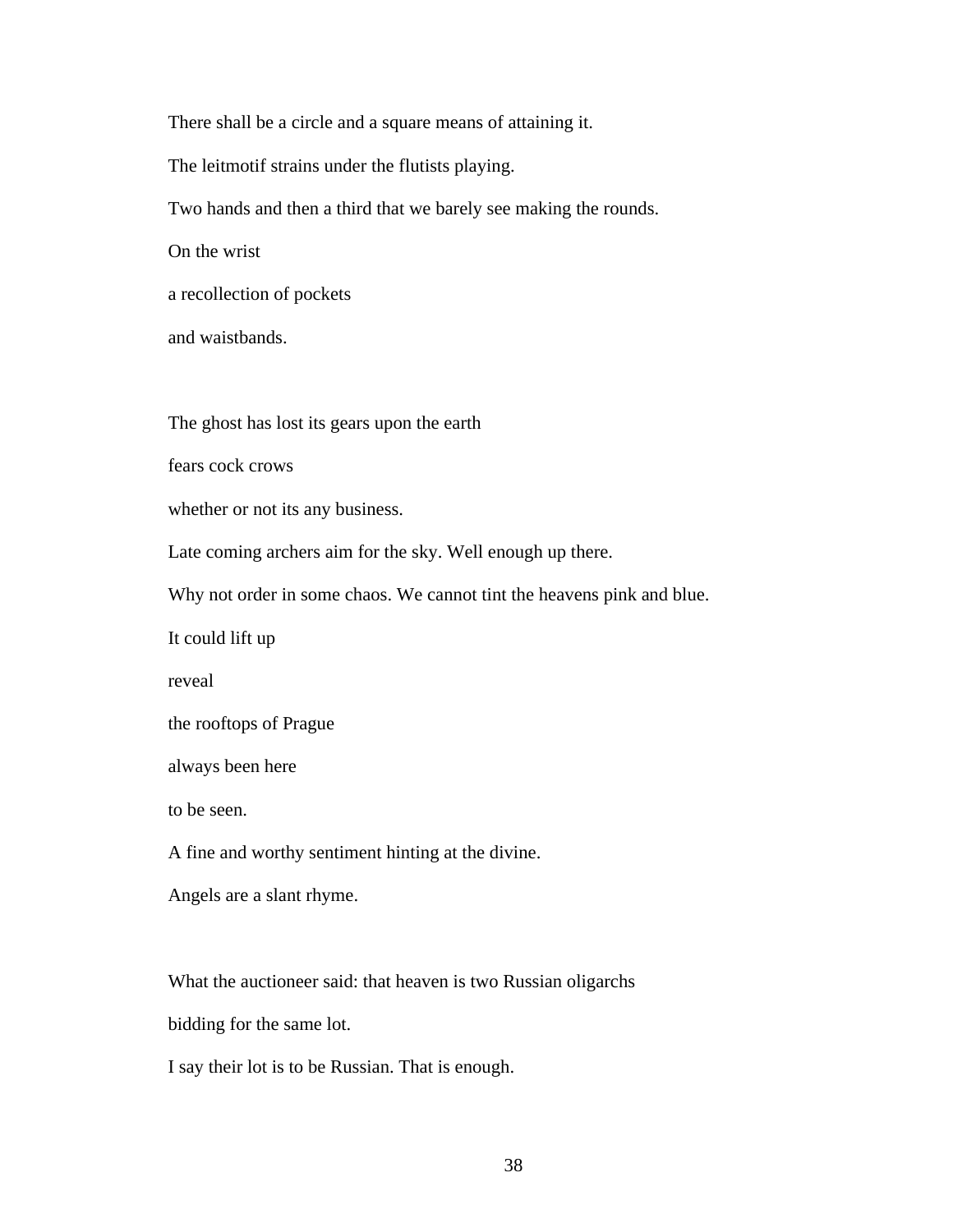There shall be a circle and a square means of attaining it.

The leitmotif strains under the flutists playing.

Two hands and then a third that we barely see making the rounds.

On the wrist

a recollection of pockets

and waistbands.

The ghost has lost its gears upon the earth

fears cock crows

whether or not its any business.

Late coming archers aim for the sky. Well enough up there.

Why not order in some chaos. We cannot tint the heavens pink and blue.

It could lift up

reveal

the rooftops of Prague

always been here

to be seen.

A fine and worthy sentiment hinting at the divine.

Angels are a slant rhyme.

What the auctioneer said: that heaven is two Russian oligarchs

bidding for the same lot.

I say their lot is to be Russian. That is enough.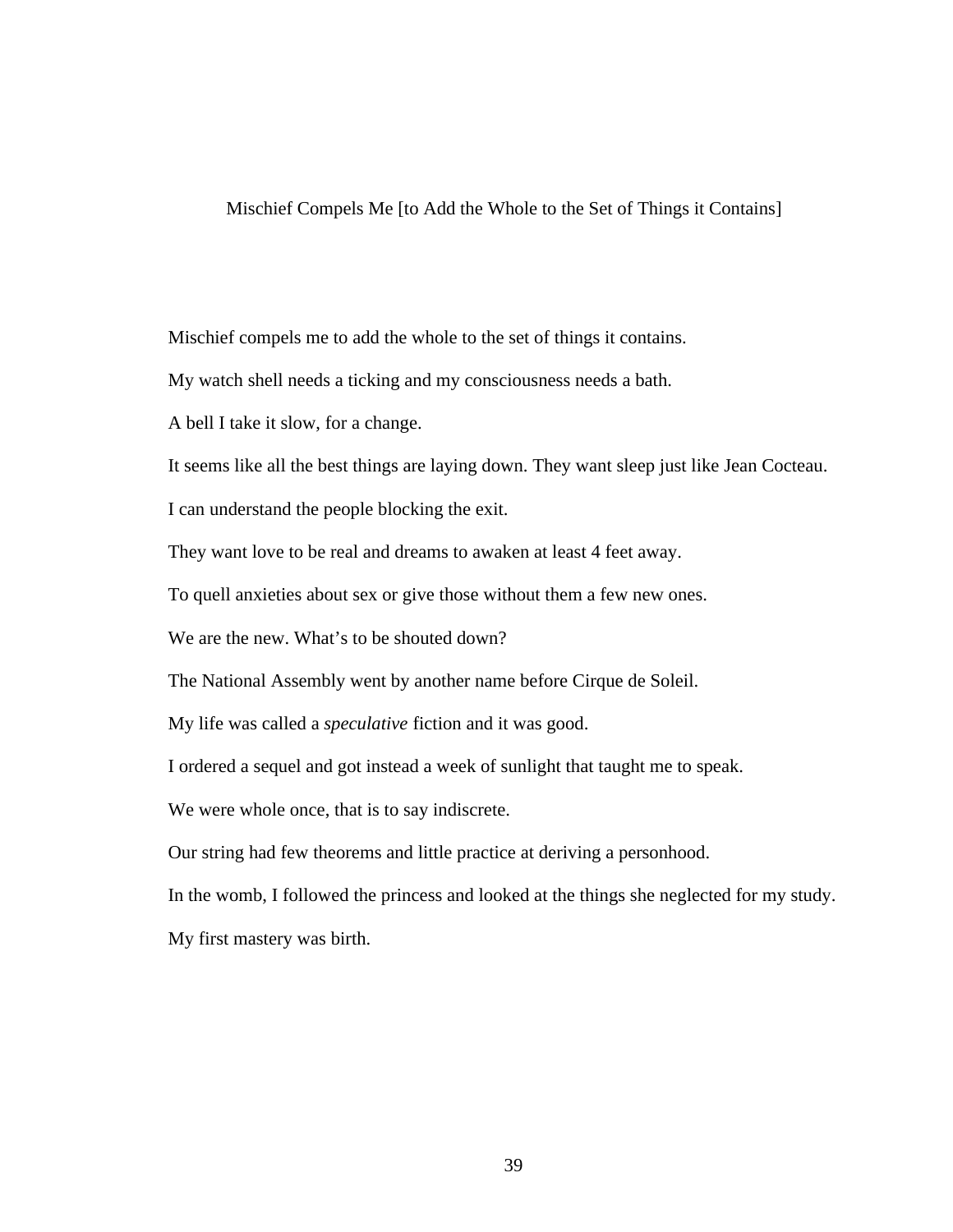## Mischief Compels Me [to Add the Whole to the Set of Things it Contains]

Mischief compels me to add the whole to the set of things it contains.

My watch shell needs a ticking and my consciousness needs a bath.

A bell I take it slow, for a change.

It seems like all the best things are laying down. They want sleep just like Jean Cocteau.

I can understand the people blocking the exit.

They want love to be real and dreams to awaken at least 4 feet away.

To quell anxieties about sex or give those without them a few new ones.

We are the new. What's to be shouted down?

The National Assembly went by another name before Cirque de Soleil.

My life was called a *speculative* fiction and it was good.

I ordered a sequel and got instead a week of sunlight that taught me to speak.

We were whole once, that is to say indiscrete.

Our string had few theorems and little practice at deriving a personhood.

In the womb, I followed the princess and looked at the things she neglected for my study.

My first mastery was birth.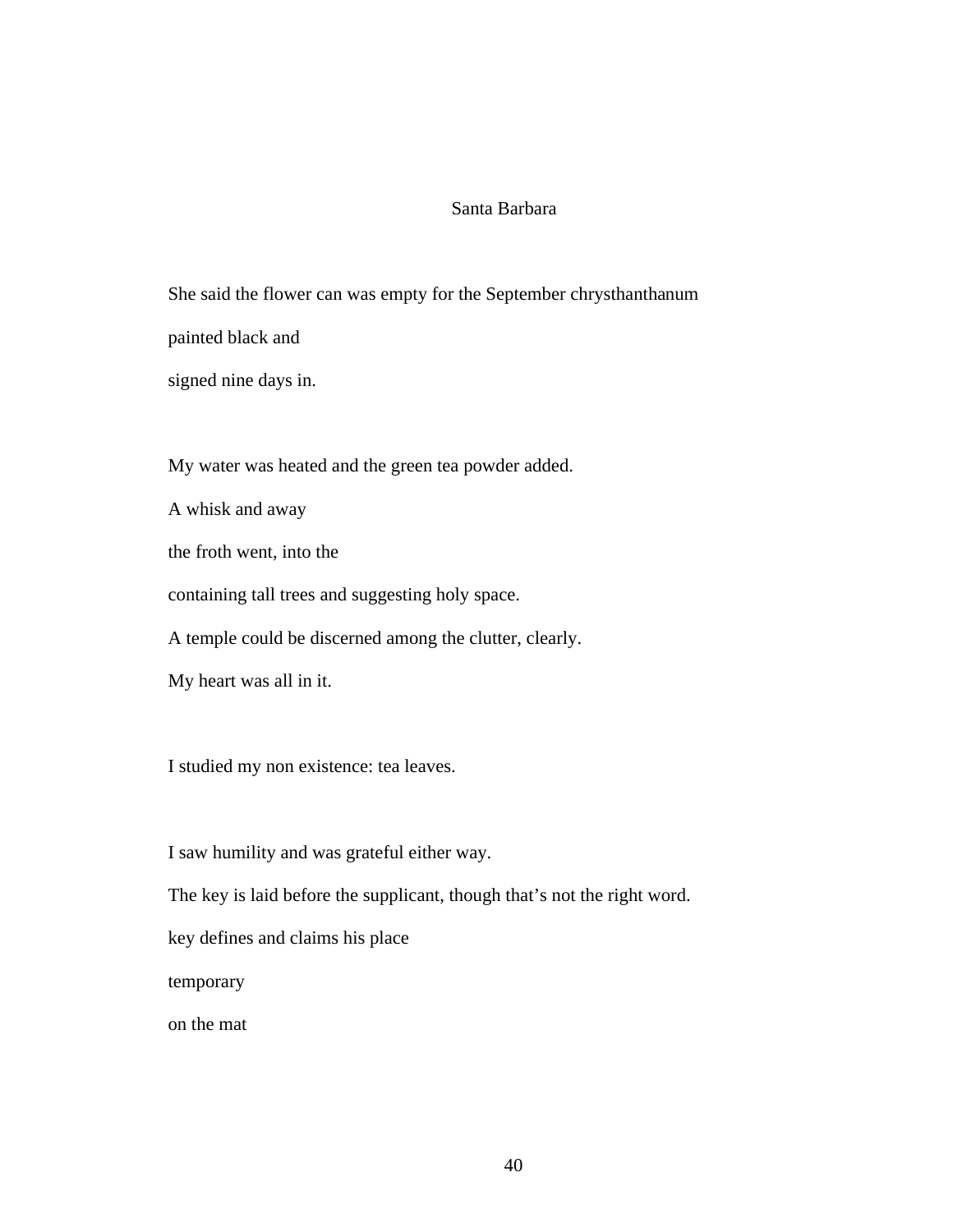# Santa Barbara

She said the flower can was empty for the September chrysthanthanum

painted black and

signed nine days in.

My water was heated and the green tea powder added.

A whisk and away

the froth went, into the

containing tall trees and suggesting holy space.

A temple could be discerned among the clutter, clearly.

My heart was all in it.

I studied my non existence: tea leaves.

I saw humility and was grateful either way.

The key is laid before the supplicant, though that's not the right word.

key defines and claims his place

temporary

on the mat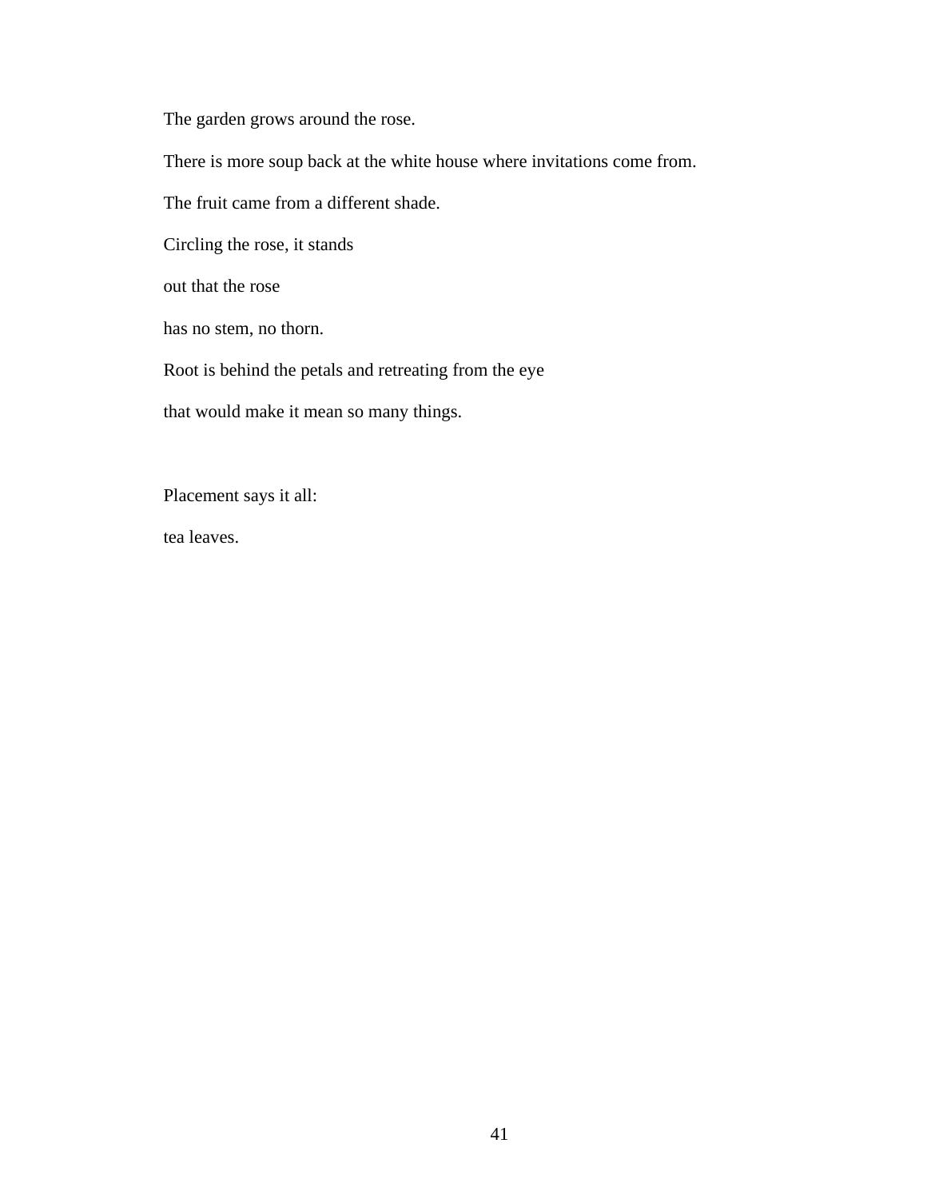The garden grows around the rose.

There is more soup back at the white house where invitations come from.

The fruit came from a different shade.

Circling the rose, it stands

out that the rose

has no stem, no thorn.

Root is behind the petals and retreating from the eye

that would make it mean so many things.

Placement says it all:

tea leaves.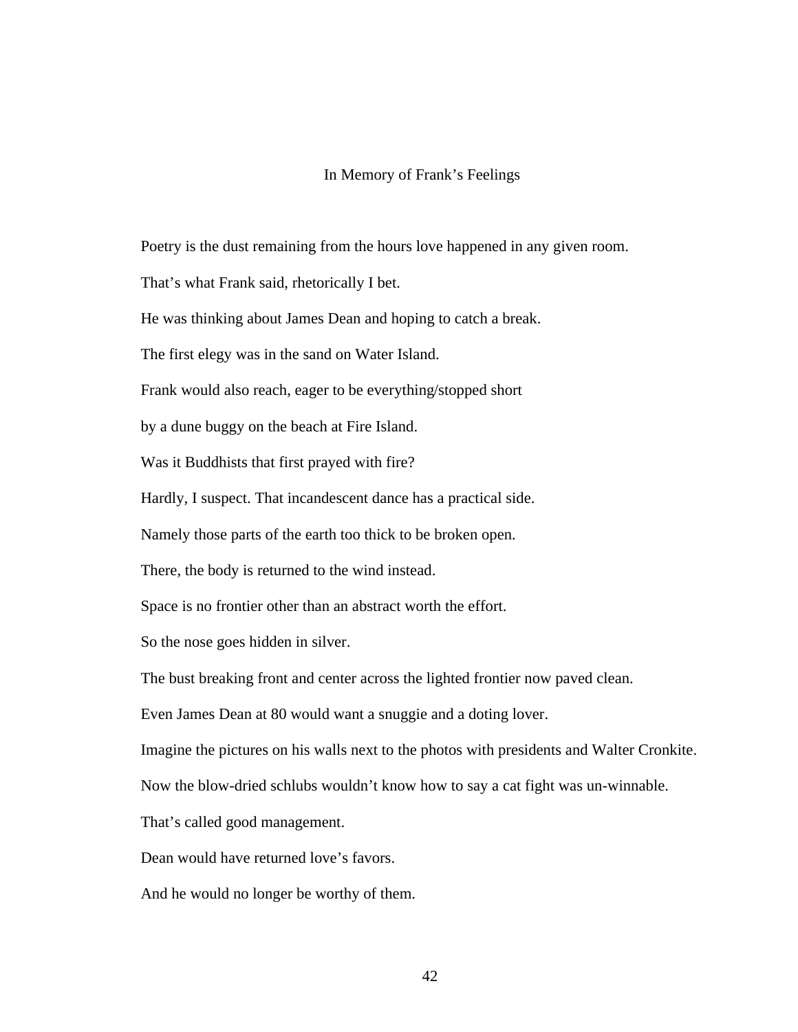# In Memory of Frank's Feelings

Poetry is the dust remaining from the hours love happened in any given room.

That's what Frank said, rhetorically I bet.

He was thinking about James Dean and hoping to catch a break.

The first elegy was in the sand on Water Island.

Frank would also reach, eager to be everything/stopped short

by a dune buggy on the beach at Fire Island.

Was it Buddhists that first prayed with fire?

Hardly, I suspect. That incandescent dance has a practical side.

Namely those parts of the earth too thick to be broken open.

There, the body is returned to the wind instead.

Space is no frontier other than an abstract worth the effort.

So the nose goes hidden in silver.

The bust breaking front and center across the lighted frontier now paved clean.

Even James Dean at 80 would want a snuggie and a doting lover.

Imagine the pictures on his walls next to the photos with presidents and Walter Cronkite.

Now the blow-dried schlubs wouldn't know how to say a cat fight was un-winnable.

That's called good management.

Dean would have returned love's favors.

And he would no longer be worthy of them.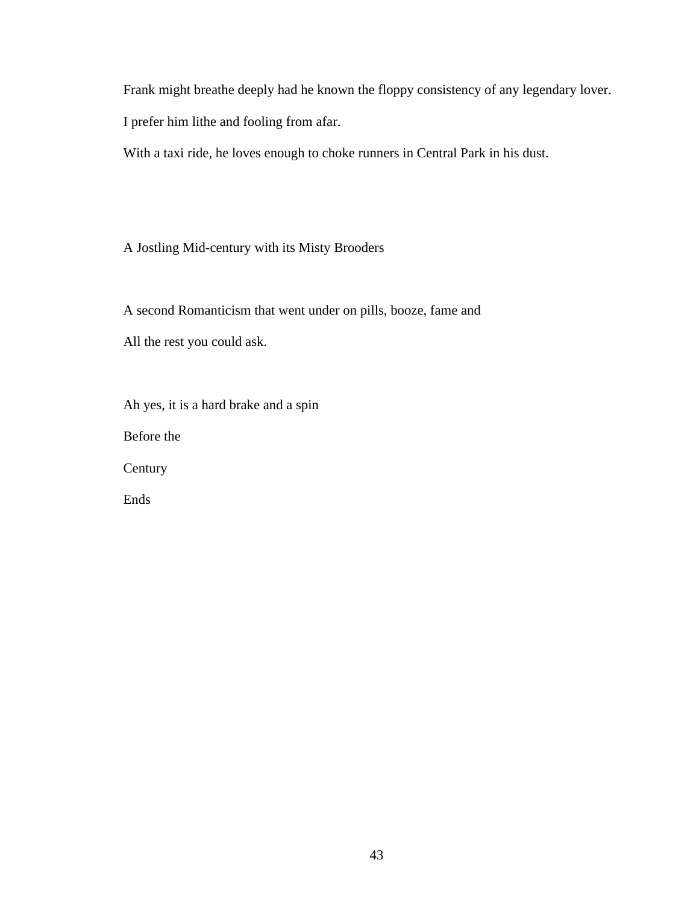Frank might breathe deeply had he known the floppy consistency of any legendary lover.

I prefer him lithe and fooling from afar.

With a taxi ride, he loves enough to choke runners in Central Park in his dust.

A Jostling Mid-century with its Misty Brooders

A second Romanticism that went under on pills, booze, fame and

All the rest you could ask.

Ah yes, it is a hard brake and a spin

Before the

Century

Ends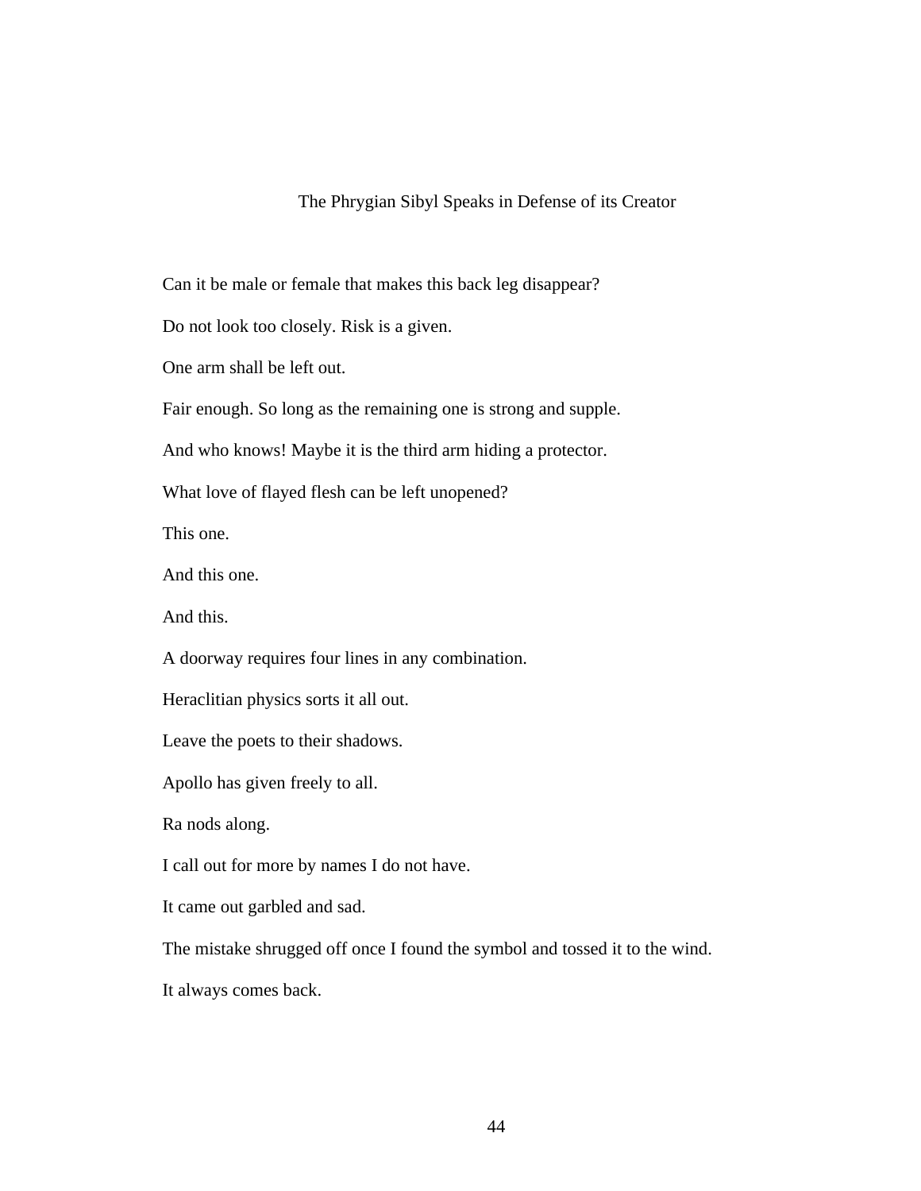## The Phrygian Sibyl Speaks in Defense of its Creator

Can it be male or female that makes this back leg disappear?

Do not look too closely. Risk is a given.

One arm shall be left out.

Fair enough. So long as the remaining one is strong and supple.

And who knows! Maybe it is the third arm hiding a protector.

What love of flayed flesh can be left unopened?

This one.

And this one.

And this.

A doorway requires four lines in any combination.

Heraclitian physics sorts it all out.

Leave the poets to their shadows.

Apollo has given freely to all.

Ra nods along.

I call out for more by names I do not have.

It came out garbled and sad.

The mistake shrugged off once I found the symbol and tossed it to the wind.

It always comes back.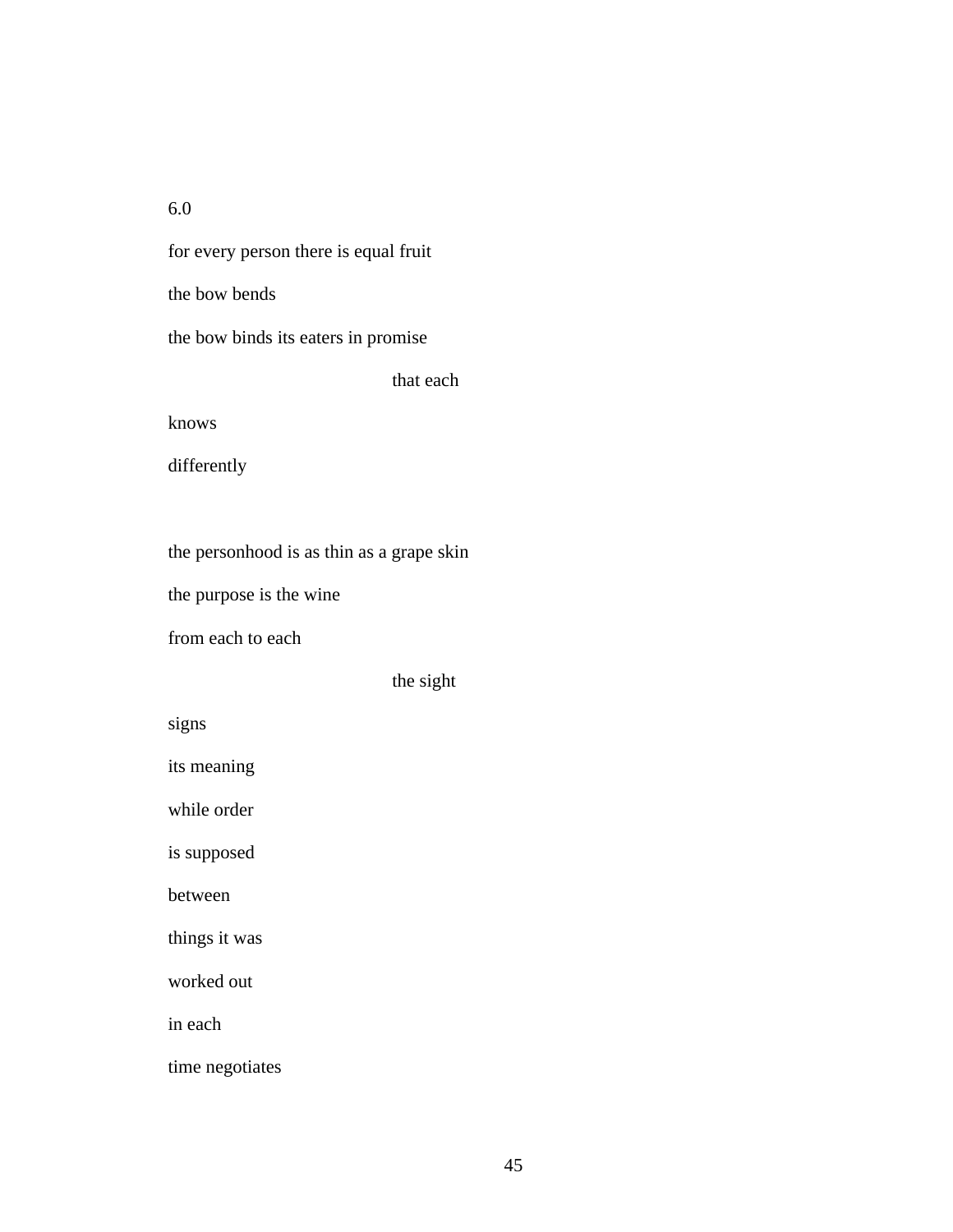6.0

for every person there is equal fruit

the bow bends

the bow binds its eaters in promise

                                                            that each

knows

differently

the personhood is as thin as a grape skin

the purpose is the wine

from each to each

                                                            the sight

signs

its meaning

while order

is supposed

between

things it was

worked out

in each

time negotiates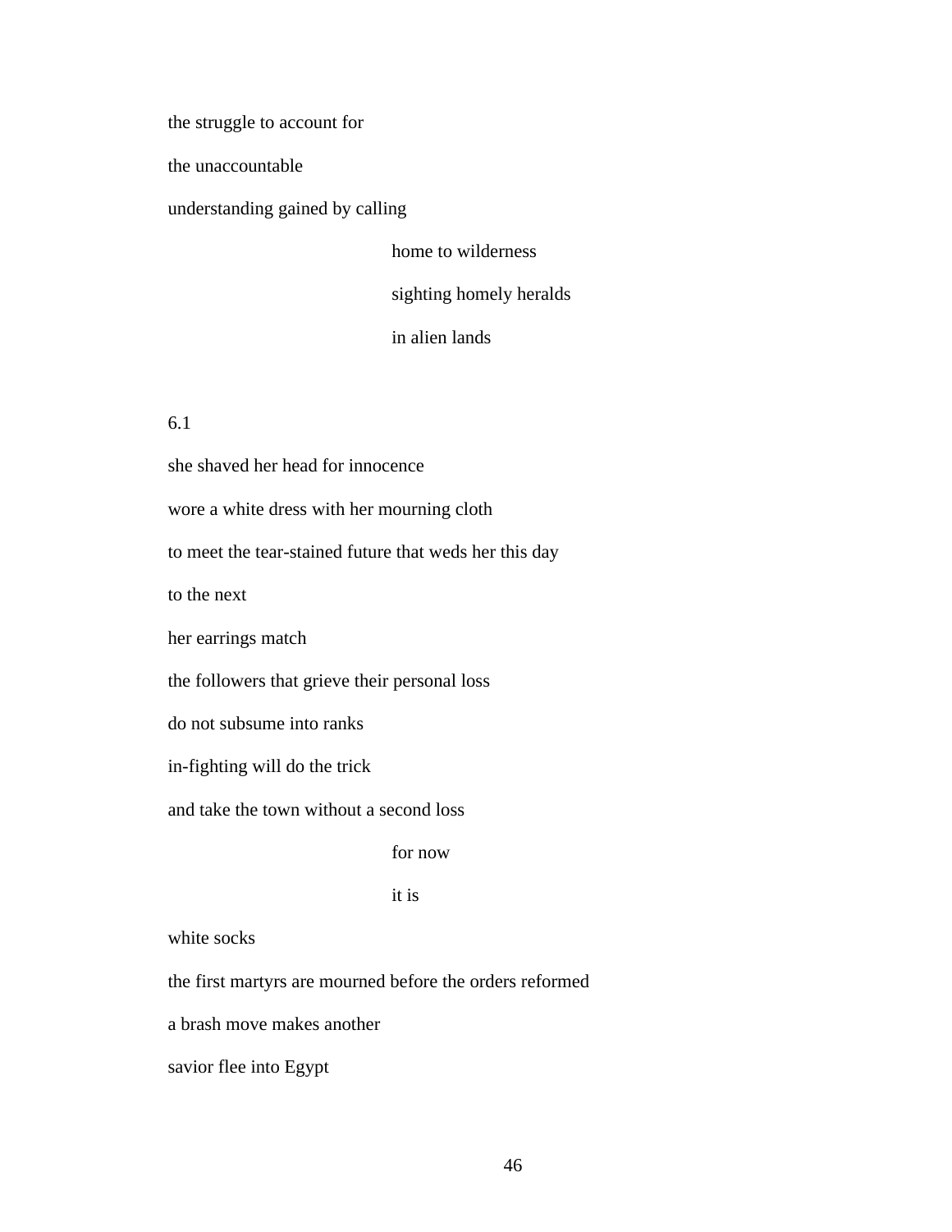the struggle to account for

the unaccountable

understanding gained by calling

&nbsp;&nbsp;&nbsp;&nbsp;&nbsp;&nbsp;&nbsp;&nbsp;&nbsp;&nbsp;&nbsp;&nbsp;&nbsp;&nbsp;&nbsp;&nbsp;&nbsp;&nbsp;&nbsp;&nbsp;&nbsp;&nbsp;&nbsp;&nbsp;home to wilderness

&nbsp;&nbsp;&nbsp;&nbsp;&nbsp;&nbsp;&nbsp;&nbsp;&nbsp;&nbsp;&nbsp;&nbsp;&nbsp;&nbsp;&nbsp;&nbsp;&nbsp;&nbsp;&nbsp;&nbsp;&nbsp;&nbsp;&nbsp;&nbsp;sighting homely heralds

&nbsp;&nbsp;&nbsp;&nbsp;&nbsp;&nbsp;&nbsp;&nbsp;&nbsp;&nbsp;&nbsp;&nbsp;&nbsp;&nbsp;&nbsp;&nbsp;&nbsp;&nbsp;&nbsp;&nbsp;&nbsp;&nbsp;&nbsp;&nbsp;in alien lands

6.1

she shaved her head for innocence

wore a white dress with her mourning cloth

to meet the tear-stained future that weds her this day

to the next

her earrings match

the followers that grieve their personal loss

do not subsume into ranks

in-fighting will do the trick

and take the town without a second loss

&nbsp;&nbsp;&nbsp;&nbsp;&nbsp;&nbsp;&nbsp;&nbsp;&nbsp;&nbsp;&nbsp;&nbsp;&nbsp;&nbsp;&nbsp;&nbsp;&nbsp;&nbsp;&nbsp;&nbsp;&nbsp;&nbsp;&nbsp;&nbsp;for now

&nbsp;&nbsp;&nbsp;&nbsp;&nbsp;&nbsp;&nbsp;&nbsp;&nbsp;&nbsp;&nbsp;&nbsp;&nbsp;&nbsp;&nbsp;&nbsp;&nbsp;&nbsp;&nbsp;&nbsp;&nbsp;&nbsp;&nbsp;&nbsp;it is

white socks

the first martyrs are mourned before the orders reformed

a brash move makes another

savior flee into Egypt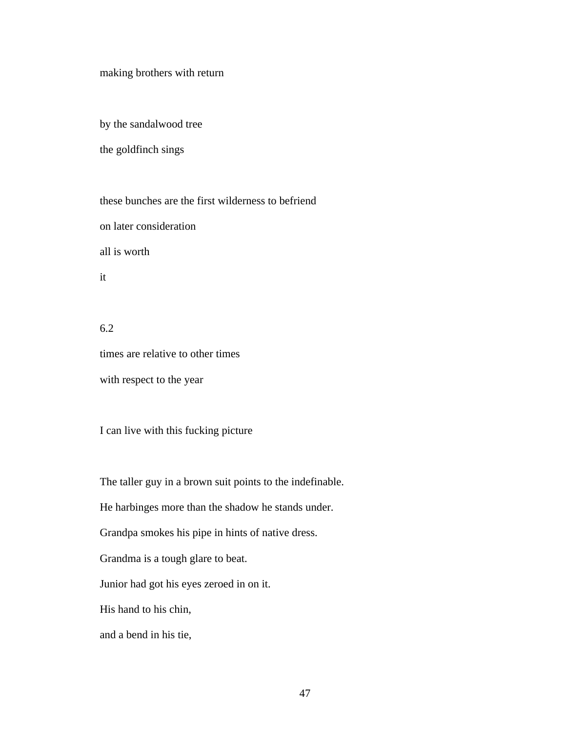making brothers with return

by the sandalwood tree

the goldfinch sings

these bunches are the first wilderness to befriend

on later consideration

all is worth

it

6.2

times are relative to other times

with respect to the year

I can live with this fucking picture

The taller guy in a brown suit points to the indefinable.

He harbinges more than the shadow he stands under.

Grandpa smokes his pipe in hints of native dress.

Grandma is a tough glare to beat.

Junior had got his eyes zeroed in on it.

His hand to his chin,

and a bend in his tie,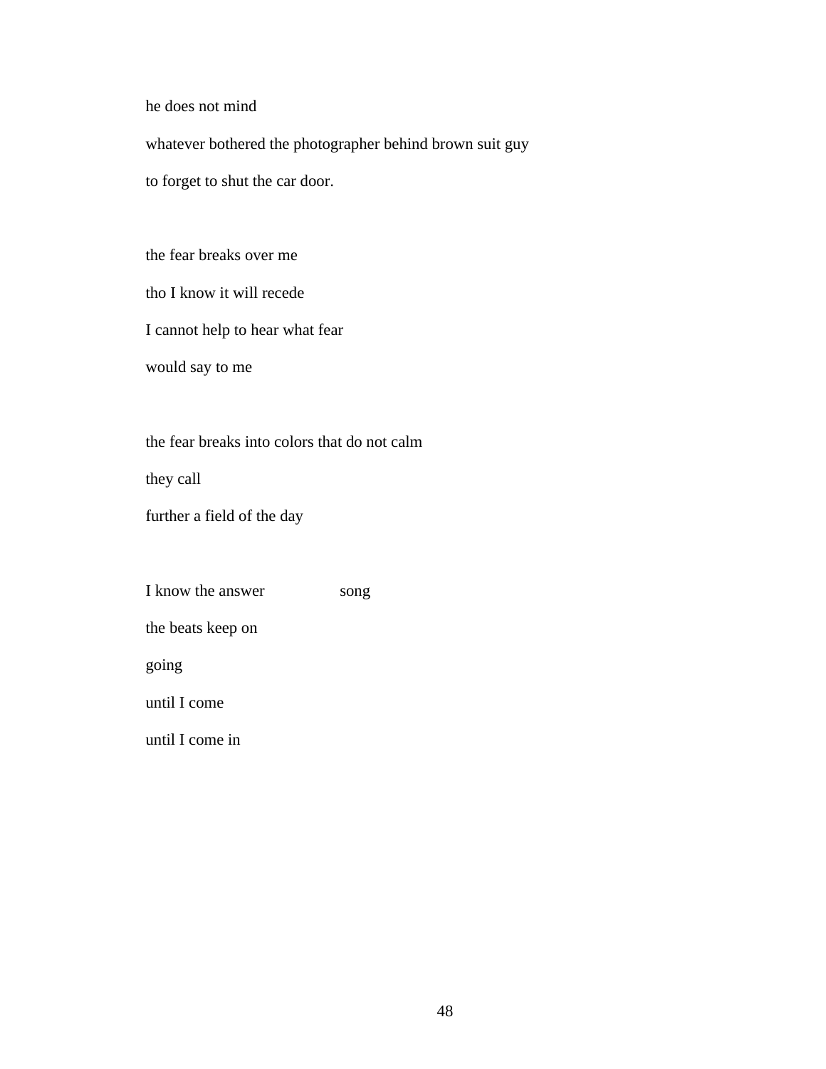he does not mind

whatever bothered the photographer behind brown suit guy

to forget to shut the car door.

the fear breaks over me

tho I know it will recede

I cannot help to hear what fear

would say to me

the fear breaks into colors that do not calm

they call

further a field of the day

I know the answer                    song

the beats keep on

going

until I come

until I come in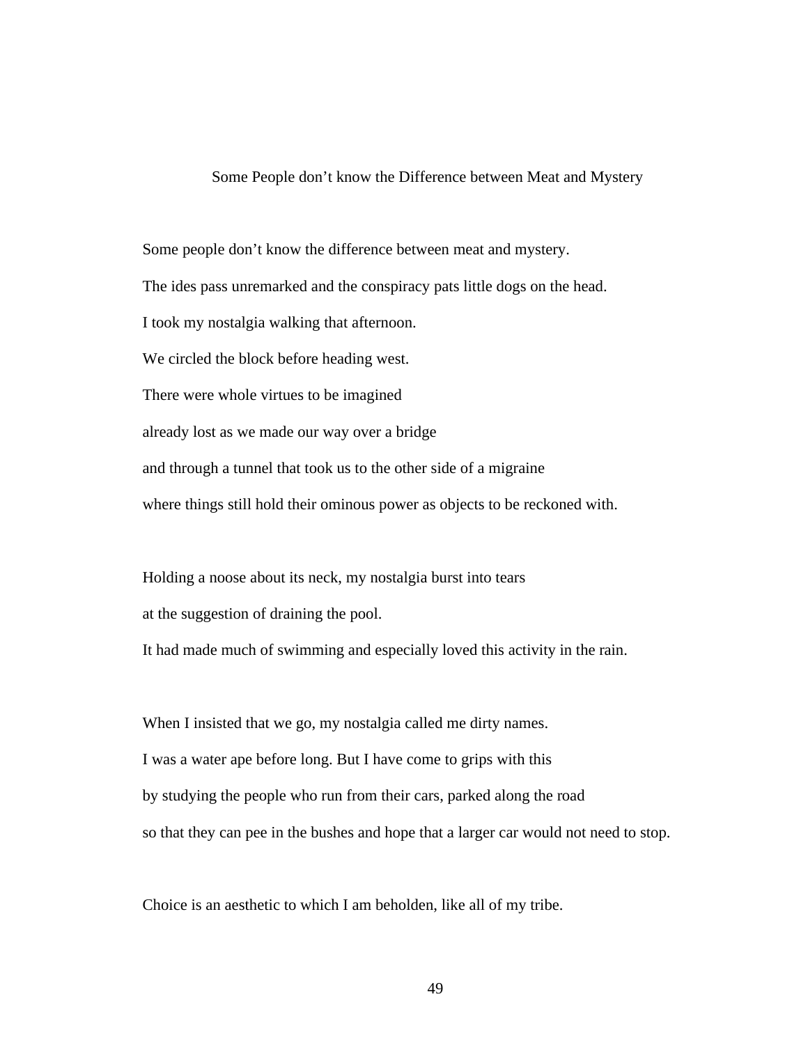## Some People don't know the Difference between Meat and Mystery

Some people don't know the difference between meat and mystery.  
The ides pass unremarked and the conspiracy pats little dogs on the head.  
I took my nostalgia walking that afternoon.  
We circled the block before heading west.  
There were whole virtues to be imagined  
already lost as we made our way over a bridge  
and through a tunnel that took us to the other side of a migraine  
where things still hold their ominous power as objects to be reckoned with.

Holding a noose about its neck, my nostalgia burst into tears  
at the suggestion of draining the pool.  
It had made much of swimming and especially loved this activity in the rain.

When I insisted that we go, my nostalgia called me dirty names.  
I was a water ape before long. But I have come to grips with this  
by studying the people who run from their cars, parked along the road  
so that they can pee in the bushes and hope that a larger car would not need to stop.

Choice is an aesthetic to which I am beholden, like all of my tribe.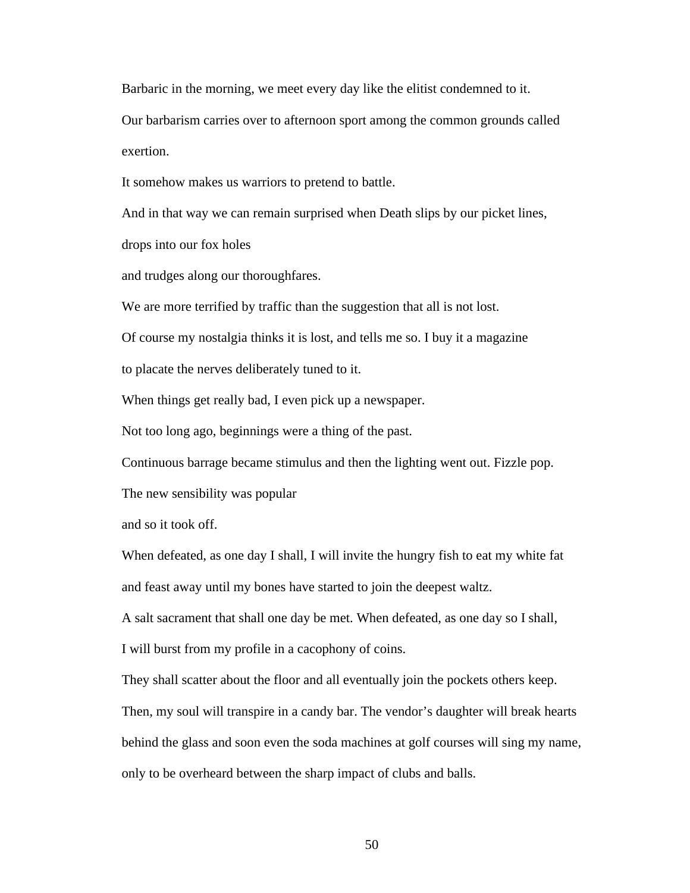Barbaric in the morning, we meet every day like the elitist condemned to it.

Our barbarism carries over to afternoon sport among the common grounds called exertion.

It somehow makes us warriors to pretend to battle.

And in that way we can remain surprised when Death slips by our picket lines,

drops into our fox holes

and trudges along our thoroughfares.

We are more terrified by traffic than the suggestion that all is not lost.

Of course my nostalgia thinks it is lost, and tells me so. I buy it a magazine

to placate the nerves deliberately tuned to it.

When things get really bad, I even pick up a newspaper.

Not too long ago, beginnings were a thing of the past.

Continuous barrage became stimulus and then the lighting went out. Fizzle pop.

The new sensibility was popular

and so it took off.

When defeated, as one day I shall, I will invite the hungry fish to eat my white fat

and feast away until my bones have started to join the deepest waltz.

A salt sacrament that shall one day be met. When defeated, as one day so I shall,

I will burst from my profile in a cacophony of coins.

They shall scatter about the floor and all eventually join the pockets others keep.

Then, my soul will transpire in a candy bar. The vendor's daughter will break hearts

behind the glass and soon even the soda machines at golf courses will sing my name,

only to be overheard between the sharp impact of clubs and balls.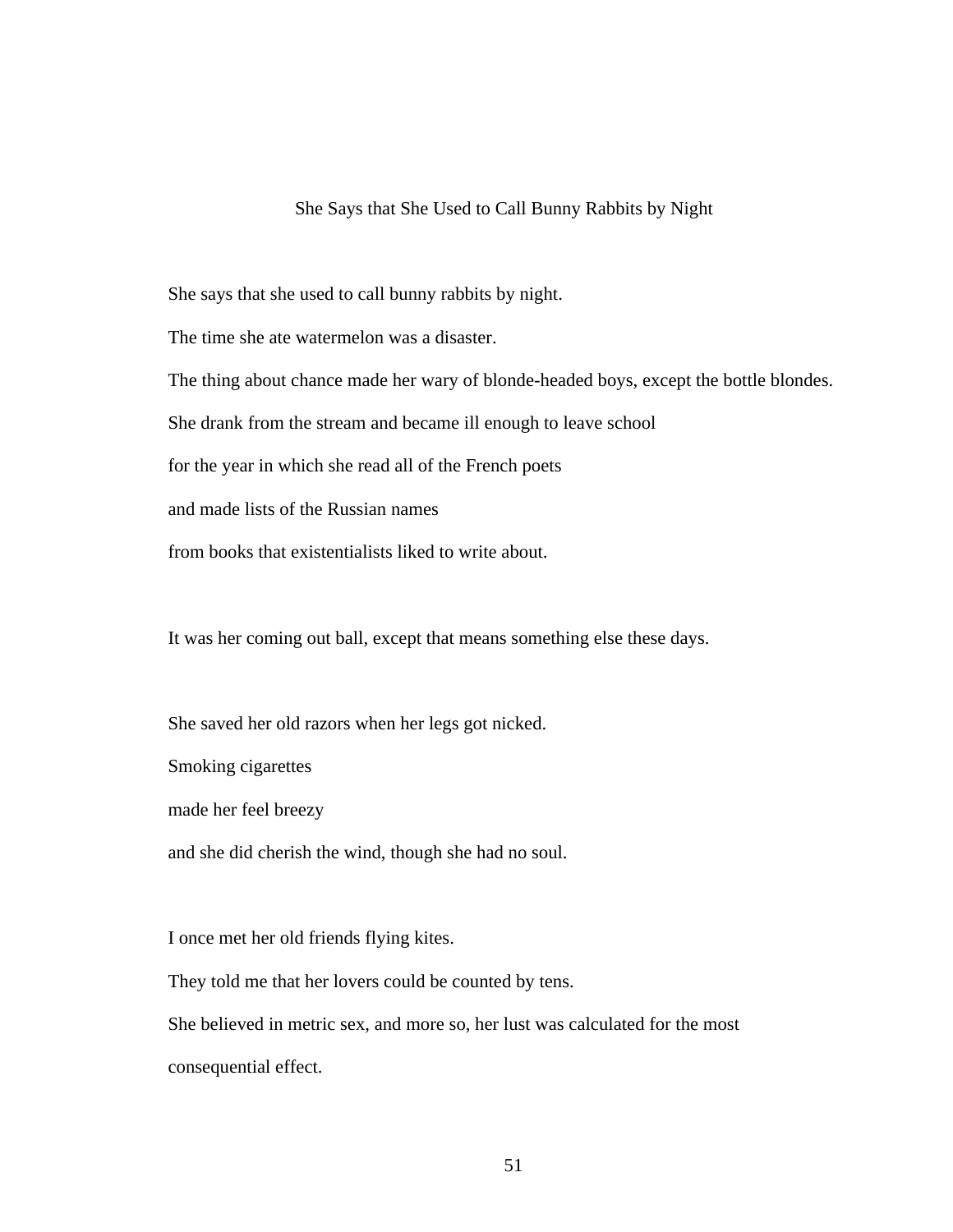## She Says that She Used to Call Bunny Rabbits by Night

She says that she used to call bunny rabbits by night.

The time she ate watermelon was a disaster.

The thing about chance made her wary of blonde-headed boys, except the bottle blondes.

She drank from the stream and became ill enough to leave school

for the year in which she read all of the French poets

and made lists of the Russian names

from books that existentialists liked to write about.

It was her coming out ball, except that means something else these days.

She saved her old razors when her legs got nicked.

Smoking cigarettes

made her feel breezy

and she did cherish the wind, though she had no soul.

I once met her old friends flying kites.

They told me that her lovers could be counted by tens.

She believed in metric sex, and more so, her lust was calculated for the most

consequential effect.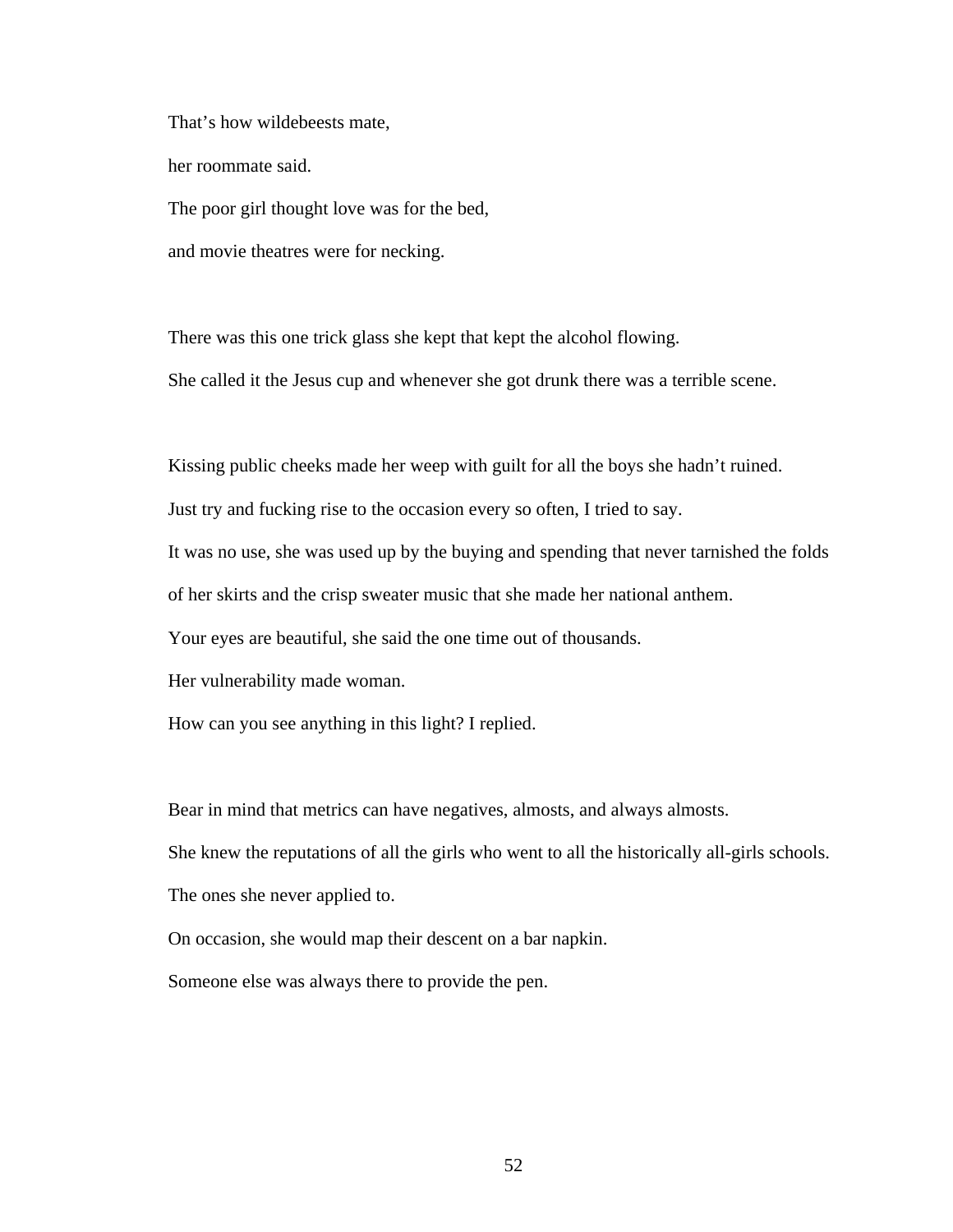That's how wildebeests mate,

her roommate said.

The poor girl thought love was for the bed,

and movie theatres were for necking.

There was this one trick glass she kept that kept the alcohol flowing.

She called it the Jesus cup and whenever she got drunk there was a terrible scene.

Kissing public cheeks made her weep with guilt for all the boys she hadn't ruined.

Just try and fucking rise to the occasion every so often, I tried to say.

It was no use, she was used up by the buying and spending that never tarnished the folds

of her skirts and the crisp sweater music that she made her national anthem.

Your eyes are beautiful, she said the one time out of thousands.

Her vulnerability made woman.

How can you see anything in this light? I replied.

Bear in mind that metrics can have negatives, almosts, and always almosts.

She knew the reputations of all the girls who went to all the historically all-girls schools.

The ones she never applied to.

On occasion, she would map their descent on a bar napkin.

Someone else was always there to provide the pen.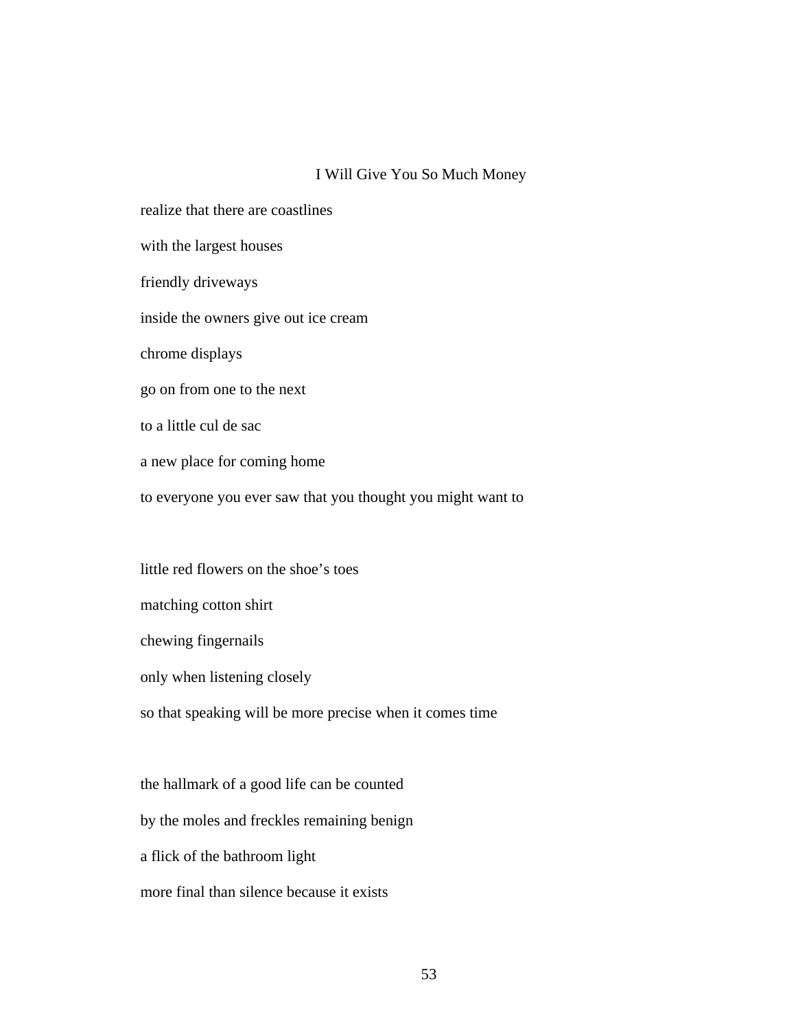## I Will Give You So Much Money

realize that there are coastlines

with the largest houses

friendly driveways

inside the owners give out ice cream

chrome displays

go on from one to the next

to a little cul de sac

a new place for coming home

to everyone you ever saw that you thought you might want to

little red flowers on the shoe's toes

matching cotton shirt

chewing fingernails

only when listening closely

so that speaking will be more precise when it comes time

the hallmark of a good life can be counted

by the moles and freckles remaining benign

a flick of the bathroom light

more final than silence because it exists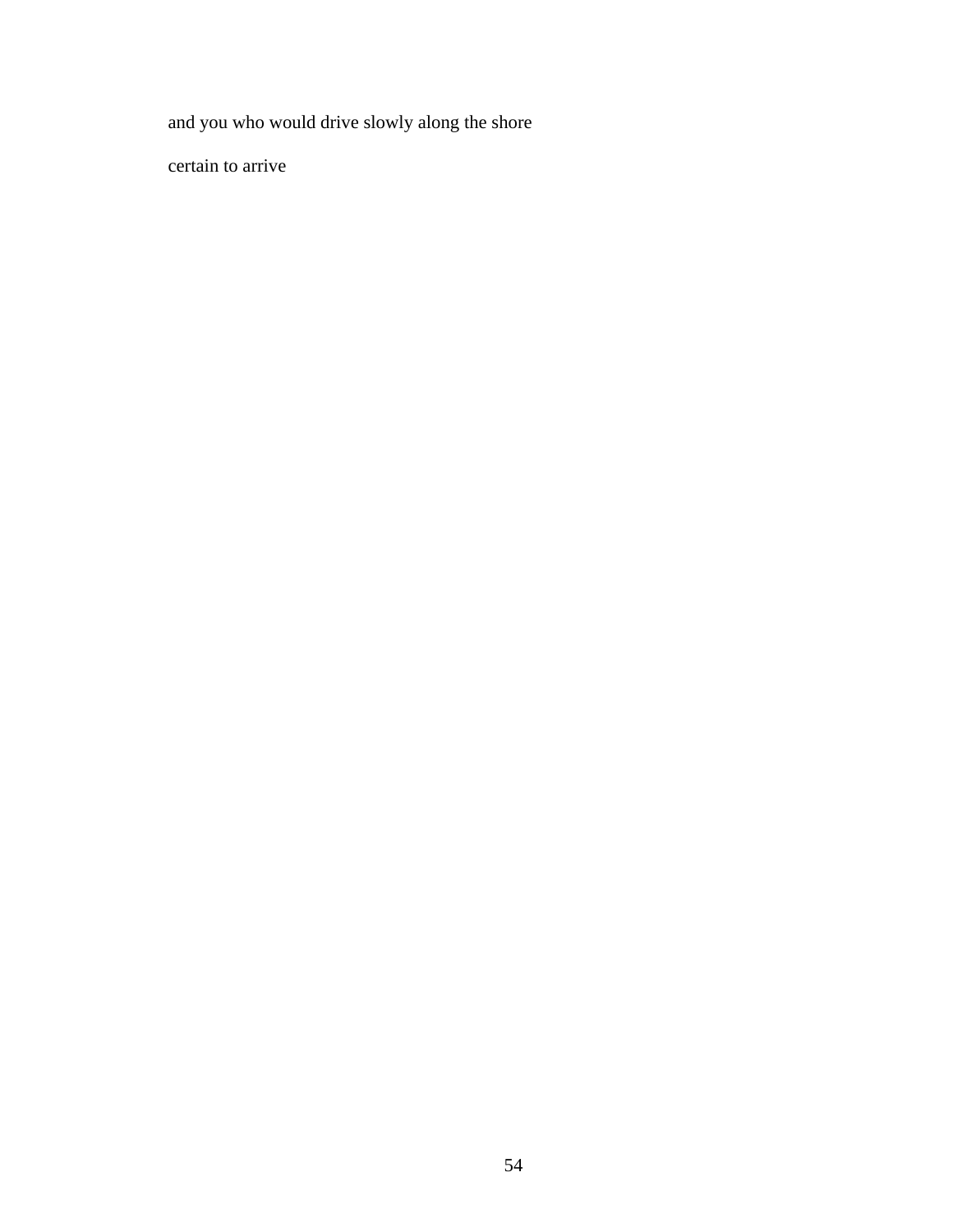and you who would drive slowly along the shore

certain to arrive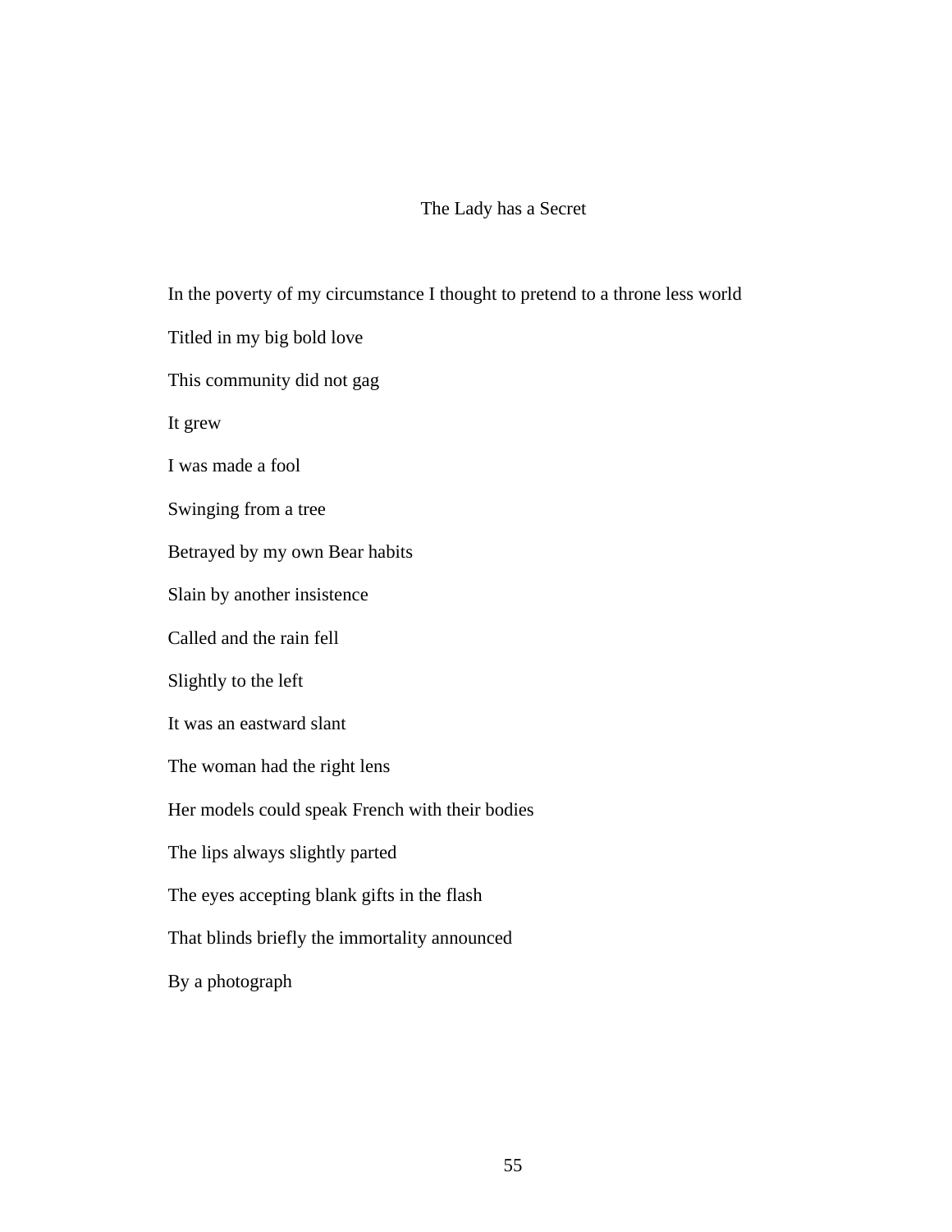# The Lady has a Secret

In the poverty of my circumstance I thought to pretend to a throne less world

Titled in my big bold love

This community did not gag

It grew

I was made a fool

Swinging from a tree

Betrayed by my own Bear habits

Slain by another insistence

Called and the rain fell

Slightly to the left

It was an eastward slant

The woman had the right lens

Her models could speak French with their bodies

The lips always slightly parted

The eyes accepting blank gifts in the flash

That blinds briefly the immortality announced

By a photograph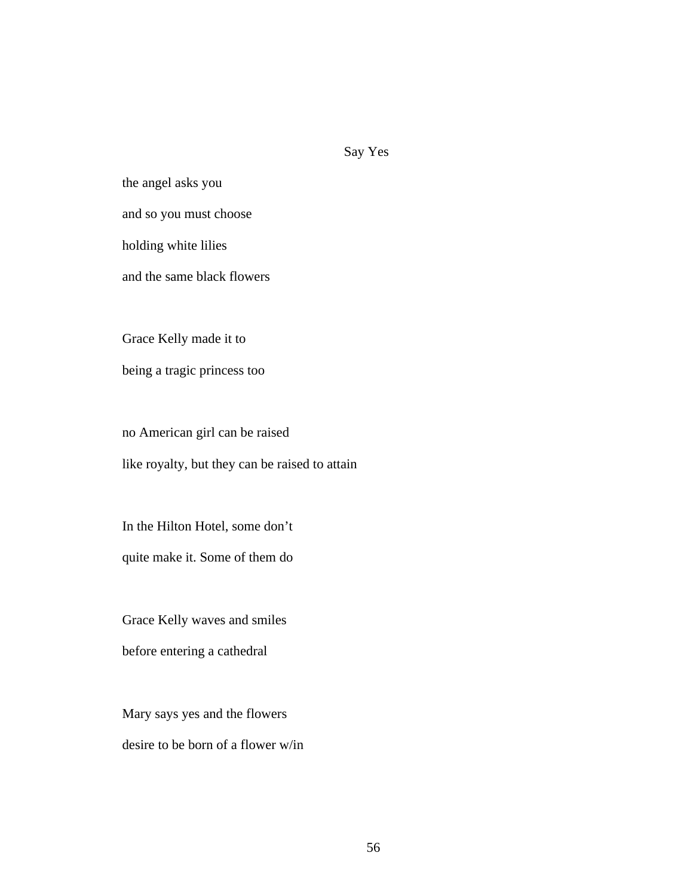## Say Yes

the angel asks you

and so you must choose

holding white lilies

and the same black flowers

Grace Kelly made it to

being a tragic princess too

no American girl can be raised

like royalty, but they can be raised to attain

In the Hilton Hotel, some don't

quite make it. Some of them do

Grace Kelly waves and smiles

before entering a cathedral

Mary says yes and the flowers

desire to be born of a flower w/in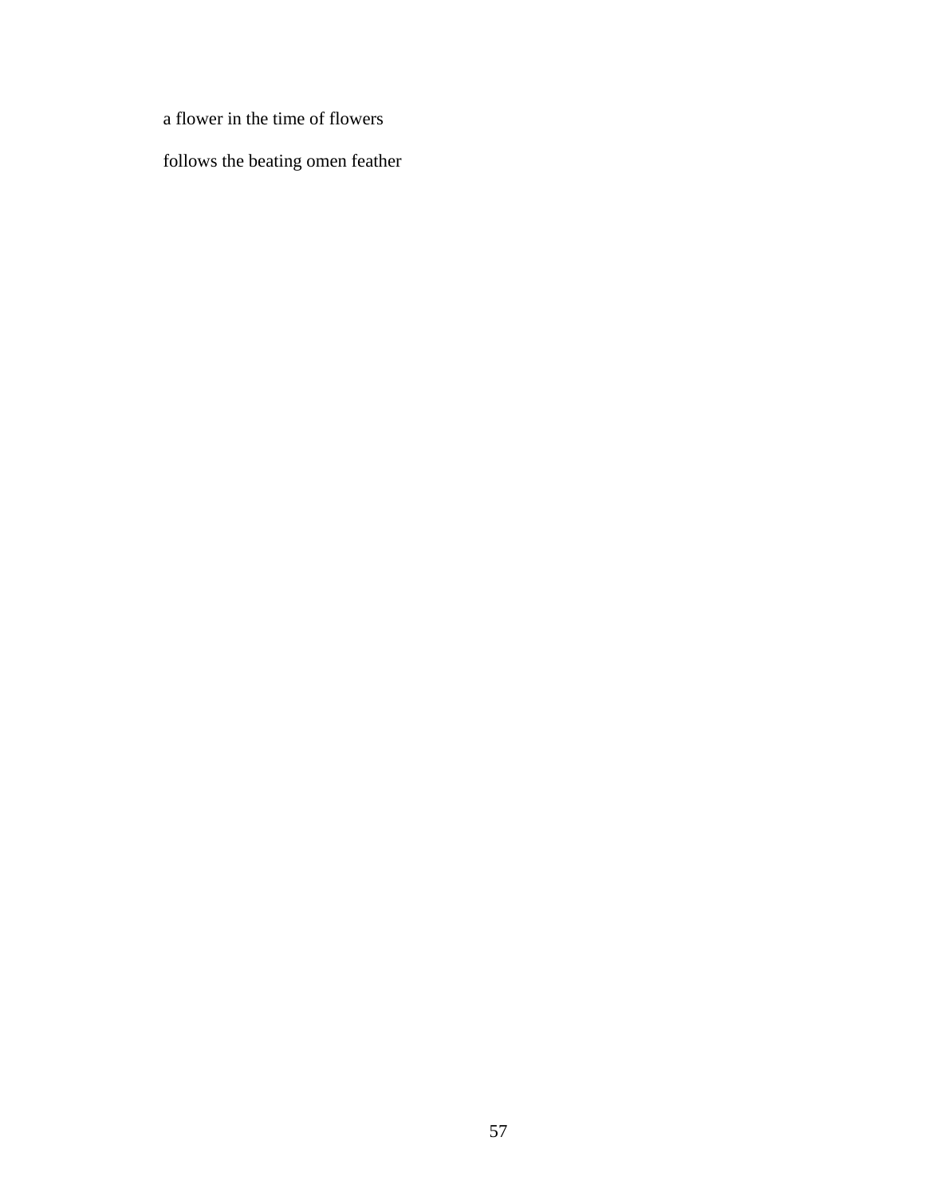a flower in the time of flowers

follows the beating omen feather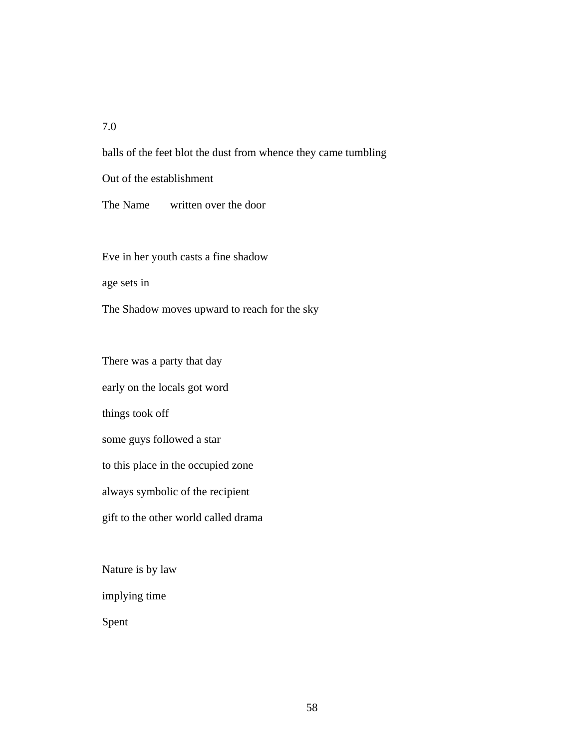7.0

balls of the feet blot the dust from whence they came tumbling

Out of the establishment

The Name        written over the door

Eve in her youth casts a fine shadow

age sets in

The Shadow moves upward to reach for the sky

There was a party that day

early on the locals got word

things took off

some guys followed a star

to this place in the occupied zone

always symbolic of the recipient

gift to the other world called drama

Nature is by law

implying time

Spent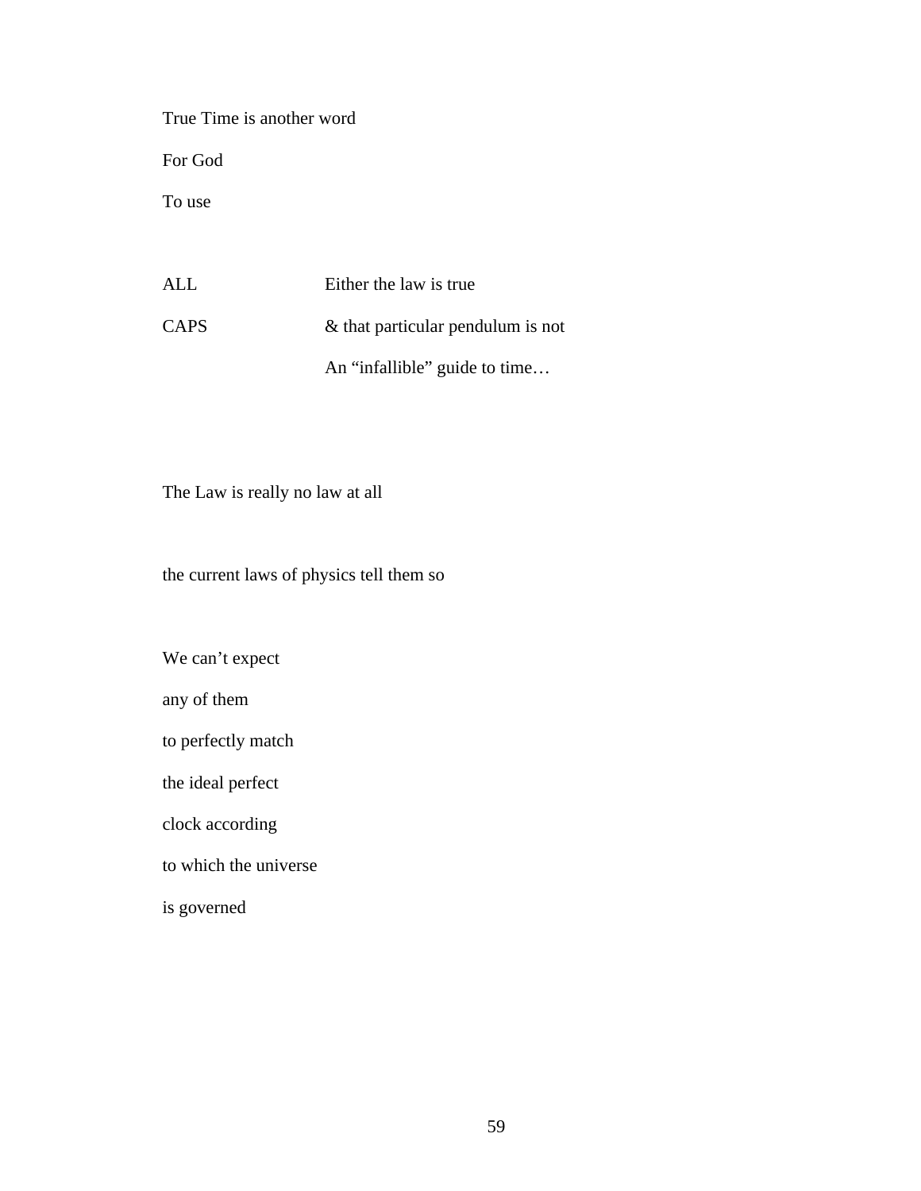True Time is another word

For God

To use

ALL Either the law is true

CAPS & that particular pendulum is not

An “infallible” guide to time…

The Law is really no law at all

the current laws of physics tell them so

We can’t expect

any of them

to perfectly match

the ideal perfect

clock according

to which the universe

is governed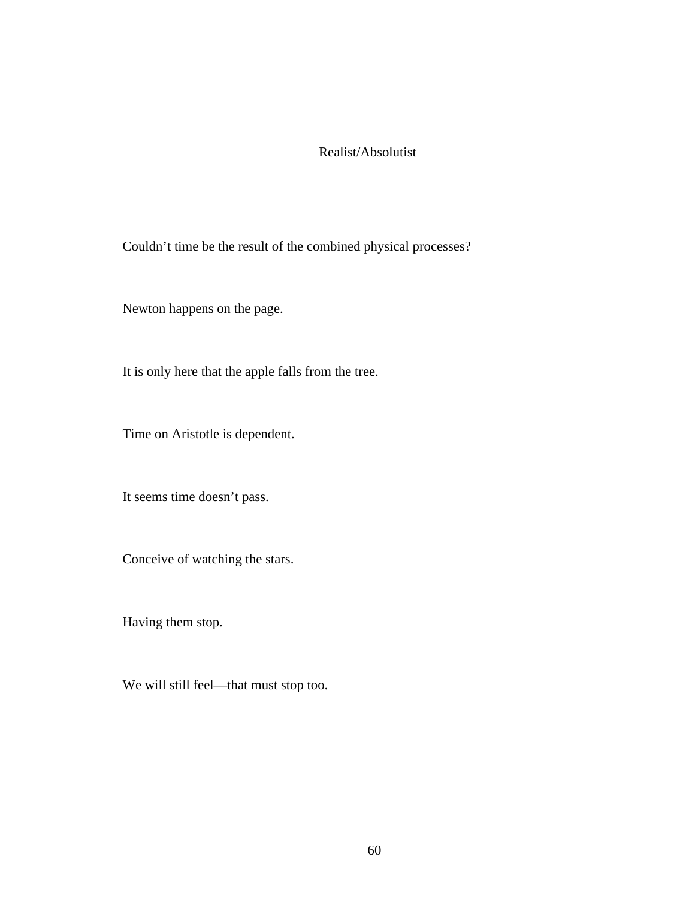# Realist/Absolutist

Couldn’t time be the result of the combined physical processes?

Newton happens on the page.

It is only here that the apple falls from the tree.

Time on Aristotle is dependent.

It seems time doesn’t pass.

Conceive of watching the stars.

Having them stop.

We will still feel—that must stop too.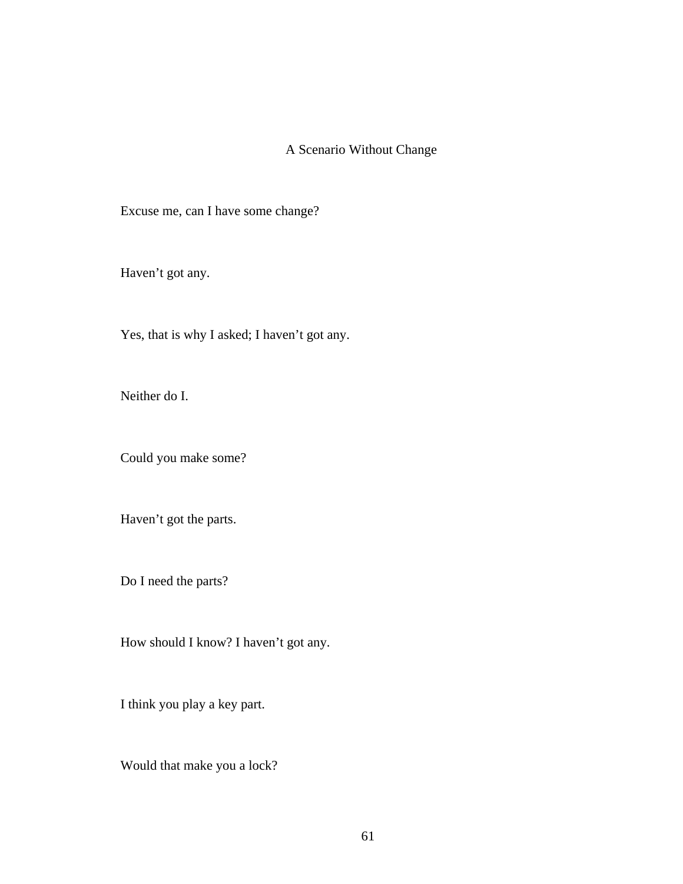# A Scenario Without Change

Excuse me, can I have some change?

Haven't got any.

Yes, that is why I asked; I haven't got any.

Neither do I.

Could you make some?

Haven't got the parts.

Do I need the parts?

How should I know? I haven't got any.

I think you play a key part.

Would that make you a lock?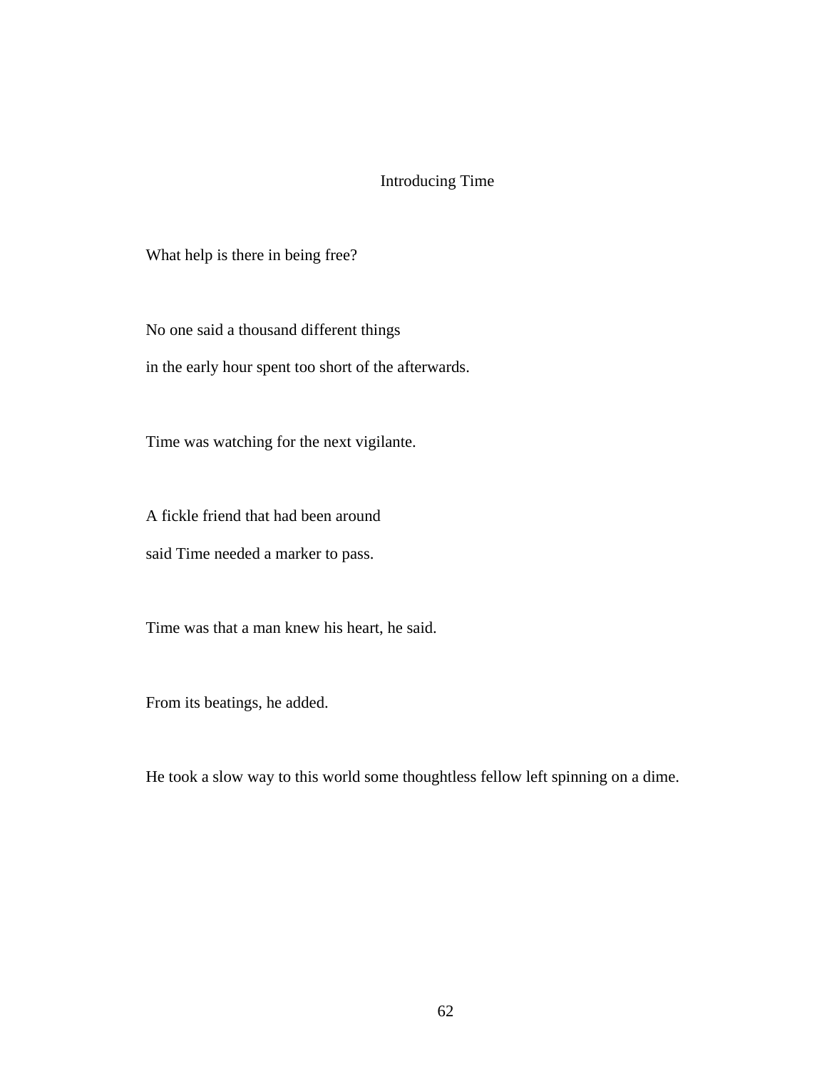## Introducing Time

What help is there in being free?

No one said a thousand different things
in the early hour spent too short of the afterwards.

Time was watching for the next vigilante.

A fickle friend that had been around
said Time needed a marker to pass.

Time was that a man knew his heart, he said.

From its beatings, he added.

He took a slow way to this world some thoughtless fellow left spinning on a dime.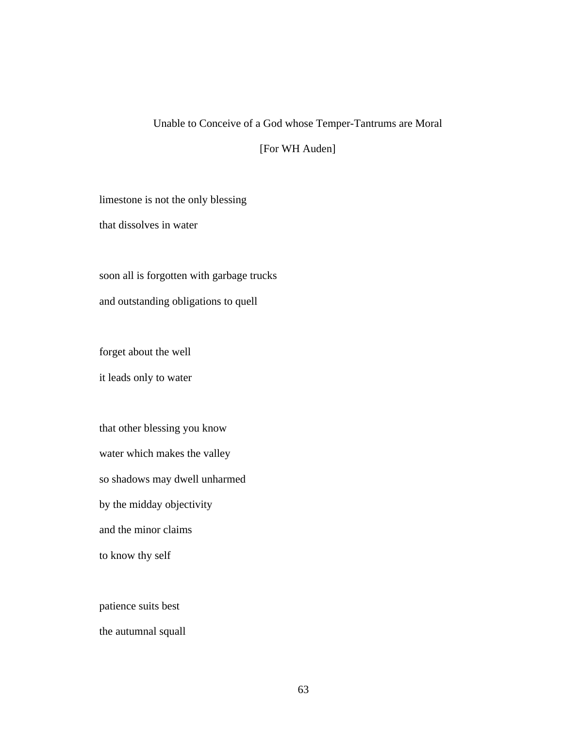## Unable to Conceive of a God whose Temper-Tantrums are Moral

[For WH Auden]

limestone is not the only blessing  
that dissolves in water

soon all is forgotten with garbage trucks  
and outstanding obligations to quell

forget about the well  
it leads only to water

that other blessing you know  
water which makes the valley  
so shadows may dwell unharmed  
by the midday objectivity  
and the minor claims  
to know thy self

patience suits best  
the autumnal squall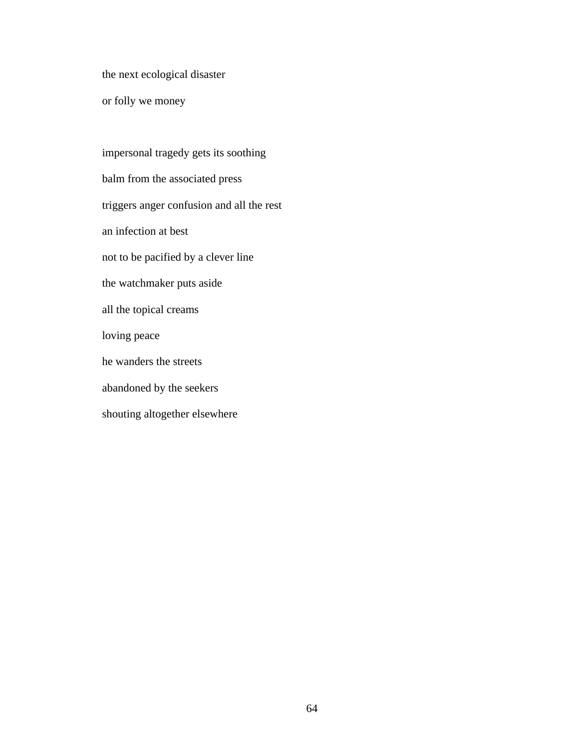the next ecological disaster

or folly we money

impersonal tragedy gets its soothing

balm from the associated press

triggers anger confusion and all the rest

an infection at best

not to be pacified by a clever line

the watchmaker puts aside

all the topical creams

loving peace

he wanders the streets

abandoned by the seekers

shouting altogether elsewhere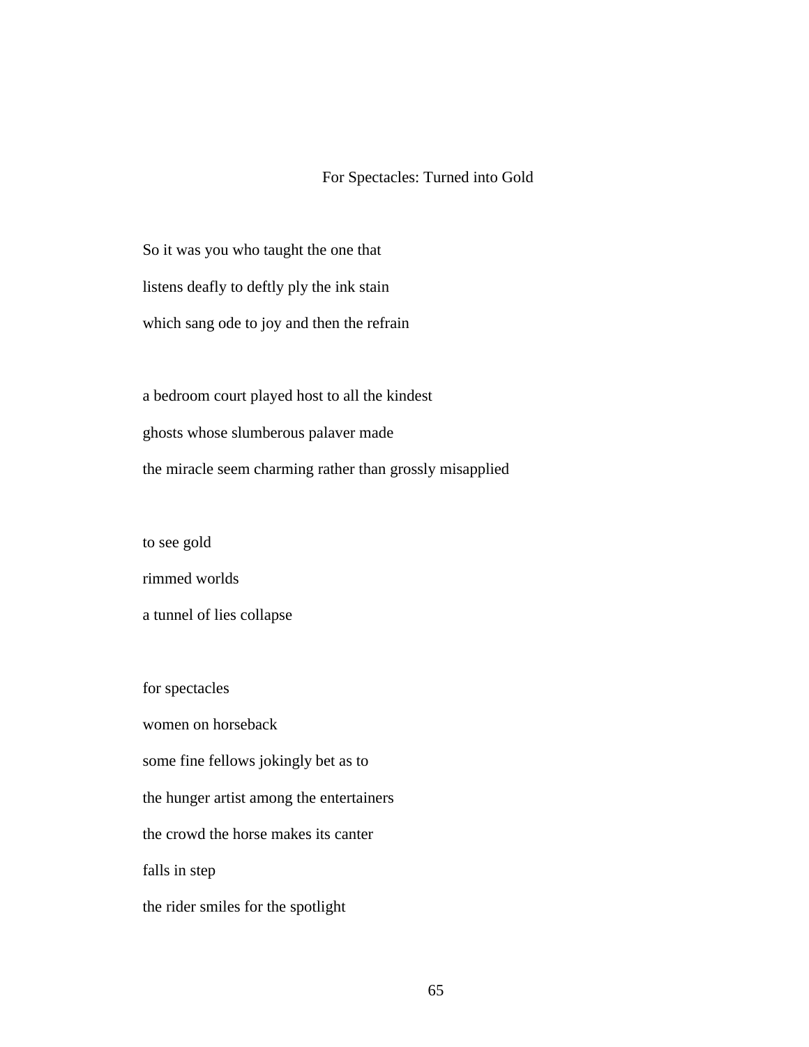## For Spectacles: Turned into Gold

So it was you who taught the one that
listens deafly to deftly ply the ink stain
which sang ode to joy and then the refrain

a bedroom court played host to all the kindest
ghosts whose slumberous palaver made
the miracle seem charming rather than grossly misapplied

to see gold
rimmed worlds
a tunnel of lies collapse

for spectacles
women on horseback
some fine fellows jokingly bet as to
the hunger artist among the entertainers
the crowd the horse makes its canter
falls in step
the rider smiles for the spotlight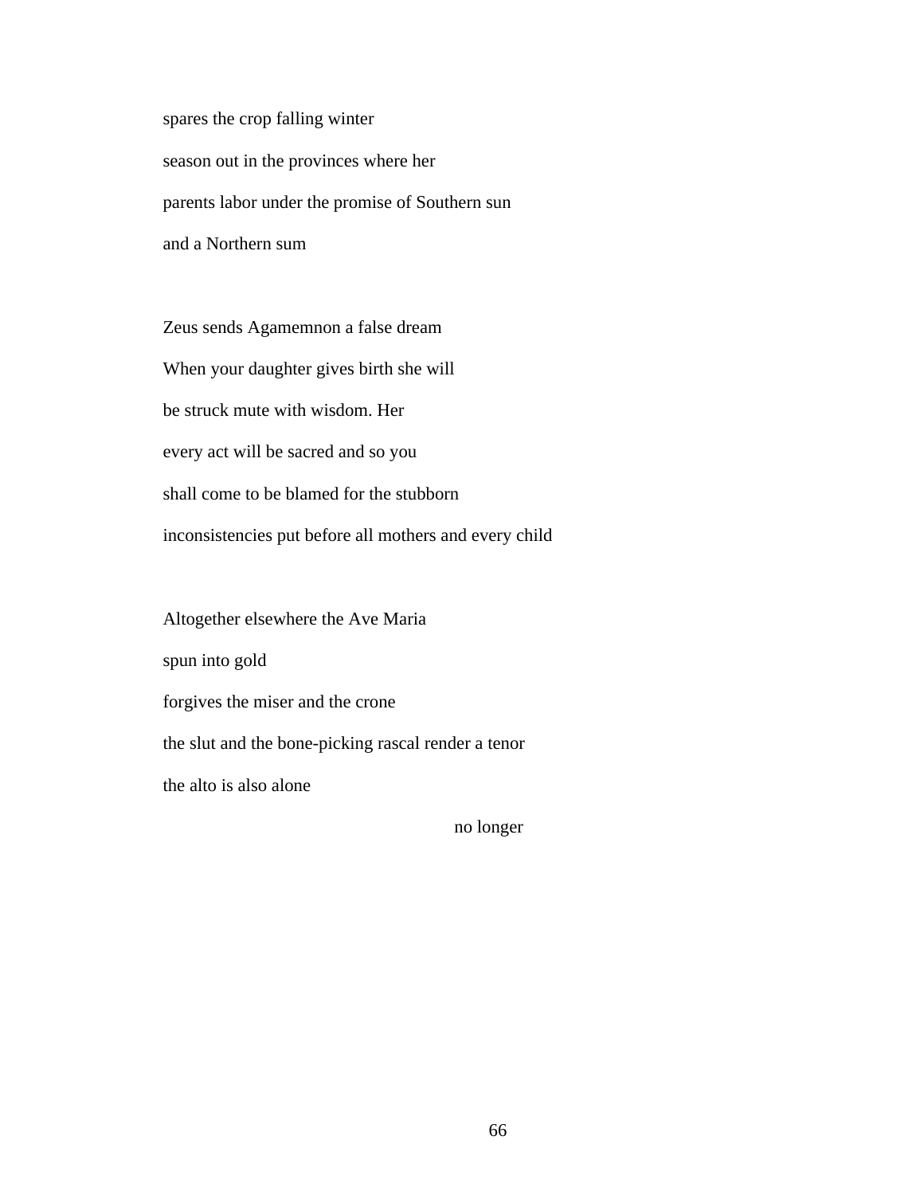spares the crop falling winter

season out in the provinces where her

parents labor under the promise of Southern sun

and a Northern sum

Zeus sends Agamemnon a false dream

When your daughter gives birth she will

be struck mute with wisdom. Her

every act will be sacred and so you

shall come to be blamed for the stubborn

inconsistencies put before all mothers and every child

Altogether elsewhere the Ave Maria

spun into gold

forgives the miser and the crone

the slut and the bone-picking rascal render a tenor

the alto is also alone

                                                            no longer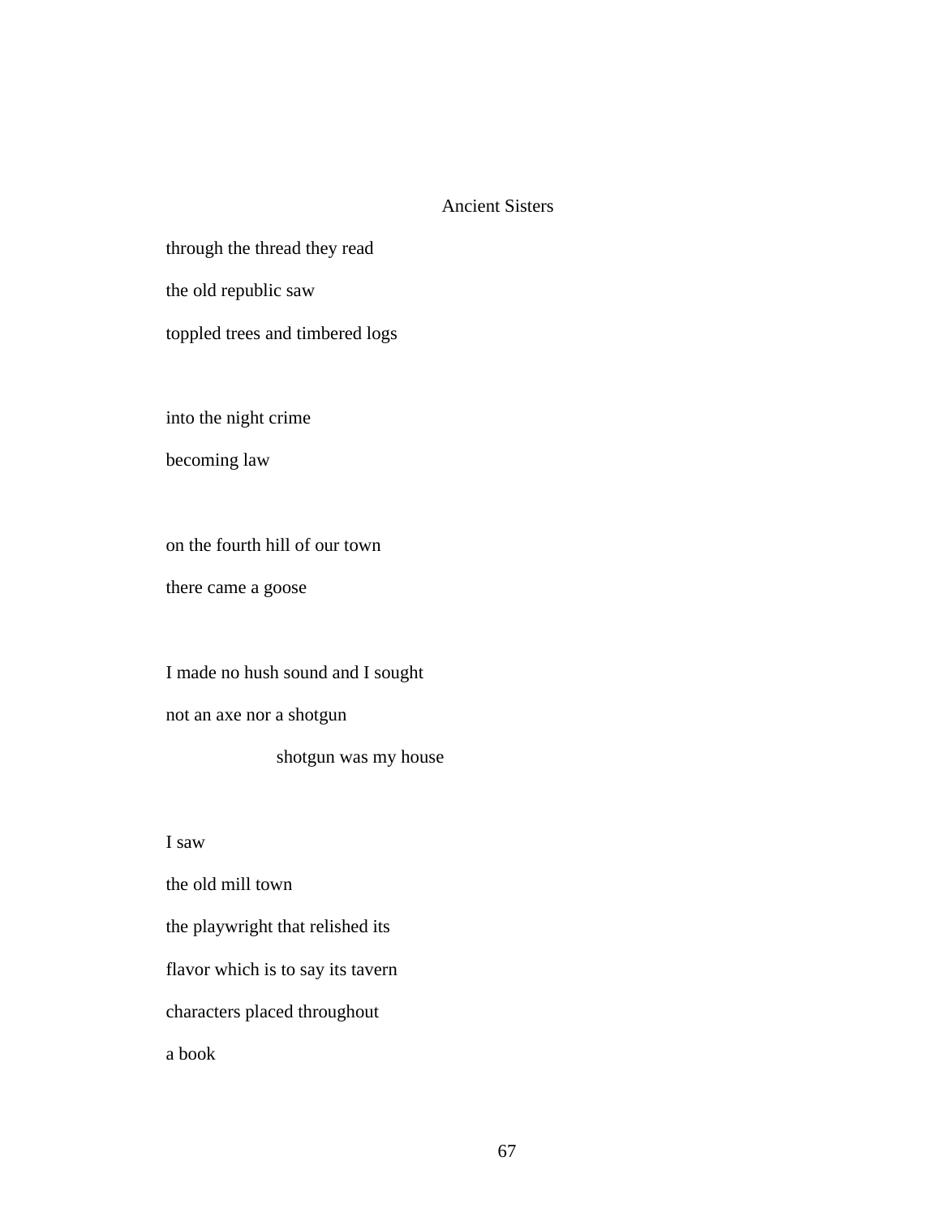## Ancient Sisters

through the thread they read  
the old republic saw  
toppled trees and timbered logs

into the night crime  
becoming law

on the fourth hill of our town  
there came a goose

I made no hush sound and I sought  
not an axe nor a shotgun  
&nbsp;&nbsp;&nbsp;&nbsp;&nbsp;&nbsp;&nbsp;&nbsp;&nbsp;&nbsp;&nbsp;&nbsp;&nbsp;&nbsp;&nbsp;&nbsp;&nbsp;&nbsp;&nbsp;&nbsp;shotgun was my house

I saw  
the old mill town  
the playwright that relished its  
flavor which is to say its tavern  
characters placed throughout  
a book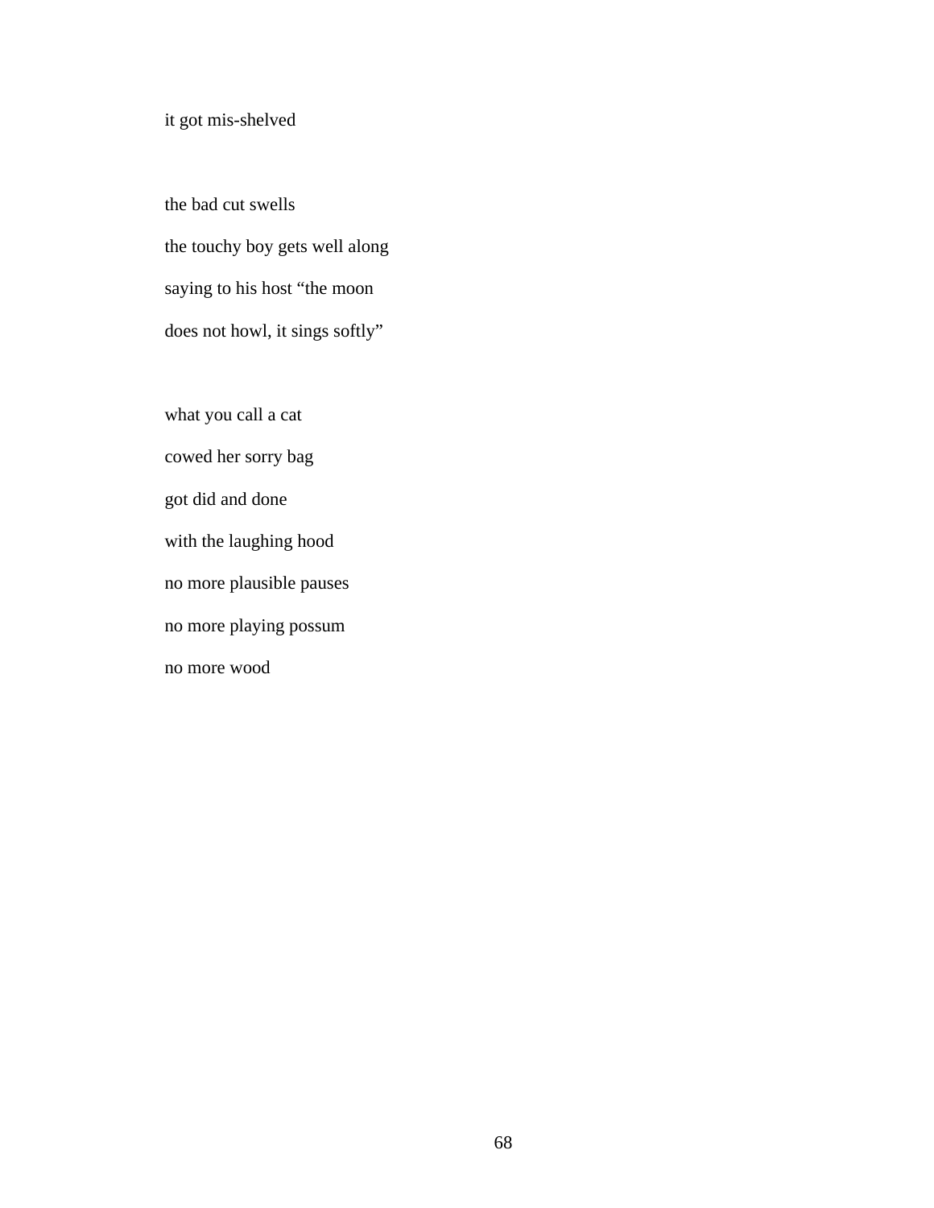it got mis-shelved

the bad cut swells  
the touchy boy gets well along  
saying to his host “the moon  
does not howl, it sings softly”

what you call a cat  
cowed her sorry bag  
got did and done  
with the laughing hood  
no more plausible pauses  
no more playing possum  
no more wood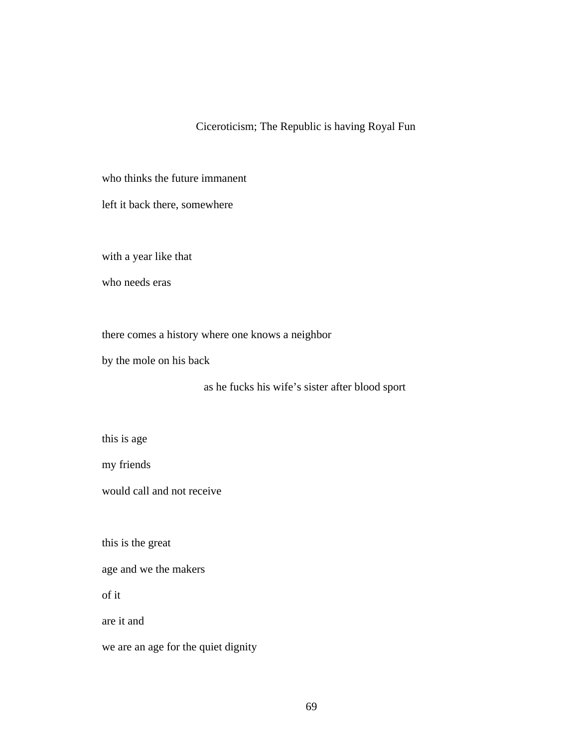## Ciceroticism; The Republic is having Royal Fun

who thinks the future immanent

left it back there, somewhere

with a year like that

who needs eras

there comes a history where one knows a neighbor

by the mole on his back

                                        as he fucks his wife's sister after blood sport

this is age

my friends

would call and not receive

this is the great

age and we the makers

of it

are it and

we are an age for the quiet dignity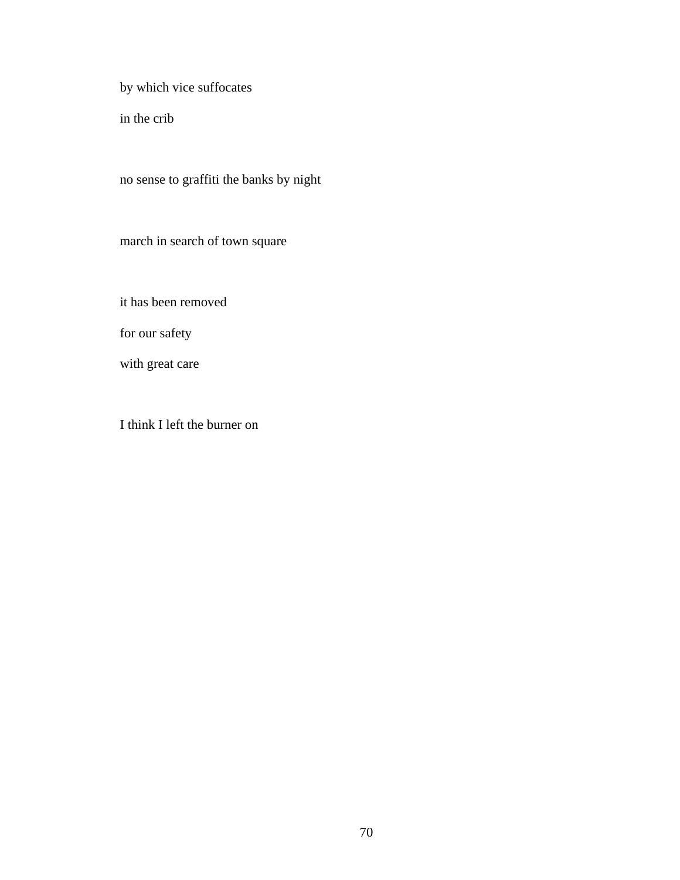by which vice suffocates

in the crib

no sense to graffiti the banks by night

march in search of town square

it has been removed

for our safety

with great care

I think I left the burner on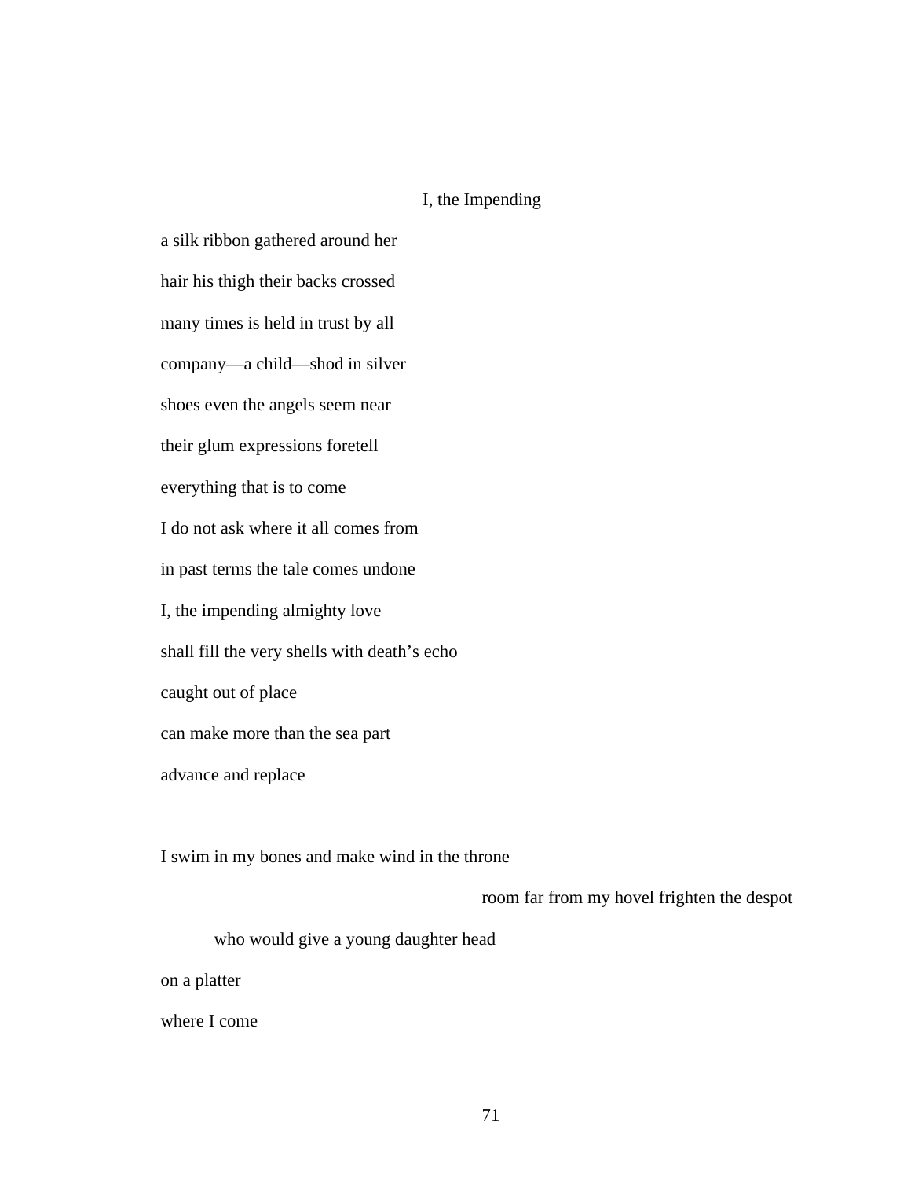## I, the Impending

a silk ribbon gathered around her

hair his thigh their backs crossed

many times is held in trust by all

company—a child—shod in silver

shoes even the angels seem near

their glum expressions foretell

everything that is to come

I do not ask where it all comes from

in past terms the tale comes undone

I, the impending almighty love

shall fill the very shells with death's echo

caught out of place

can make more than the sea part

advance and replace

I swim in my bones and make wind in the throne

                                                            room far from my hovel frighten the despot

          who would give a young daughter head

on a platter

where I come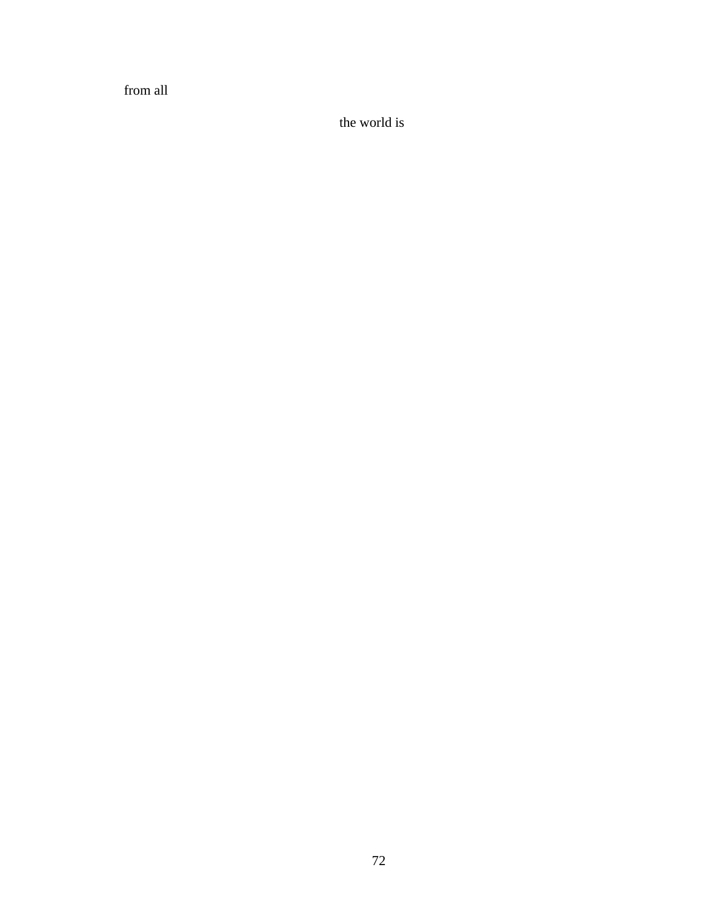from all

the world is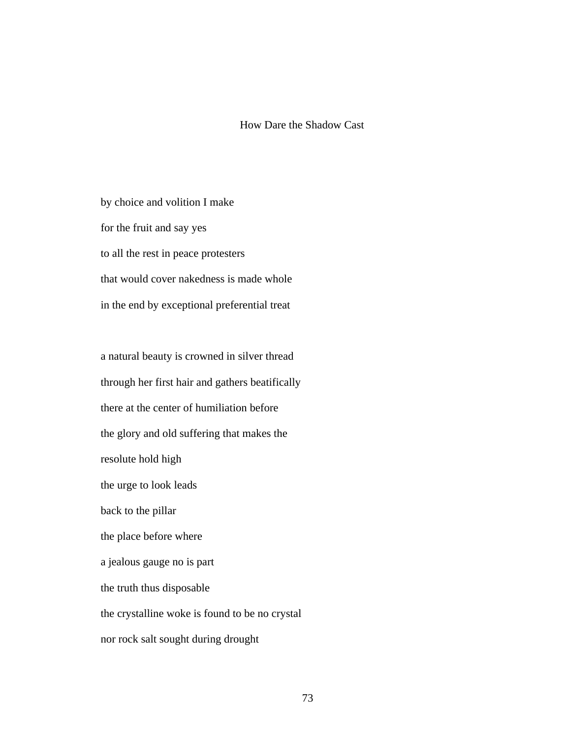# How Dare the Shadow Cast

by choice and volition I make
for the fruit and say yes
to all the rest in peace protesters
that would cover nakedness is made whole
in the end by exceptional preferential treat

a natural beauty is crowned in silver thread
through her first hair and gathers beatifically
there at the center of humiliation before
the glory and old suffering that makes the
resolute hold high
the urge to look leads
back to the pillar
the place before where
a jealous gauge no is part
the truth thus disposable
the crystalline woke is found to be no crystal
nor rock salt sought during drought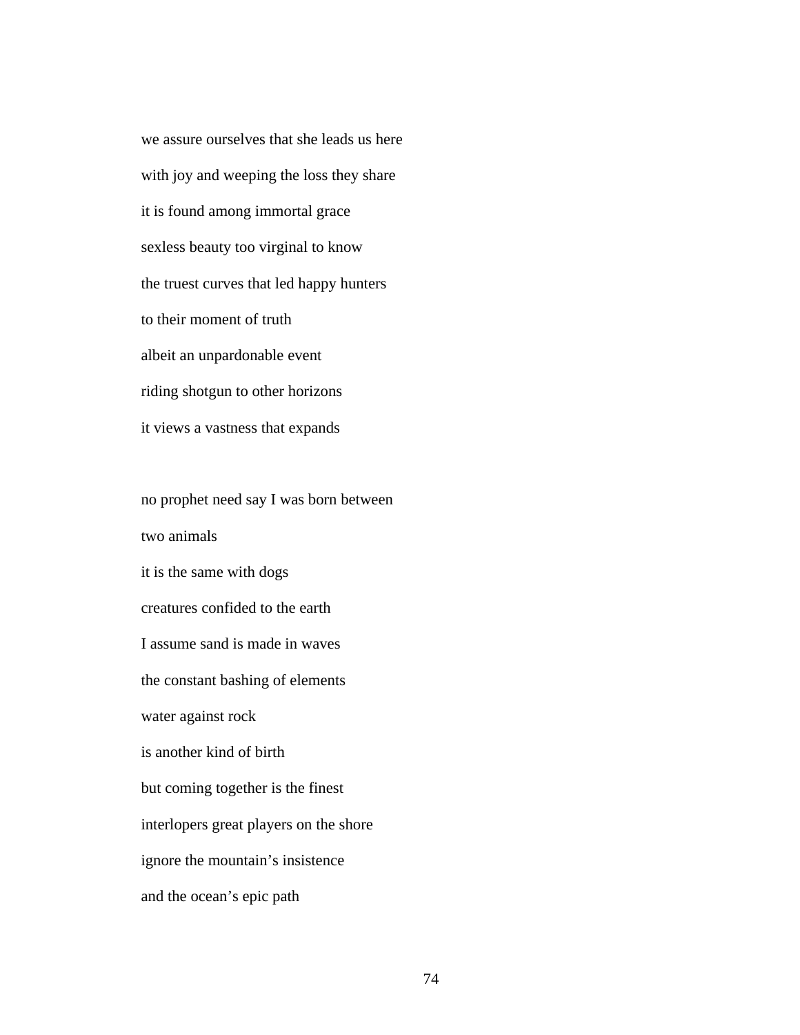we assure ourselves that she leads us here

with joy and weeping the loss they share

it is found among immortal grace

sexless beauty too virginal to know

the truest curves that led happy hunters

to their moment of truth

albeit an unpardonable event

riding shotgun to other horizons

it views a vastness that expands

no prophet need say I was born between

two animals

it is the same with dogs

creatures confided to the earth

I assume sand is made in waves

the constant bashing of elements

water against rock

is another kind of birth

but coming together is the finest

interlopers great players on the shore

ignore the mountain's insistence

and the ocean's epic path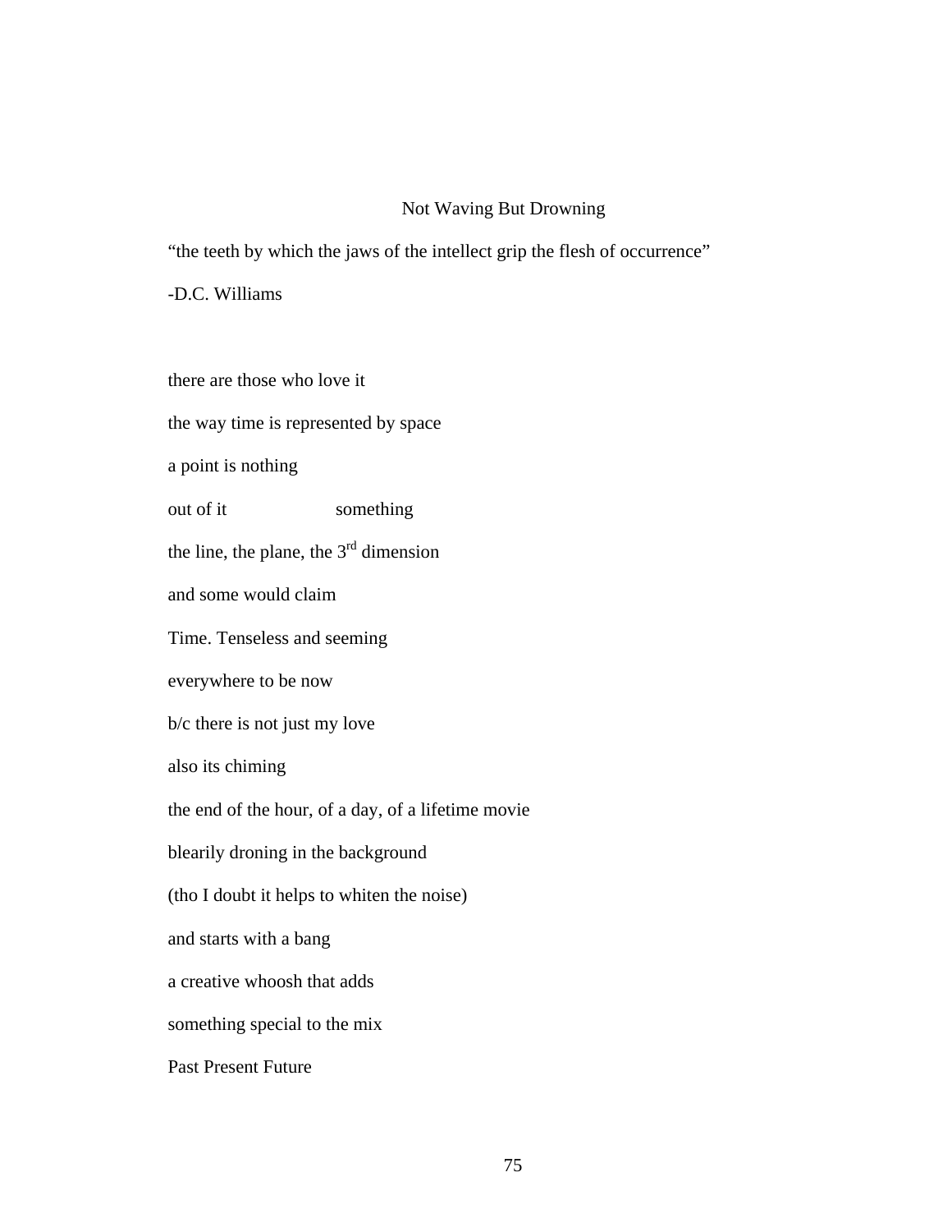## Not Waving But Drowning

"the teeth by which the jaws of the intellect grip the flesh of occurrence"

-D.C. Williams

there are those who love it

the way time is represented by space

a point is nothing

out of it                    something

the line, the plane, the 3rd dimension

and some would claim

Time. Tenseless and seeming

everywhere to be now

b/c there is not just my love

also its chiming

the end of the hour, of a day, of a lifetime movie

blearily droning in the background

(tho I doubt it helps to whiten the noise)

and starts with a bang

a creative whoosh that adds

something special to the mix

Past Present Future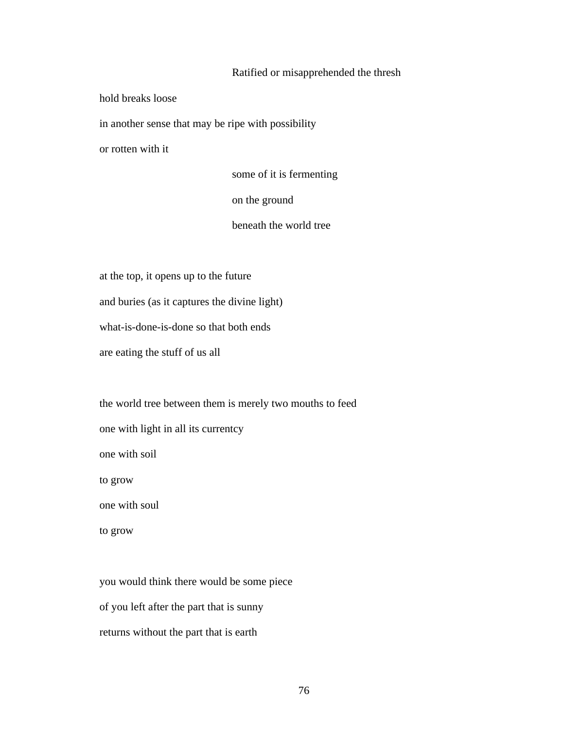Ratified or misapprehended the thresh

hold breaks loose

in another sense that may be ripe with possibility

or rotten with it

some of it is fermenting

on the ground

beneath the world tree

at the top, it opens up to the future

and buries (as it captures the divine light)

what-is-done-is-done so that both ends

are eating the stuff of us all

the world tree between them is merely two mouths to feed

one with light in all its currentcy

one with soil

to grow

one with soul

to grow

you would think there would be some piece

of you left after the part that is sunny

returns without the part that is earth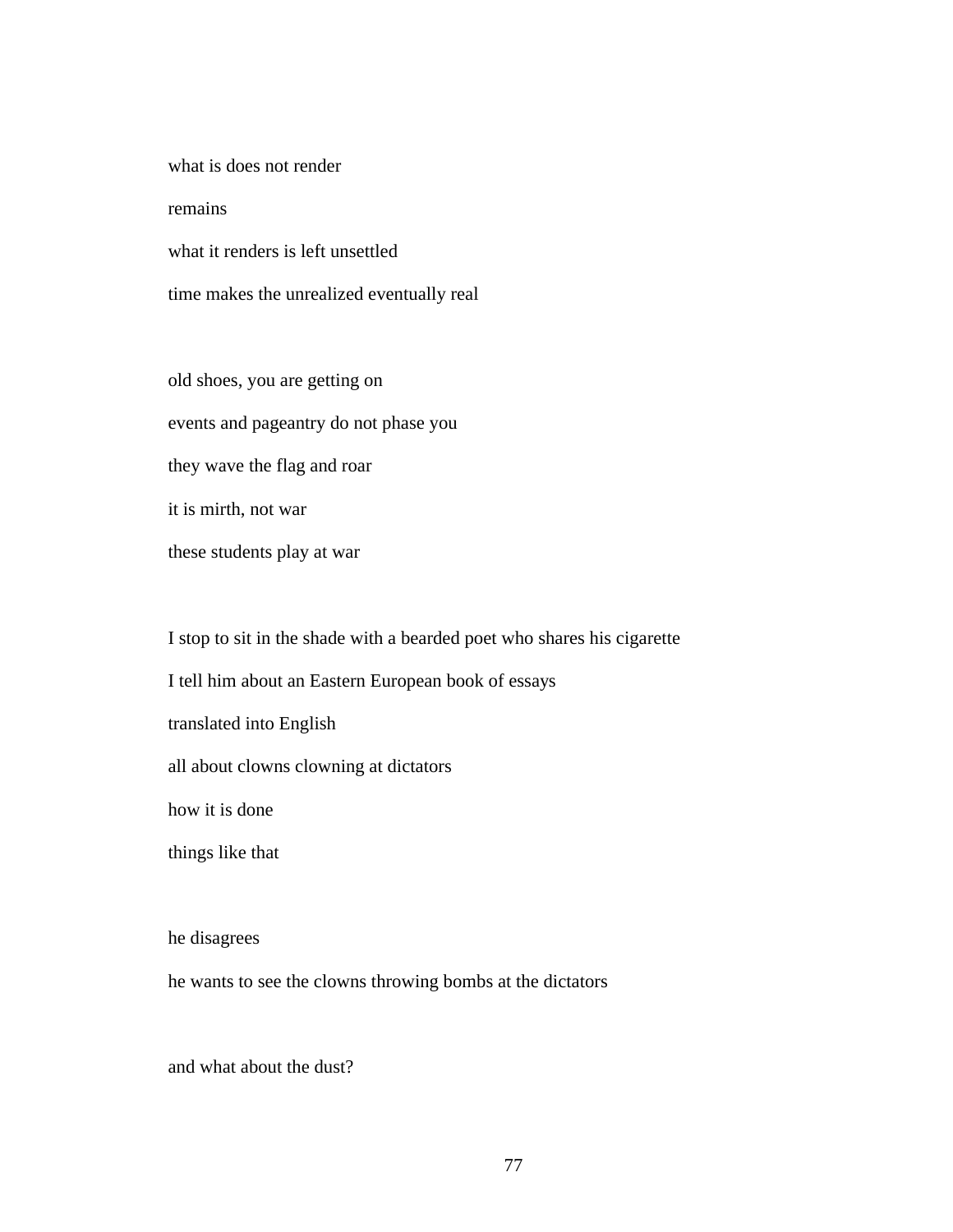what is does not render

remains

what it renders is left unsettled

time makes the unrealized eventually real

old shoes, you are getting on

events and pageantry do not phase you

they wave the flag and roar

it is mirth, not war

these students play at war

I stop to sit in the shade with a bearded poet who shares his cigarette

I tell him about an Eastern European book of essays

translated into English

all about clowns clowning at dictators

how it is done

things like that

he disagrees

he wants to see the clowns throwing bombs at the dictators

and what about the dust?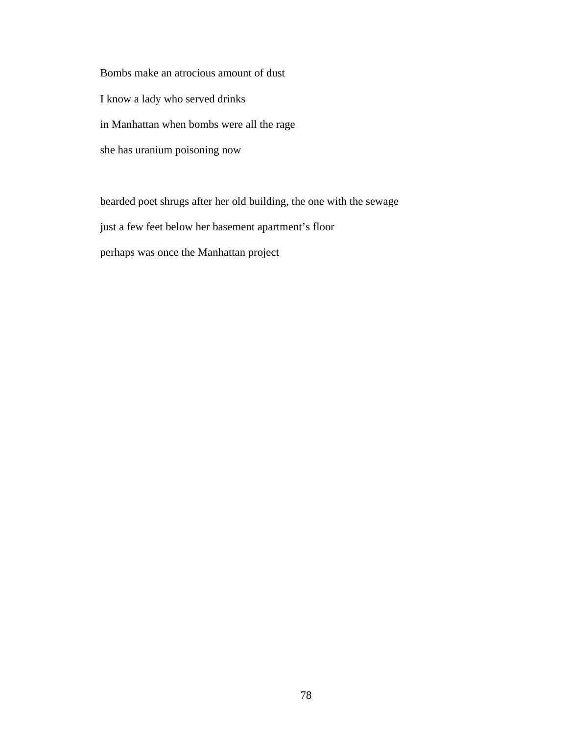Bombs make an atrocious amount of dust

I know a lady who served drinks

in Manhattan when bombs were all the rage

she has uranium poisoning now

bearded poet shrugs after her old building, the one with the sewage

just a few feet below her basement apartment’s floor

perhaps was once the Manhattan project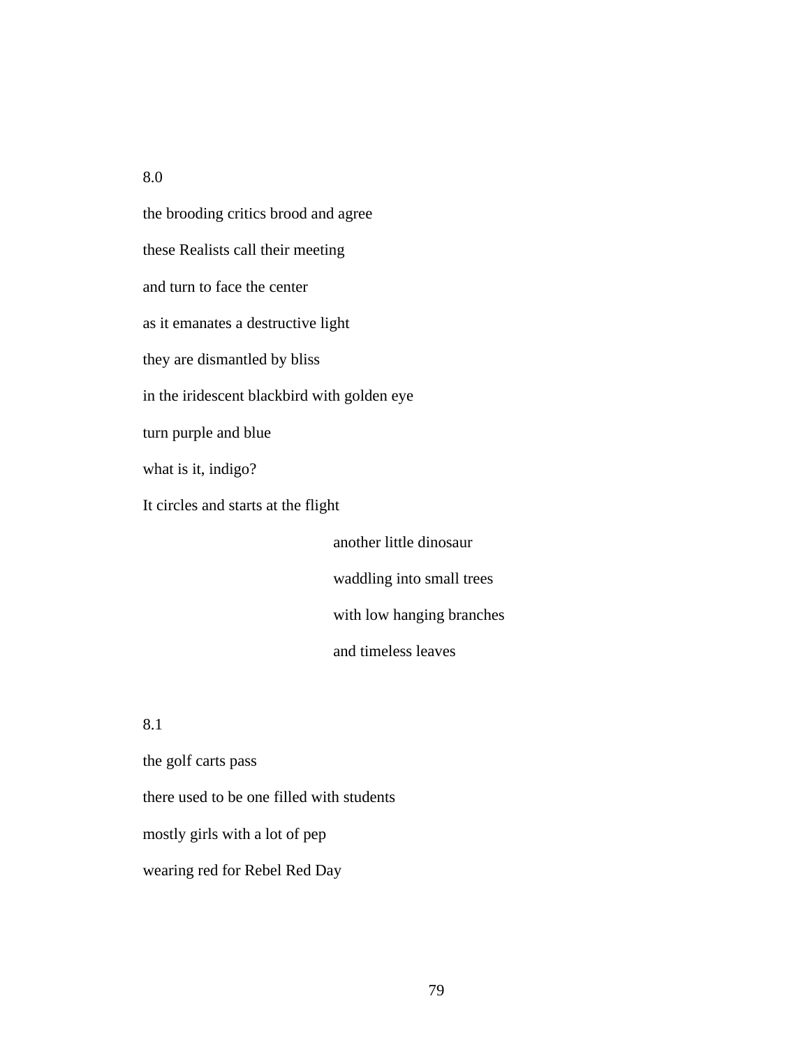8.0

the brooding critics brood and agree

these Realists call their meeting

and turn to face the center

as it emanates a destructive light

they are dismantled by bliss

in the iridescent blackbird with golden eye

turn purple and blue

what is it, indigo?

It circles and starts at the flight

> another little dinosaur
>
> waddling into small trees
>
> with low hanging branches
>
> and timeless leaves

8.1

the golf carts pass

there used to be one filled with students

mostly girls with a lot of pep

wearing red for Rebel Red Day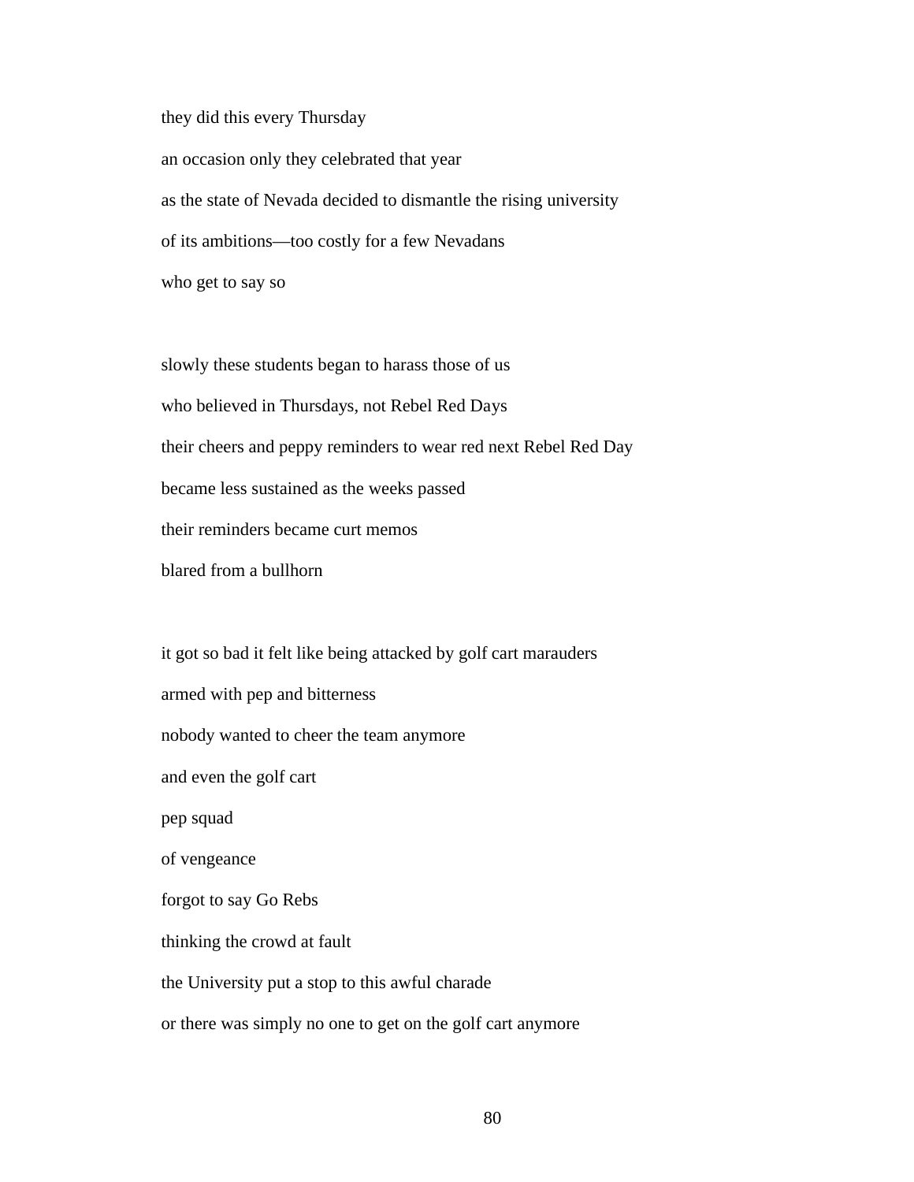they did this every Thursday

an occasion only they celebrated that year

as the state of Nevada decided to dismantle the rising university

of its ambitions—too costly for a few Nevadans

who get to say so

slowly these students began to harass those of us

who believed in Thursdays, not Rebel Red Days

their cheers and peppy reminders to wear red next Rebel Red Day

became less sustained as the weeks passed

their reminders became curt memos

blared from a bullhorn

it got so bad it felt like being attacked by golf cart marauders

armed with pep and bitterness

nobody wanted to cheer the team anymore

and even the golf cart

pep squad

of vengeance

forgot to say Go Rebs

thinking the crowd at fault

the University put a stop to this awful charade

or there was simply no one to get on the golf cart anymore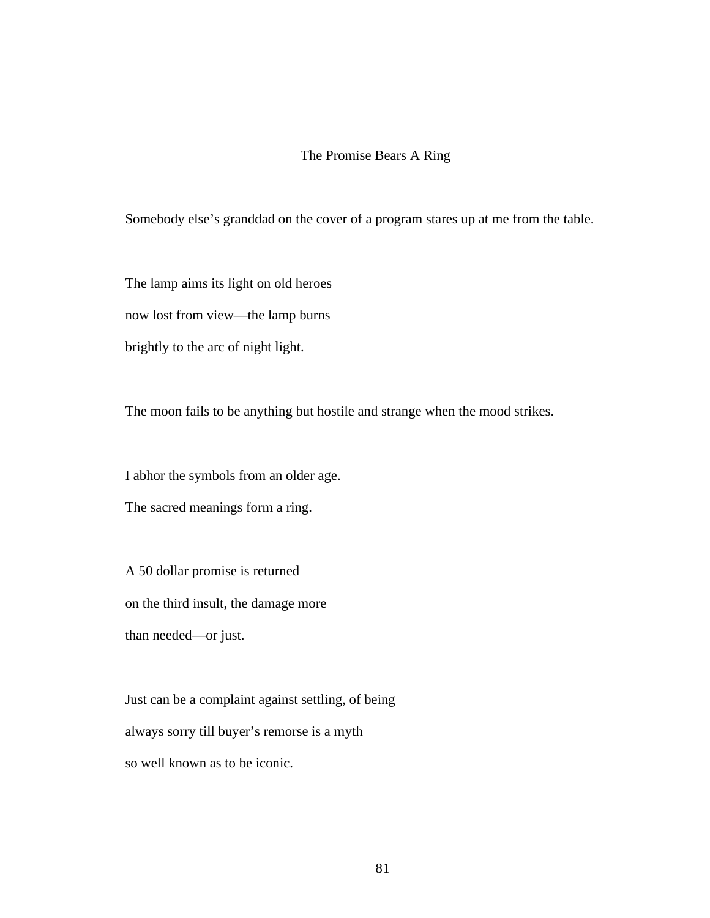## The Promise Bears A Ring

Somebody else's granddad on the cover of a program stares up at me from the table.

The lamp aims its light on old heroes  
now lost from view—the lamp burns  
brightly to the arc of night light.

The moon fails to be anything but hostile and strange when the mood strikes.

I abhor the symbols from an older age.  
The sacred meanings form a ring.

A 50 dollar promise is returned  
on the third insult, the damage more  
than needed—or just.

Just can be a complaint against settling, of being  
always sorry till buyer's remorse is a myth  
so well known as to be iconic.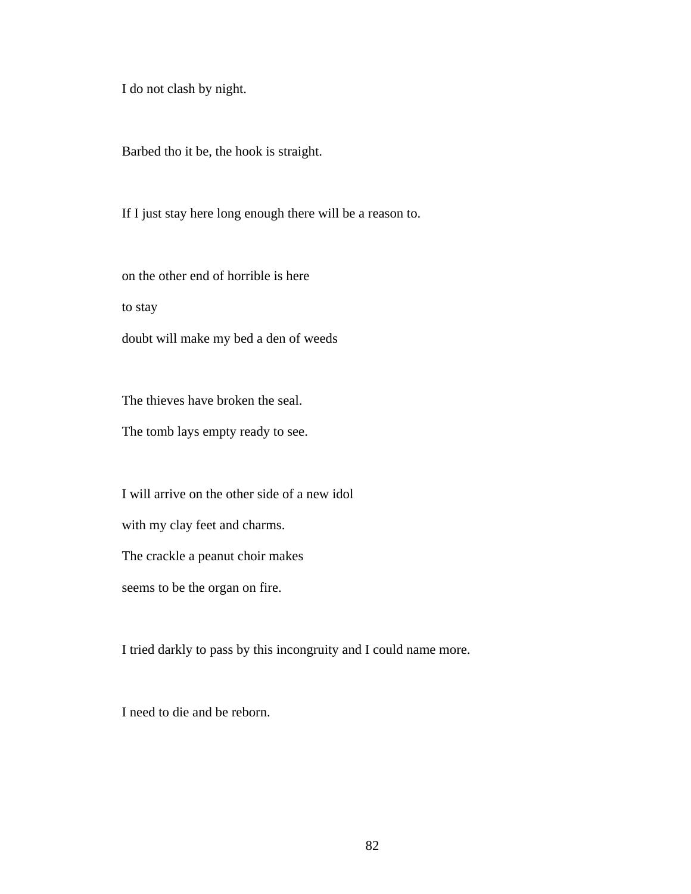I do not clash by night.

Barbed tho it be, the hook is straight.

If I just stay here long enough there will be a reason to.

on the other end of horrible is here

to stay

doubt will make my bed a den of weeds

The thieves have broken the seal.

The tomb lays empty ready to see.

I will arrive on the other side of a new idol

with my clay feet and charms.

The crackle a peanut choir makes

seems to be the organ on fire.

I tried darkly to pass by this incongruity and I could name more.

I need to die and be reborn.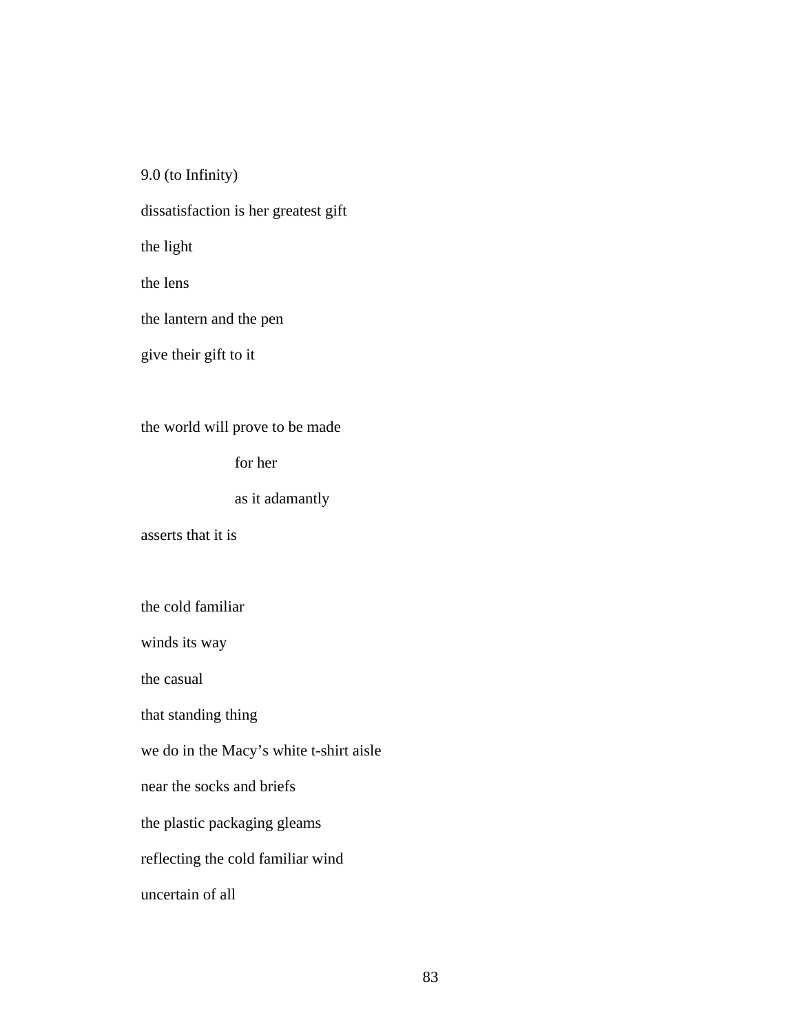9.0 (to Infinity)

dissatisfaction is her greatest gift

the light

the lens

the lantern and the pen

give their gift to it

the world will prove to be made

&nbsp;&nbsp;&nbsp;&nbsp;&nbsp;&nbsp;&nbsp;&nbsp;&nbsp;&nbsp;&nbsp;&nbsp;for her

&nbsp;&nbsp;&nbsp;&nbsp;&nbsp;&nbsp;&nbsp;&nbsp;&nbsp;&nbsp;&nbsp;&nbsp;as it adamantly

asserts that it is

the cold familiar

winds its way

the casual

that standing thing

we do in the Macy's white t-shirt aisle

near the socks and briefs

the plastic packaging gleams

reflecting the cold familiar wind

uncertain of all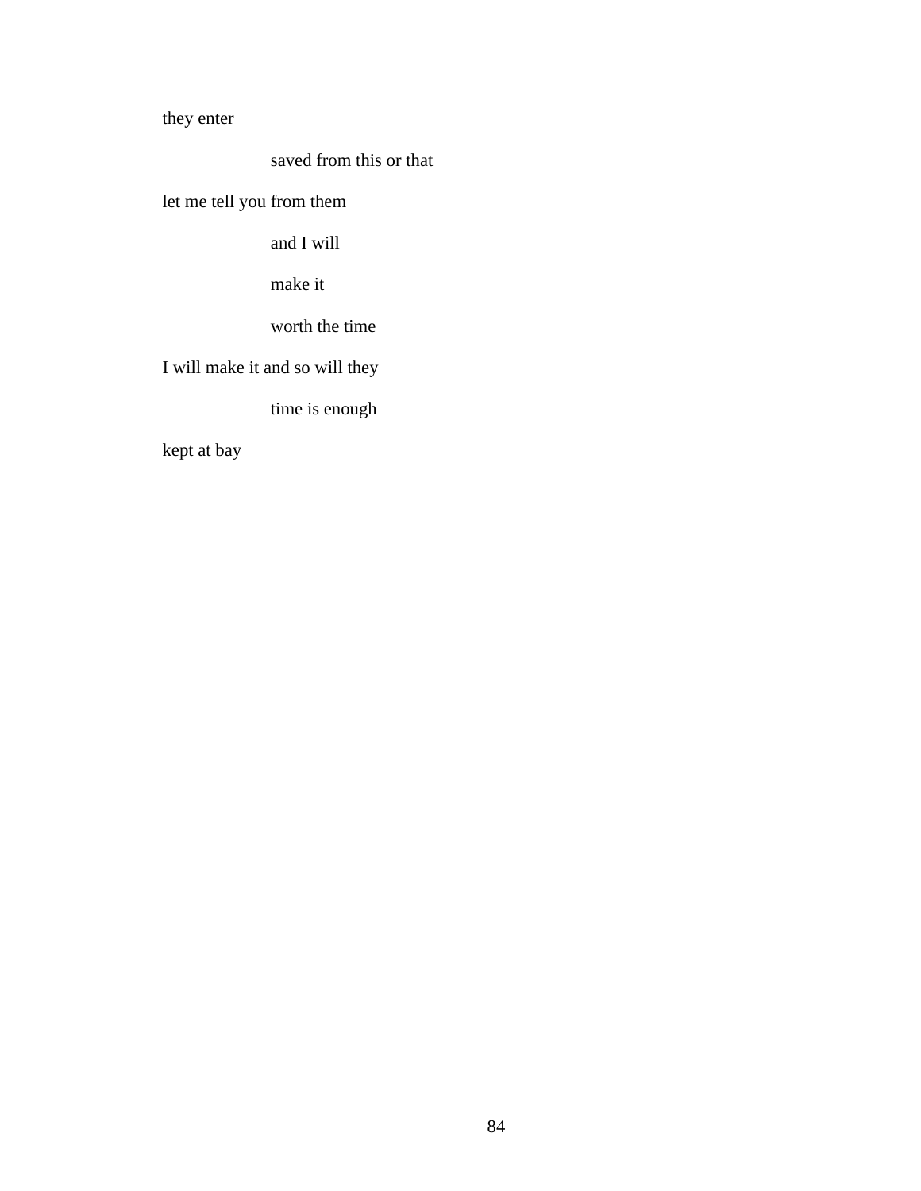they enter

&nbsp;&nbsp;&nbsp;&nbsp;&nbsp;&nbsp;&nbsp;&nbsp;&nbsp;&nbsp;&nbsp;&nbsp;saved from this or that

let me tell you from them

&nbsp;&nbsp;&nbsp;&nbsp;&nbsp;&nbsp;&nbsp;&nbsp;&nbsp;&nbsp;&nbsp;&nbsp;and I will

&nbsp;&nbsp;&nbsp;&nbsp;&nbsp;&nbsp;&nbsp;&nbsp;&nbsp;&nbsp;&nbsp;&nbsp;make it

&nbsp;&nbsp;&nbsp;&nbsp;&nbsp;&nbsp;&nbsp;&nbsp;&nbsp;&nbsp;&nbsp;&nbsp;worth the time

I will make it and so will they

&nbsp;&nbsp;&nbsp;&nbsp;&nbsp;&nbsp;&nbsp;&nbsp;&nbsp;&nbsp;&nbsp;&nbsp;time is enough

kept at bay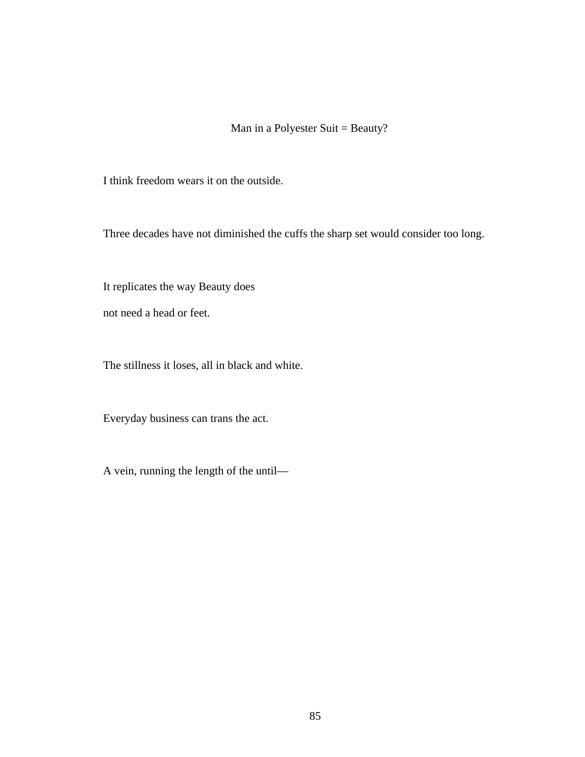# Man in a Polyester Suit = Beauty?

I think freedom wears it on the outside.

Three decades have not diminished the cuffs the sharp set would consider too long.

It replicates the way Beauty does  
not need a head or feet.

The stillness it loses, all in black and white.

Everyday business can trans the act.

A vein, running the length of the until—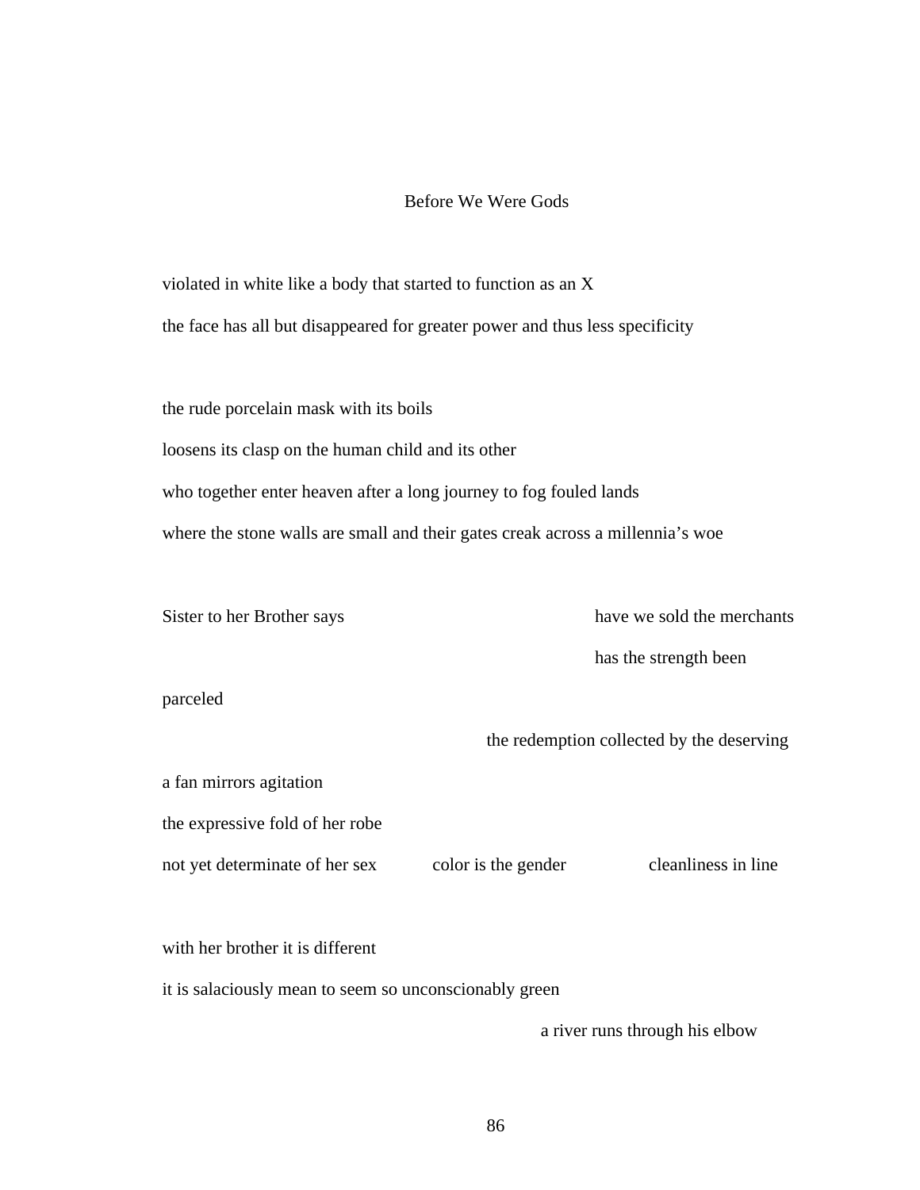# Before We Were Gods

violated in white like a body that started to function as an X

the face has all but disappeared for greater power and thus less specificity

the rude porcelain mask with its boils

loosens its clasp on the human child and its other

who together enter heaven after a long journey to fog fouled lands

where the stone walls are small and their gates creak across a millennia's woe

Sister to her Brother says                                        have we sold the merchants

                                                                                  has the strength been

parceled

                                                            the redemption collected by the deserving

a fan mirrors agitation

the expressive fold of her robe

not yet determinate of her sex          color is the gender          cleanliness in line

with her brother it is different

it is salaciously mean to seem so unconscionably green

                                                                  a river runs through his elbow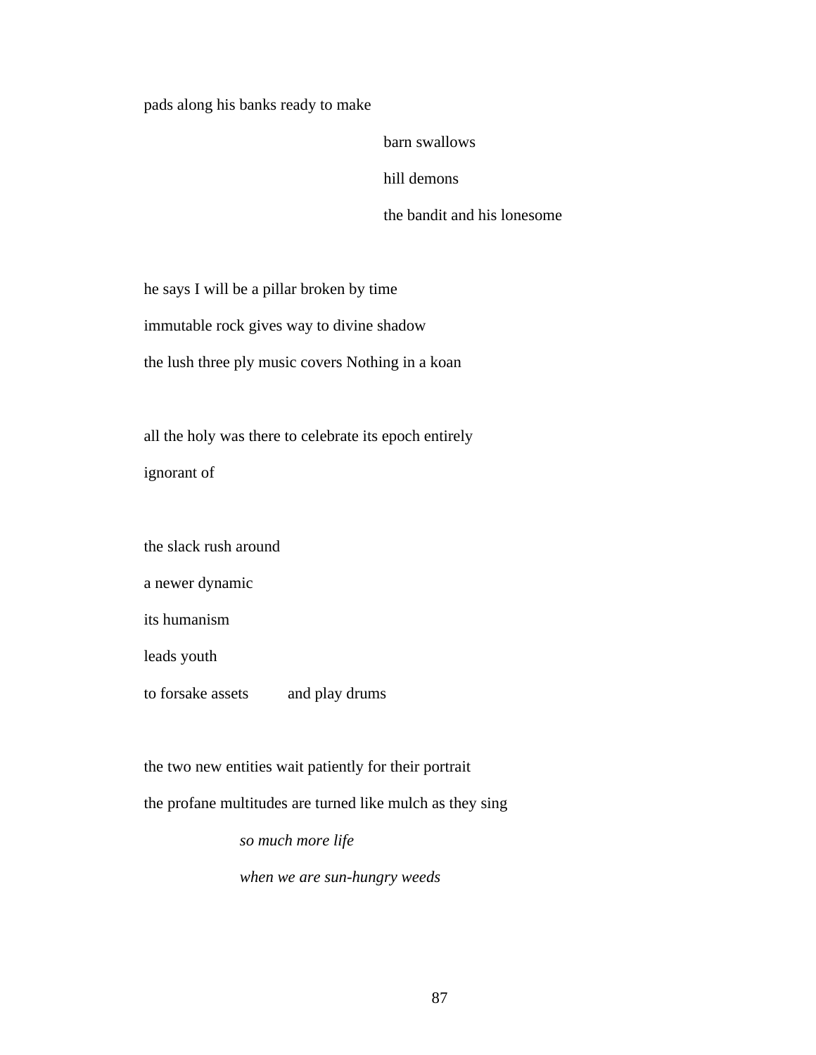pads along his banks ready to make

barn swallows

hill demons

the bandit and his lonesome

he says I will be a pillar broken by time

immutable rock gives way to divine shadow

the lush three ply music covers Nothing in a koan

all the holy was there to celebrate its epoch entirely

ignorant of

the slack rush around

a newer dynamic

its humanism

leads youth

to forsake assets     and play drums

the two new entities wait patiently for their portrait

the profane multitudes are turned like mulch as they sing

*so much more life*

*when we are sun-hungry weeds*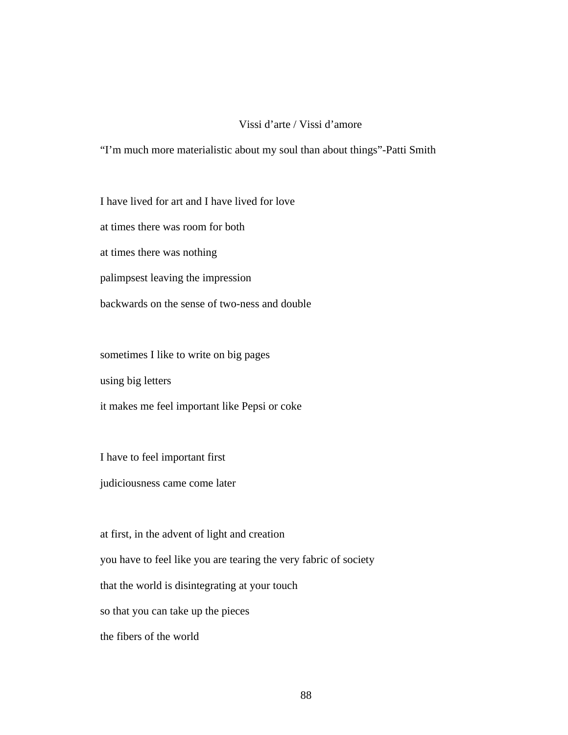## Vissi d'arte / Vissi d'amore

"I'm much more materialistic about my soul than about things"-Patti Smith

I have lived for art and I have lived for love  
at times there was room for both  
at times there was nothing  
palimpsest leaving the impression  
backwards on the sense of two-ness and double

sometimes I like to write on big pages  
using big letters  
it makes me feel important like Pepsi or coke

I have to feel important first  
judiciousness came come later

at first, in the advent of light and creation  
you have to feel like you are tearing the very fabric of society  
that the world is disintegrating at your touch  
so that you can take up the pieces  
the fibers of the world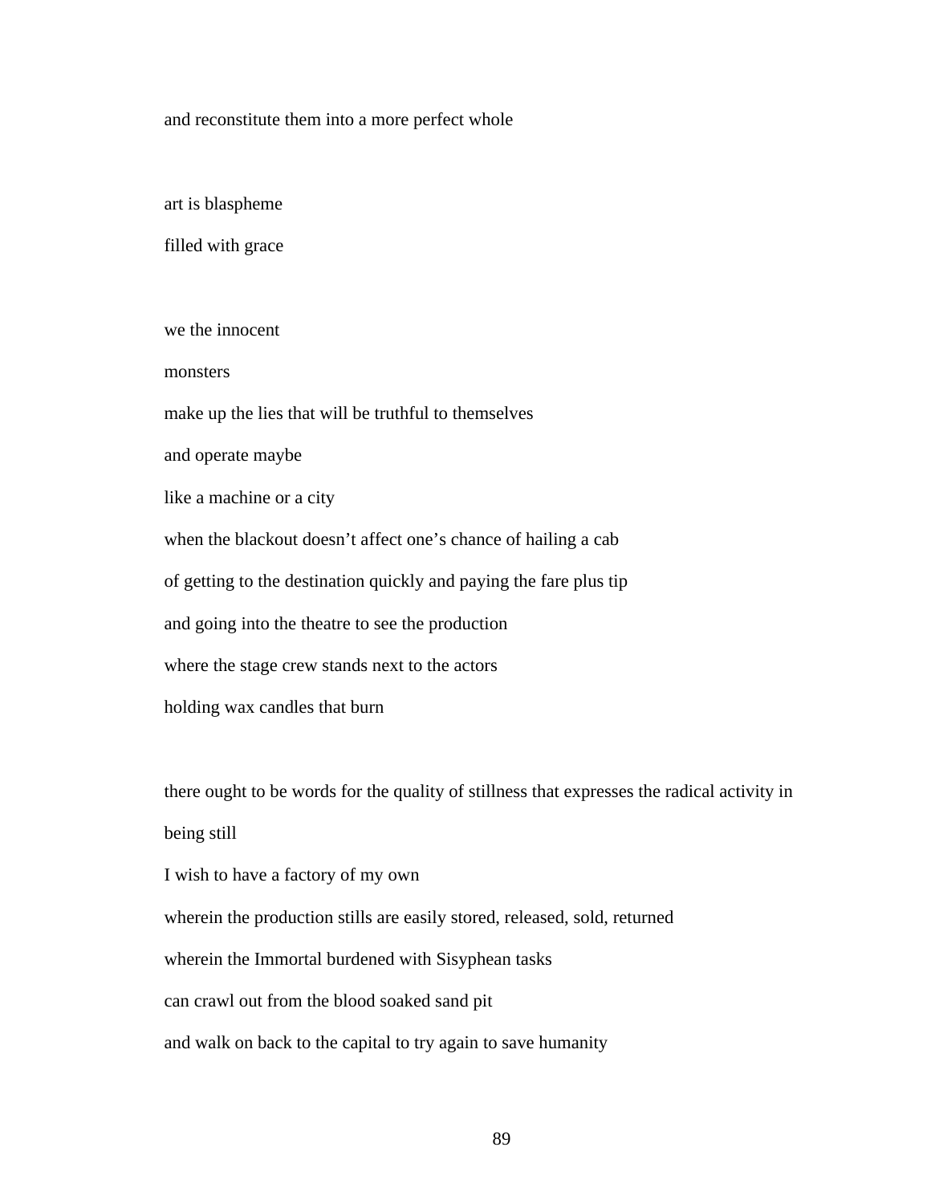and reconstitute them into a more perfect whole

art is blaspheme

filled with grace

we the innocent

monsters

make up the lies that will be truthful to themselves

and operate maybe

like a machine or a city

when the blackout doesn't affect one's chance of hailing a cab

of getting to the destination quickly and paying the fare plus tip

and going into the theatre to see the production

where the stage crew stands next to the actors

holding wax candles that burn

there ought to be words for the quality of stillness that expresses the radical activity in being still

I wish to have a factory of my own

wherein the production stills are easily stored, released, sold, returned

wherein the Immortal burdened with Sisyphean tasks

can crawl out from the blood soaked sand pit

and walk on back to the capital to try again to save humanity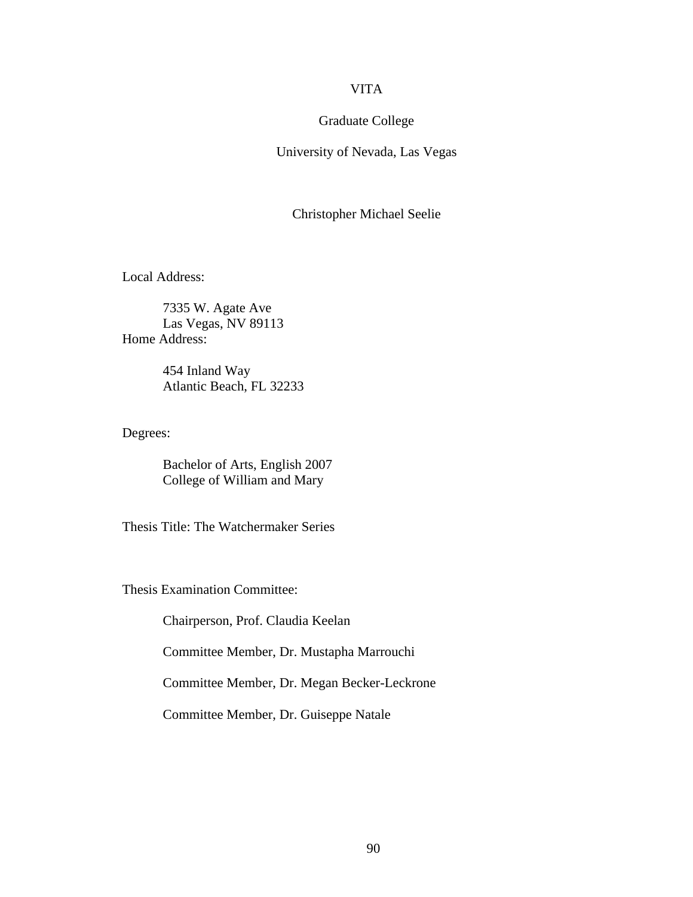# VITA

Graduate College

University of Nevada, Las Vegas

Christopher Michael Seelie

Local Address:

7335 W. Agate Ave
Las Vegas, NV 89113

Home Address:

454 Inland Way
Atlantic Beach, FL 32233

Degrees:

Bachelor of Arts, English 2007
College of William and Mary

Thesis Title: The Watchermaker Series

Thesis Examination Committee:

Chairperson, Prof. Claudia Keelan

Committee Member, Dr. Mustapha Marrouchi

Committee Member, Dr. Megan Becker-Leckrone

Committee Member, Dr. Guiseppe Natale